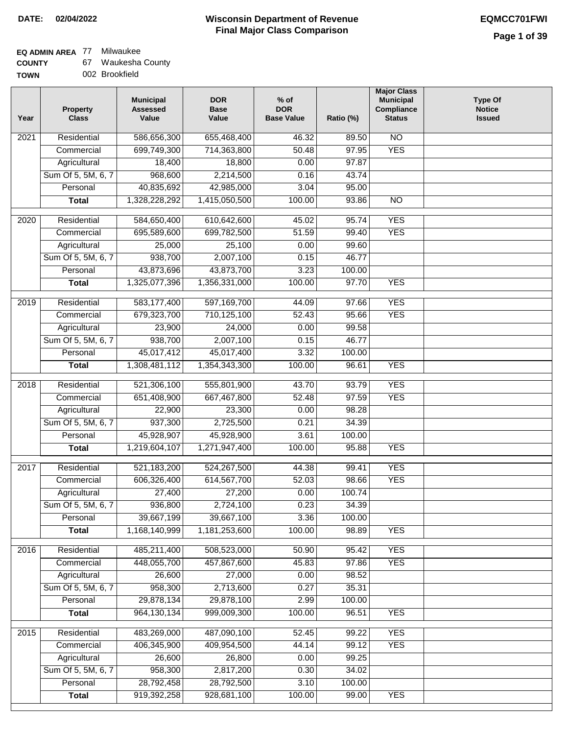**DATE:** 02/04/2022

# Wisconsin Department of Revenue
## Final Major Class Comparison

**EQMCC701FWI**

**EQ ADMIN AREA** 77 Milwaukee
**COUNTY** 67 Waukesha County
**TOWN** 002 Brookfield

| Year | Property Class | Municipal Assessed Value | DOR Base Value | % of DOR Base Value | Ratio (%) | Major Class Municipal Compliance Status | Type Of Notice Issued |
|---|---|---|---|---|---|---|---|
| 2021 | Residential | 586,656,300 | 655,468,400 | 46.32 | 89.50 | NO | |
| | Commercial | 699,749,300 | 714,363,800 | 50.48 | 97.95 | YES | |
| | Agricultural | 18,400 | 18,800 | 0.00 | 97.87 | | |
| | Sum Of 5, 5M, 6, 7 | 968,600 | 2,214,500 | 0.16 | 43.74 | | |
| | Personal | 40,835,692 | 42,985,000 | 3.04 | 95.00 | | |
| | **Total** | 1,328,228,292 | 1,415,050,500 | 100.00 | 93.86 | NO | |
| 2020 | Residential | 584,650,400 | 610,642,600 | 45.02 | 95.74 | YES | |
| | Commercial | 695,589,600 | 699,782,500 | 51.59 | 99.40 | YES | |
| | Agricultural | 25,000 | 25,100 | 0.00 | 99.60 | | |
| | Sum Of 5, 5M, 6, 7 | 938,700 | 2,007,100 | 0.15 | 46.77 | | |
| | Personal | 43,873,696 | 43,873,700 | 3.23 | 100.00 | | |
| | **Total** | 1,325,077,396 | 1,356,331,000 | 100.00 | 97.70 | YES | |
| 2019 | Residential | 583,177,400 | 597,169,700 | 44.09 | 97.66 | YES | |
| | Commercial | 679,323,700 | 710,125,100 | 52.43 | 95.66 | YES | |
| | Agricultural | 23,900 | 24,000 | 0.00 | 99.58 | | |
| | Sum Of 5, 5M, 6, 7 | 938,700 | 2,007,100 | 0.15 | 46.77 | | |
| | Personal | 45,017,412 | 45,017,400 | 3.32 | 100.00 | | |
| | **Total** | 1,308,481,112 | 1,354,343,300 | 100.00 | 96.61 | YES | |
| 2018 | Residential | 521,306,100 | 555,801,900 | 43.70 | 93.79 | YES | |
| | Commercial | 651,408,900 | 667,467,800 | 52.48 | 97.59 | YES | |
| | Agricultural | 22,900 | 23,300 | 0.00 | 98.28 | | |
| | Sum Of 5, 5M, 6, 7 | 937,300 | 2,725,500 | 0.21 | 34.39 | | |
| | Personal | 45,928,907 | 45,928,900 | 3.61 | 100.00 | | |
| | **Total** | 1,219,604,107 | 1,271,947,400 | 100.00 | 95.88 | YES | |
| 2017 | Residential | 521,183,200 | 524,267,500 | 44.38 | 99.41 | YES | |
| | Commercial | 606,326,400 | 614,567,700 | 52.03 | 98.66 | YES | |
| | Agricultural | 27,400 | 27,200 | 0.00 | 100.74 | | |
| | Sum Of 5, 5M, 6, 7 | 936,800 | 2,724,100 | 0.23 | 34.39 | | |
| | Personal | 39,667,199 | 39,667,100 | 3.36 | 100.00 | | |
| | **Total** | 1,168,140,999 | 1,181,253,600 | 100.00 | 98.89 | YES | |
| 2016 | Residential | 485,211,400 | 508,523,000 | 50.90 | 95.42 | YES | |
| | Commercial | 448,055,700 | 457,867,600 | 45.83 | 97.86 | YES | |
| | Agricultural | 26,600 | 27,000 | 0.00 | 98.52 | | |
| | Sum Of 5, 5M, 6, 7 | 958,300 | 2,713,600 | 0.27 | 35.31 | | |
| | Personal | 29,878,134 | 29,878,100 | 2.99 | 100.00 | | |
| | **Total** | 964,130,134 | 999,009,300 | 100.00 | 96.51 | YES | |
| 2015 | Residential | 483,269,000 | 487,090,100 | 52.45 | 99.22 | YES | |
| | Commercial | 406,345,900 | 409,954,500 | 44.14 | 99.12 | YES | |
| | Agricultural | 26,600 | 26,800 | 0.00 | 99.25 | | |
| | Sum Of 5, 5M, 6, 7 | 958,300 | 2,817,200 | 0.30 | 34.02 | | |
| | Personal | 28,792,458 | 28,792,500 | 3.10 | 100.00 | | |
| | **Total** | 919,392,258 | 928,681,100 | 100.00 | 99.00 | YES | |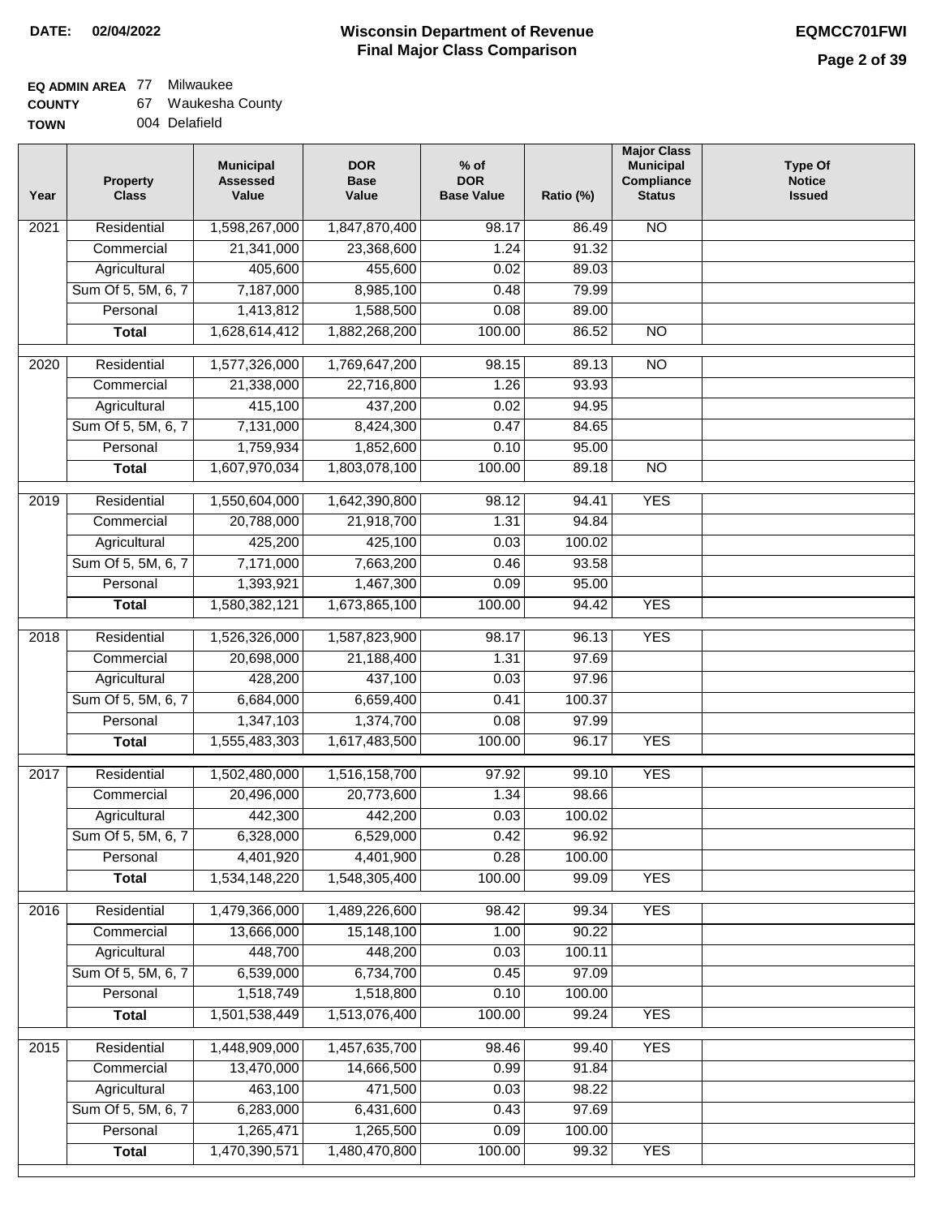**DATE:** 02/04/2022

# Wisconsin Department of Revenue
## Final Major Class Comparison

**EQMCC701FWI**

**EQ ADMIN AREA** 77 Milwaukee
**COUNTY** 67 Waukesha County
**TOWN** 004 Delafield

| Year | Property Class | Municipal Assessed Value | DOR Base Value | % of DOR Base Value | Ratio (%) | Major Class Municipal Compliance Status | Type Of Notice Issued |
|---|---|---|---|---|---|---|---|
| 2021 | Residential | 1,598,267,000 | 1,847,870,400 | 98.17 | 86.49 | NO | |
| | Commercial | 21,341,000 | 23,368,600 | 1.24 | 91.32 | | |
| | Agricultural | 405,600 | 455,600 | 0.02 | 89.03 | | |
| | Sum Of 5, 5M, 6, 7 | 7,187,000 | 8,985,100 | 0.48 | 79.99 | | |
| | Personal | 1,413,812 | 1,588,500 | 0.08 | 89.00 | | |
| | **Total** | 1,628,614,412 | 1,882,268,200 | 100.00 | 86.52 | NO | |
| 2020 | Residential | 1,577,326,000 | 1,769,647,200 | 98.15 | 89.13 | NO | |
| | Commercial | 21,338,000 | 22,716,800 | 1.26 | 93.93 | | |
| | Agricultural | 415,100 | 437,200 | 0.02 | 94.95 | | |
| | Sum Of 5, 5M, 6, 7 | 7,131,000 | 8,424,300 | 0.47 | 84.65 | | |
| | Personal | 1,759,934 | 1,852,600 | 0.10 | 95.00 | | |
| | **Total** | 1,607,970,034 | 1,803,078,100 | 100.00 | 89.18 | NO | |
| 2019 | Residential | 1,550,604,000 | 1,642,390,800 | 98.12 | 94.41 | YES | |
| | Commercial | 20,788,000 | 21,918,700 | 1.31 | 94.84 | | |
| | Agricultural | 425,200 | 425,100 | 0.03 | 100.02 | | |
| | Sum Of 5, 5M, 6, 7 | 7,171,000 | 7,663,200 | 0.46 | 93.58 | | |
| | Personal | 1,393,921 | 1,467,300 | 0.09 | 95.00 | | |
| | **Total** | 1,580,382,121 | 1,673,865,100 | 100.00 | 94.42 | YES | |
| 2018 | Residential | 1,526,326,000 | 1,587,823,900 | 98.17 | 96.13 | YES | |
| | Commercial | 20,698,000 | 21,188,400 | 1.31 | 97.69 | | |
| | Agricultural | 428,200 | 437,100 | 0.03 | 97.96 | | |
| | Sum Of 5, 5M, 6, 7 | 6,684,000 | 6,659,400 | 0.41 | 100.37 | | |
| | Personal | 1,347,103 | 1,374,700 | 0.08 | 97.99 | | |
| | **Total** | 1,555,483,303 | 1,617,483,500 | 100.00 | 96.17 | YES | |
| 2017 | Residential | 1,502,480,000 | 1,516,158,700 | 97.92 | 99.10 | YES | |
| | Commercial | 20,496,000 | 20,773,600 | 1.34 | 98.66 | | |
| | Agricultural | 442,300 | 442,200 | 0.03 | 100.02 | | |
| | Sum Of 5, 5M, 6, 7 | 6,328,000 | 6,529,000 | 0.42 | 96.92 | | |
| | Personal | 4,401,920 | 4,401,900 | 0.28 | 100.00 | | |
| | **Total** | 1,534,148,220 | 1,548,305,400 | 100.00 | 99.09 | YES | |
| 2016 | Residential | 1,479,366,000 | 1,489,226,600 | 98.42 | 99.34 | YES | |
| | Commercial | 13,666,000 | 15,148,100 | 1.00 | 90.22 | | |
| | Agricultural | 448,700 | 448,200 | 0.03 | 100.11 | | |
| | Sum Of 5, 5M, 6, 7 | 6,539,000 | 6,734,700 | 0.45 | 97.09 | | |
| | Personal | 1,518,749 | 1,518,800 | 0.10 | 100.00 | | |
| | **Total** | 1,501,538,449 | 1,513,076,400 | 100.00 | 99.24 | YES | |
| 2015 | Residential | 1,448,909,000 | 1,457,635,700 | 98.46 | 99.40 | YES | |
| | Commercial | 13,470,000 | 14,666,500 | 0.99 | 91.84 | | |
| | Agricultural | 463,100 | 471,500 | 0.03 | 98.22 | | |
| | Sum Of 5, 5M, 6, 7 | 6,283,000 | 6,431,600 | 0.43 | 97.69 | | |
| | Personal | 1,265,471 | 1,265,500 | 0.09 | 100.00 | | |
| | **Total** | 1,470,390,571 | 1,480,470,800 | 100.00 | 99.32 | YES | |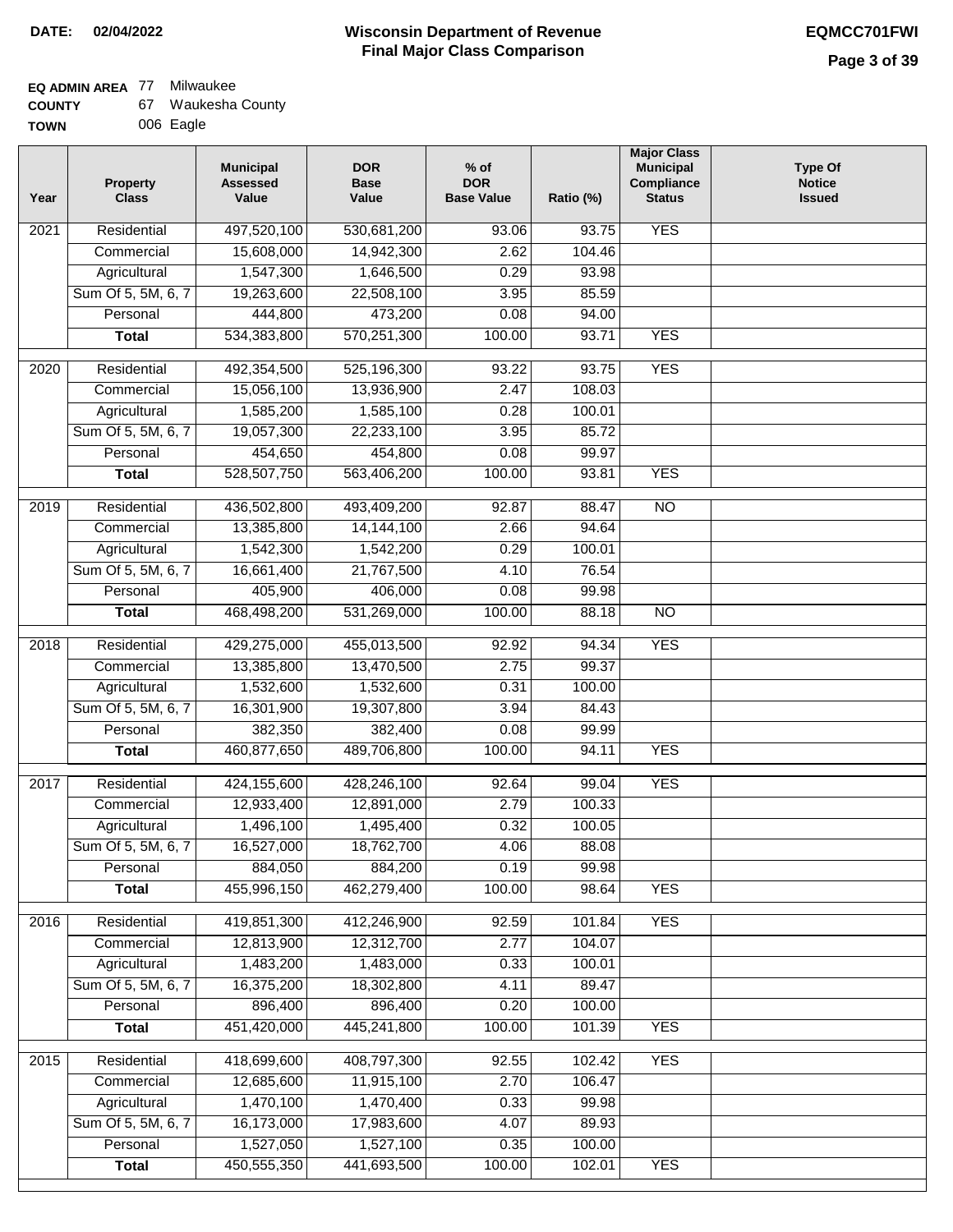**DATE: 02/04/2022**

# Wisconsin Department of Revenue
## Final Major Class Comparison

**EQMCC701FWI**

**EQ ADMIN AREA** 77 Milwaukee
**COUNTY** 67 Waukesha County
**TOWN** 006 Eagle

| Year | Property Class | Municipal Assessed Value | DOR Base Value | % of DOR Base Value | Ratio (%) | Major Class Municipal Compliance Status | Type Of Notice Issued |
|---|---|---|---|---|---|---|---|
| 2021 | Residential | 497,520,100 | 530,681,200 | 93.06 | 93.75 | YES | |
| | Commercial | 15,608,000 | 14,942,300 | 2.62 | 104.46 | | |
| | Agricultural | 1,547,300 | 1,646,500 | 0.29 | 93.98 | | |
| | Sum Of 5, 5M, 6, 7 | 19,263,600 | 22,508,100 | 3.95 | 85.59 | | |
| | Personal | 444,800 | 473,200 | 0.08 | 94.00 | | |
| | **Total** | 534,383,800 | 570,251,300 | 100.00 | 93.71 | YES | |
| 2020 | Residential | 492,354,500 | 525,196,300 | 93.22 | 93.75 | YES | |
| | Commercial | 15,056,100 | 13,936,900 | 2.47 | 108.03 | | |
| | Agricultural | 1,585,200 | 1,585,100 | 0.28 | 100.01 | | |
| | Sum Of 5, 5M, 6, 7 | 19,057,300 | 22,233,100 | 3.95 | 85.72 | | |
| | Personal | 454,650 | 454,800 | 0.08 | 99.97 | | |
| | **Total** | 528,507,750 | 563,406,200 | 100.00 | 93.81 | YES | |
| 2019 | Residential | 436,502,800 | 493,409,200 | 92.87 | 88.47 | NO | |
| | Commercial | 13,385,800 | 14,144,100 | 2.66 | 94.64 | | |
| | Agricultural | 1,542,300 | 1,542,200 | 0.29 | 100.01 | | |
| | Sum Of 5, 5M, 6, 7 | 16,661,400 | 21,767,500 | 4.10 | 76.54 | | |
| | Personal | 405,900 | 406,000 | 0.08 | 99.98 | | |
| | **Total** | 468,498,200 | 531,269,000 | 100.00 | 88.18 | NO | |
| 2018 | Residential | 429,275,000 | 455,013,500 | 92.92 | 94.34 | YES | |
| | Commercial | 13,385,800 | 13,470,500 | 2.75 | 99.37 | | |
| | Agricultural | 1,532,600 | 1,532,600 | 0.31 | 100.00 | | |
| | Sum Of 5, 5M, 6, 7 | 16,301,900 | 19,307,800 | 3.94 | 84.43 | | |
| | Personal | 382,350 | 382,400 | 0.08 | 99.99 | | |
| | **Total** | 460,877,650 | 489,706,800 | 100.00 | 94.11 | YES | |
| 2017 | Residential | 424,155,600 | 428,246,100 | 92.64 | 99.04 | YES | |
| | Commercial | 12,933,400 | 12,891,000 | 2.79 | 100.33 | | |
| | Agricultural | 1,496,100 | 1,495,400 | 0.32 | 100.05 | | |
| | Sum Of 5, 5M, 6, 7 | 16,527,000 | 18,762,700 | 4.06 | 88.08 | | |
| | Personal | 884,050 | 884,200 | 0.19 | 99.98 | | |
| | **Total** | 455,996,150 | 462,279,400 | 100.00 | 98.64 | YES | |
| 2016 | Residential | 419,851,300 | 412,246,900 | 92.59 | 101.84 | YES | |
| | Commercial | 12,813,900 | 12,312,700 | 2.77 | 104.07 | | |
| | Agricultural | 1,483,200 | 1,483,000 | 0.33 | 100.01 | | |
| | Sum Of 5, 5M, 6, 7 | 16,375,200 | 18,302,800 | 4.11 | 89.47 | | |
| | Personal | 896,400 | 896,400 | 0.20 | 100.00 | | |
| | **Total** | 451,420,000 | 445,241,800 | 100.00 | 101.39 | YES | |
| 2015 | Residential | 418,699,600 | 408,797,300 | 92.55 | 102.42 | YES | |
| | Commercial | 12,685,600 | 11,915,100 | 2.70 | 106.47 | | |
| | Agricultural | 1,470,100 | 1,470,400 | 0.33 | 99.98 | | |
| | Sum Of 5, 5M, 6, 7 | 16,173,000 | 17,983,600 | 4.07 | 89.93 | | |
| | Personal | 1,527,050 | 1,527,100 | 0.35 | 100.00 | | |
| | **Total** | 450,555,350 | 441,693,500 | 100.00 | 102.01 | YES | |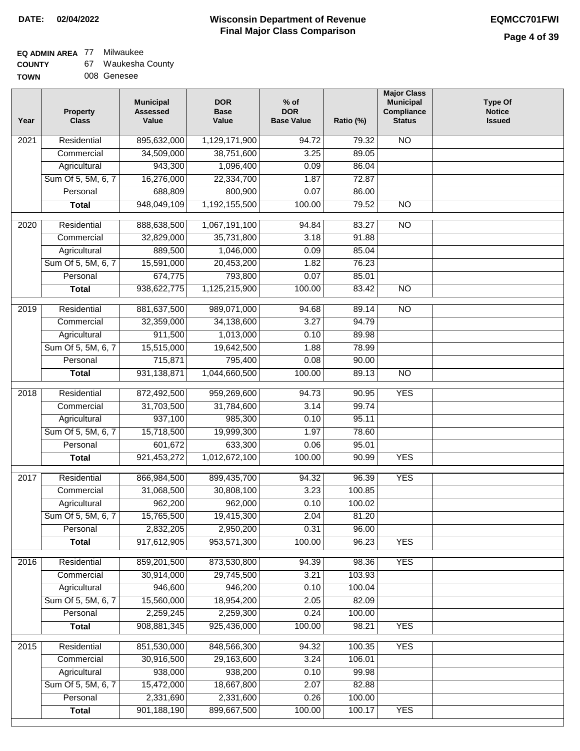**DATE: 02/04/2022**

# Wisconsin Department of Revenue
## Final Major Class Comparison

**EQMCC701FWI**

**EQ ADMIN AREA** 77 Milwaukee
**COUNTY** 67 Waukesha County
**TOWN** 008 Genesee

| Year | Property Class | Municipal Assessed Value | DOR Base Value | % of DOR Base Value | Ratio (%) | Major Class Municipal Compliance Status | Type Of Notice Issued |
|---|---|---|---|---|---|---|---|
| 2021 | Residential | 895,632,000 | 1,129,171,900 | 94.72 | 79.32 | NO | |
| | Commercial | 34,509,000 | 38,751,600 | 3.25 | 89.05 | | |
| | Agricultural | 943,300 | 1,096,400 | 0.09 | 86.04 | | |
| | Sum Of 5, 5M, 6, 7 | 16,276,000 | 22,334,700 | 1.87 | 72.87 | | |
| | Personal | 688,809 | 800,900 | 0.07 | 86.00 | | |
| | **Total** | 948,049,109 | 1,192,155,500 | 100.00 | 79.52 | NO | |
| 2020 | Residential | 888,638,500 | 1,067,191,100 | 94.84 | 83.27 | NO | |
| | Commercial | 32,829,000 | 35,731,800 | 3.18 | 91.88 | | |
| | Agricultural | 889,500 | 1,046,000 | 0.09 | 85.04 | | |
| | Sum Of 5, 5M, 6, 7 | 15,591,000 | 20,453,200 | 1.82 | 76.23 | | |
| | Personal | 674,775 | 793,800 | 0.07 | 85.01 | | |
| | **Total** | 938,622,775 | 1,125,215,900 | 100.00 | 83.42 | NO | |
| 2019 | Residential | 881,637,500 | 989,071,000 | 94.68 | 89.14 | NO | |
| | Commercial | 32,359,000 | 34,138,600 | 3.27 | 94.79 | | |
| | Agricultural | 911,500 | 1,013,000 | 0.10 | 89.98 | | |
| | Sum Of 5, 5M, 6, 7 | 15,515,000 | 19,642,500 | 1.88 | 78.99 | | |
| | Personal | 715,871 | 795,400 | 0.08 | 90.00 | | |
| | **Total** | 931,138,871 | 1,044,660,500 | 100.00 | 89.13 | NO | |
| 2018 | Residential | 872,492,500 | 959,269,600 | 94.73 | 90.95 | YES | |
| | Commercial | 31,703,500 | 31,784,600 | 3.14 | 99.74 | | |
| | Agricultural | 937,100 | 985,300 | 0.10 | 95.11 | | |
| | Sum Of 5, 5M, 6, 7 | 15,718,500 | 19,999,300 | 1.97 | 78.60 | | |
| | Personal | 601,672 | 633,300 | 0.06 | 95.01 | | |
| | **Total** | 921,453,272 | 1,012,672,100 | 100.00 | 90.99 | YES | |
| 2017 | Residential | 866,984,500 | 899,435,700 | 94.32 | 96.39 | YES | |
| | Commercial | 31,068,500 | 30,808,100 | 3.23 | 100.85 | | |
| | Agricultural | 962,200 | 962,000 | 0.10 | 100.02 | | |
| | Sum Of 5, 5M, 6, 7 | 15,765,500 | 19,415,300 | 2.04 | 81.20 | | |
| | Personal | 2,832,205 | 2,950,200 | 0.31 | 96.00 | | |
| | **Total** | 917,612,905 | 953,571,300 | 100.00 | 96.23 | YES | |
| 2016 | Residential | 859,201,500 | 873,530,800 | 94.39 | 98.36 | YES | |
| | Commercial | 30,914,000 | 29,745,500 | 3.21 | 103.93 | | |
| | Agricultural | 946,600 | 946,200 | 0.10 | 100.04 | | |
| | Sum Of 5, 5M, 6, 7 | 15,560,000 | 18,954,200 | 2.05 | 82.09 | | |
| | Personal | 2,259,245 | 2,259,300 | 0.24 | 100.00 | | |
| | **Total** | 908,881,345 | 925,436,000 | 100.00 | 98.21 | YES | |
| 2015 | Residential | 851,530,000 | 848,566,300 | 94.32 | 100.35 | YES | |
| | Commercial | 30,916,500 | 29,163,600 | 3.24 | 106.01 | | |
| | Agricultural | 938,000 | 938,200 | 0.10 | 99.98 | | |
| | Sum Of 5, 5M, 6, 7 | 15,472,000 | 18,667,800 | 2.07 | 82.88 | | |
| | Personal | 2,331,690 | 2,331,600 | 0.26 | 100.00 | | |
| | **Total** | 901,188,190 | 899,667,500 | 100.00 | 100.17 | YES | |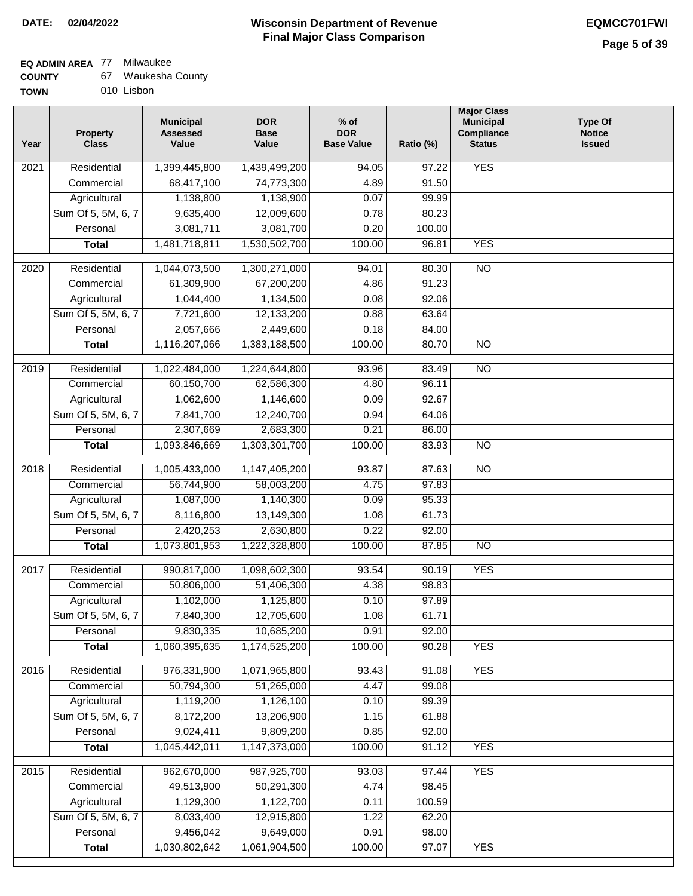**DATE: 02/04/2022**

# Wisconsin Department of Revenue
## Final Major Class Comparison

**EQMCC701FWI**

**EQ ADMIN AREA** 77 Milwaukee
**COUNTY** 67 Waukesha County
**TOWN** 010 Lisbon

| Year | Property Class | Municipal Assessed Value | DOR Base Value | % of DOR Base Value | Ratio (%) | Major Class Municipal Compliance Status | Type Of Notice Issued |
|---|---|---|---|---|---|---|---|
| 2021 | Residential | 1,399,445,800 | 1,439,499,200 | 94.05 | 97.22 | YES | |
| | Commercial | 68,417,100 | 74,773,300 | 4.89 | 91.50 | | |
| | Agricultural | 1,138,800 | 1,138,900 | 0.07 | 99.99 | | |
| | Sum Of 5, 5M, 6, 7 | 9,635,400 | 12,009,600 | 0.78 | 80.23 | | |
| | Personal | 3,081,711 | 3,081,700 | 0.20 | 100.00 | | |
| | **Total** | 1,481,718,811 | 1,530,502,700 | 100.00 | 96.81 | YES | |
| 2020 | Residential | 1,044,073,500 | 1,300,271,000 | 94.01 | 80.30 | NO | |
| | Commercial | 61,309,900 | 67,200,200 | 4.86 | 91.23 | | |
| | Agricultural | 1,044,400 | 1,134,500 | 0.08 | 92.06 | | |
| | Sum Of 5, 5M, 6, 7 | 7,721,600 | 12,133,200 | 0.88 | 63.64 | | |
| | Personal | 2,057,666 | 2,449,600 | 0.18 | 84.00 | | |
| | **Total** | 1,116,207,066 | 1,383,188,500 | 100.00 | 80.70 | NO | |
| 2019 | Residential | 1,022,484,000 | 1,224,644,800 | 93.96 | 83.49 | NO | |
| | Commercial | 60,150,700 | 62,586,300 | 4.80 | 96.11 | | |
| | Agricultural | 1,062,600 | 1,146,600 | 0.09 | 92.67 | | |
| | Sum Of 5, 5M, 6, 7 | 7,841,700 | 12,240,700 | 0.94 | 64.06 | | |
| | Personal | 2,307,669 | 2,683,300 | 0.21 | 86.00 | | |
| | **Total** | 1,093,846,669 | 1,303,301,700 | 100.00 | 83.93 | NO | |
| 2018 | Residential | 1,005,433,000 | 1,147,405,200 | 93.87 | 87.63 | NO | |
| | Commercial | 56,744,900 | 58,003,200 | 4.75 | 97.83 | | |
| | Agricultural | 1,087,000 | 1,140,300 | 0.09 | 95.33 | | |
| | Sum Of 5, 5M, 6, 7 | 8,116,800 | 13,149,300 | 1.08 | 61.73 | | |
| | Personal | 2,420,253 | 2,630,800 | 0.22 | 92.00 | | |
| | **Total** | 1,073,801,953 | 1,222,328,800 | 100.00 | 87.85 | NO | |
| 2017 | Residential | 990,817,000 | 1,098,602,300 | 93.54 | 90.19 | YES | |
| | Commercial | 50,806,000 | 51,406,300 | 4.38 | 98.83 | | |
| | Agricultural | 1,102,000 | 1,125,800 | 0.10 | 97.89 | | |
| | Sum Of 5, 5M, 6, 7 | 7,840,300 | 12,705,600 | 1.08 | 61.71 | | |
| | Personal | 9,830,335 | 10,685,200 | 0.91 | 92.00 | | |
| | **Total** | 1,060,395,635 | 1,174,525,200 | 100.00 | 90.28 | YES | |
| 2016 | Residential | 976,331,900 | 1,071,965,800 | 93.43 | 91.08 | YES | |
| | Commercial | 50,794,300 | 51,265,000 | 4.47 | 99.08 | | |
| | Agricultural | 1,119,200 | 1,126,100 | 0.10 | 99.39 | | |
| | Sum Of 5, 5M, 6, 7 | 8,172,200 | 13,206,900 | 1.15 | 61.88 | | |
| | Personal | 9,024,411 | 9,809,200 | 0.85 | 92.00 | | |
| | **Total** | 1,045,442,011 | 1,147,373,000 | 100.00 | 91.12 | YES | |
| 2015 | Residential | 962,670,000 | 987,925,700 | 93.03 | 97.44 | YES | |
| | Commercial | 49,513,900 | 50,291,300 | 4.74 | 98.45 | | |
| | Agricultural | 1,129,300 | 1,122,700 | 0.11 | 100.59 | | |
| | Sum Of 5, 5M, 6, 7 | 8,033,400 | 12,915,800 | 1.22 | 62.20 | | |
| | Personal | 9,456,042 | 9,649,000 | 0.91 | 98.00 | | |
| | **Total** | 1,030,802,642 | 1,061,904,500 | 100.00 | 97.07 | YES | |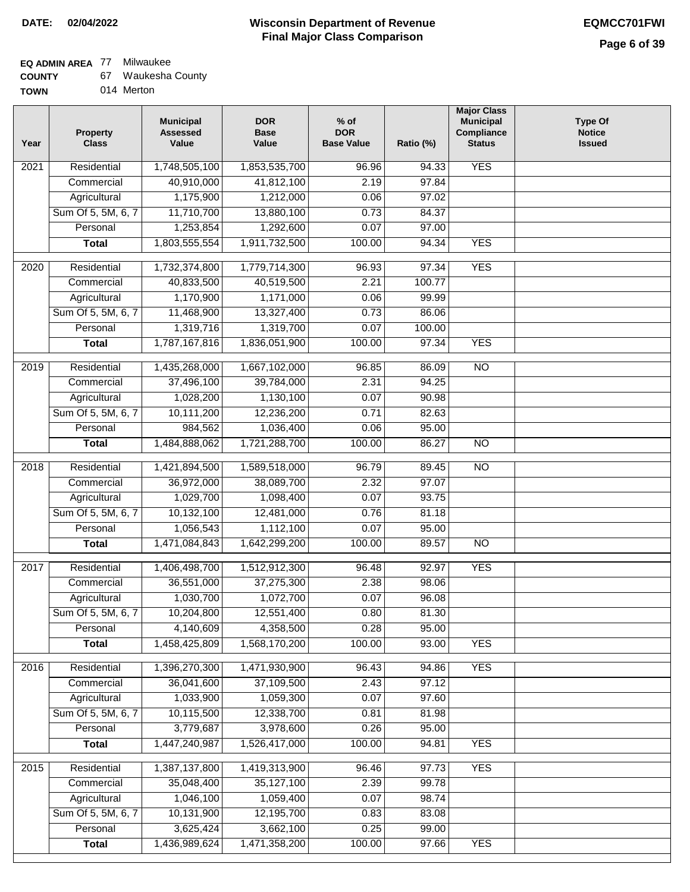**DATE: 02/04/2022**

# Wisconsin Department of Revenue
## Final Major Class Comparison

**EQMCC701FWI**

**EQ ADMIN AREA** 77 Milwaukee
**COUNTY** 67 Waukesha County
**TOWN** 014 Merton

| Year | Property Class | Municipal Assessed Value | DOR Base Value | % of DOR Base Value | Ratio (%) | Major Class Municipal Compliance Status | Type Of Notice Issued |
|---|---|---|---|---|---|---|---|
| 2021 | Residential | 1,748,505,100 | 1,853,535,700 | 96.96 | 94.33 | YES | |
| | Commercial | 40,910,000 | 41,812,100 | 2.19 | 97.84 | | |
| | Agricultural | 1,175,900 | 1,212,000 | 0.06 | 97.02 | | |
| | Sum Of 5, 5M, 6, 7 | 11,710,700 | 13,880,100 | 0.73 | 84.37 | | |
| | Personal | 1,253,854 | 1,292,600 | 0.07 | 97.00 | | |
| | **Total** | 1,803,555,554 | 1,911,732,500 | 100.00 | 94.34 | YES | |
| 2020 | Residential | 1,732,374,800 | 1,779,714,300 | 96.93 | 97.34 | YES | |
| | Commercial | 40,833,500 | 40,519,500 | 2.21 | 100.77 | | |
| | Agricultural | 1,170,900 | 1,171,000 | 0.06 | 99.99 | | |
| | Sum Of 5, 5M, 6, 7 | 11,468,900 | 13,327,400 | 0.73 | 86.06 | | |
| | Personal | 1,319,716 | 1,319,700 | 0.07 | 100.00 | | |
| | **Total** | 1,787,167,816 | 1,836,051,900 | 100.00 | 97.34 | YES | |
| 2019 | Residential | 1,435,268,000 | 1,667,102,000 | 96.85 | 86.09 | NO | |
| | Commercial | 37,496,100 | 39,784,000 | 2.31 | 94.25 | | |
| | Agricultural | 1,028,200 | 1,130,100 | 0.07 | 90.98 | | |
| | Sum Of 5, 5M, 6, 7 | 10,111,200 | 12,236,200 | 0.71 | 82.63 | | |
| | Personal | 984,562 | 1,036,400 | 0.06 | 95.00 | | |
| | **Total** | 1,484,888,062 | 1,721,288,700 | 100.00 | 86.27 | NO | |
| 2018 | Residential | 1,421,894,500 | 1,589,518,000 | 96.79 | 89.45 | NO | |
| | Commercial | 36,972,000 | 38,089,700 | 2.32 | 97.07 | | |
| | Agricultural | 1,029,700 | 1,098,400 | 0.07 | 93.75 | | |
| | Sum Of 5, 5M, 6, 7 | 10,132,100 | 12,481,000 | 0.76 | 81.18 | | |
| | Personal | 1,056,543 | 1,112,100 | 0.07 | 95.00 | | |
| | **Total** | 1,471,084,843 | 1,642,299,200 | 100.00 | 89.57 | NO | |
| 2017 | Residential | 1,406,498,700 | 1,512,912,300 | 96.48 | 92.97 | YES | |
| | Commercial | 36,551,000 | 37,275,300 | 2.38 | 98.06 | | |
| | Agricultural | 1,030,700 | 1,072,700 | 0.07 | 96.08 | | |
| | Sum Of 5, 5M, 6, 7 | 10,204,800 | 12,551,400 | 0.80 | 81.30 | | |
| | Personal | 4,140,609 | 4,358,500 | 0.28 | 95.00 | | |
| | **Total** | 1,458,425,809 | 1,568,170,200 | 100.00 | 93.00 | YES | |
| 2016 | Residential | 1,396,270,300 | 1,471,930,900 | 96.43 | 94.86 | YES | |
| | Commercial | 36,041,600 | 37,109,500 | 2.43 | 97.12 | | |
| | Agricultural | 1,033,900 | 1,059,300 | 0.07 | 97.60 | | |
| | Sum Of 5, 5M, 6, 7 | 10,115,500 | 12,338,700 | 0.81 | 81.98 | | |
| | Personal | 3,779,687 | 3,978,600 | 0.26 | 95.00 | | |
| | **Total** | 1,447,240,987 | 1,526,417,000 | 100.00 | 94.81 | YES | |
| 2015 | Residential | 1,387,137,800 | 1,419,313,900 | 96.46 | 97.73 | YES | |
| | Commercial | 35,048,400 | 35,127,100 | 2.39 | 99.78 | | |
| | Agricultural | 1,046,100 | 1,059,400 | 0.07 | 98.74 | | |
| | Sum Of 5, 5M, 6, 7 | 10,131,900 | 12,195,700 | 0.83 | 83.08 | | |
| | Personal | 3,625,424 | 3,662,100 | 0.25 | 99.00 | | |
| | **Total** | 1,436,989,624 | 1,471,358,200 | 100.00 | 97.66 | YES | |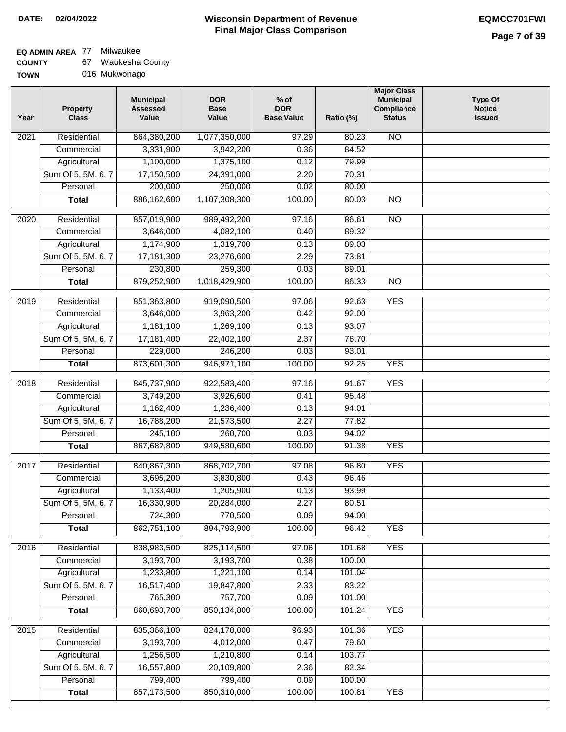**DATE: 02/04/2022**

# Wisconsin Department of Revenue
## Final Major Class Comparison

**EQMCC701FWI**

**EQ ADMIN AREA** 77 Milwaukee
**COUNTY** 67 Waukesha County
**TOWN** 016 Mukwonago

| Year | Property Class | Municipal Assessed Value | DOR Base Value | % of DOR Base Value | Ratio (%) | Major Class Municipal Compliance Status | Type Of Notice Issued |
|---|---|---|---|---|---|---|---|
| 2021 | Residential | 864,380,200 | 1,077,350,000 | 97.29 | 80.23 | NO | |
| | Commercial | 3,331,900 | 3,942,200 | 0.36 | 84.52 | | |
| | Agricultural | 1,100,000 | 1,375,100 | 0.12 | 79.99 | | |
| | Sum Of 5, 5M, 6, 7 | 17,150,500 | 24,391,000 | 2.20 | 70.31 | | |
| | Personal | 200,000 | 250,000 | 0.02 | 80.00 | | |
| | **Total** | 886,162,600 | 1,107,308,300 | 100.00 | 80.03 | NO | |
| 2020 | Residential | 857,019,900 | 989,492,200 | 97.16 | 86.61 | NO | |
| | Commercial | 3,646,000 | 4,082,100 | 0.40 | 89.32 | | |
| | Agricultural | 1,174,900 | 1,319,700 | 0.13 | 89.03 | | |
| | Sum Of 5, 5M, 6, 7 | 17,181,300 | 23,276,600 | 2.29 | 73.81 | | |
| | Personal | 230,800 | 259,300 | 0.03 | 89.01 | | |
| | **Total** | 879,252,900 | 1,018,429,900 | 100.00 | 86.33 | NO | |
| 2019 | Residential | 851,363,800 | 919,090,500 | 97.06 | 92.63 | YES | |
| | Commercial | 3,646,000 | 3,963,200 | 0.42 | 92.00 | | |
| | Agricultural | 1,181,100 | 1,269,100 | 0.13 | 93.07 | | |
| | Sum Of 5, 5M, 6, 7 | 17,181,400 | 22,402,100 | 2.37 | 76.70 | | |
| | Personal | 229,000 | 246,200 | 0.03 | 93.01 | | |
| | **Total** | 873,601,300 | 946,971,100 | 100.00 | 92.25 | YES | |
| 2018 | Residential | 845,737,900 | 922,583,400 | 97.16 | 91.67 | YES | |
| | Commercial | 3,749,200 | 3,926,600 | 0.41 | 95.48 | | |
| | Agricultural | 1,162,400 | 1,236,400 | 0.13 | 94.01 | | |
| | Sum Of 5, 5M, 6, 7 | 16,788,200 | 21,573,500 | 2.27 | 77.82 | | |
| | Personal | 245,100 | 260,700 | 0.03 | 94.02 | | |
| | **Total** | 867,682,800 | 949,580,600 | 100.00 | 91.38 | YES | |
| 2017 | Residential | 840,867,300 | 868,702,700 | 97.08 | 96.80 | YES | |
| | Commercial | 3,695,200 | 3,830,800 | 0.43 | 96.46 | | |
| | Agricultural | 1,133,400 | 1,205,900 | 0.13 | 93.99 | | |
| | Sum Of 5, 5M, 6, 7 | 16,330,900 | 20,284,000 | 2.27 | 80.51 | | |
| | Personal | 724,300 | 770,500 | 0.09 | 94.00 | | |
| | **Total** | 862,751,100 | 894,793,900 | 100.00 | 96.42 | YES | |
| 2016 | Residential | 838,983,500 | 825,114,500 | 97.06 | 101.68 | YES | |
| | Commercial | 3,193,700 | 3,193,700 | 0.38 | 100.00 | | |
| | Agricultural | 1,233,800 | 1,221,100 | 0.14 | 101.04 | | |
| | Sum Of 5, 5M, 6, 7 | 16,517,400 | 19,847,800 | 2.33 | 83.22 | | |
| | Personal | 765,300 | 757,700 | 0.09 | 101.00 | | |
| | **Total** | 860,693,700 | 850,134,800 | 100.00 | 101.24 | YES | |
| 2015 | Residential | 835,366,100 | 824,178,000 | 96.93 | 101.36 | YES | |
| | Commercial | 3,193,700 | 4,012,000 | 0.47 | 79.60 | | |
| | Agricultural | 1,256,500 | 1,210,800 | 0.14 | 103.77 | | |
| | Sum Of 5, 5M, 6, 7 | 16,557,800 | 20,109,800 | 2.36 | 82.34 | | |
| | Personal | 799,400 | 799,400 | 0.09 | 100.00 | | |
| | **Total** | 857,173,500 | 850,310,000 | 100.00 | 100.81 | YES | |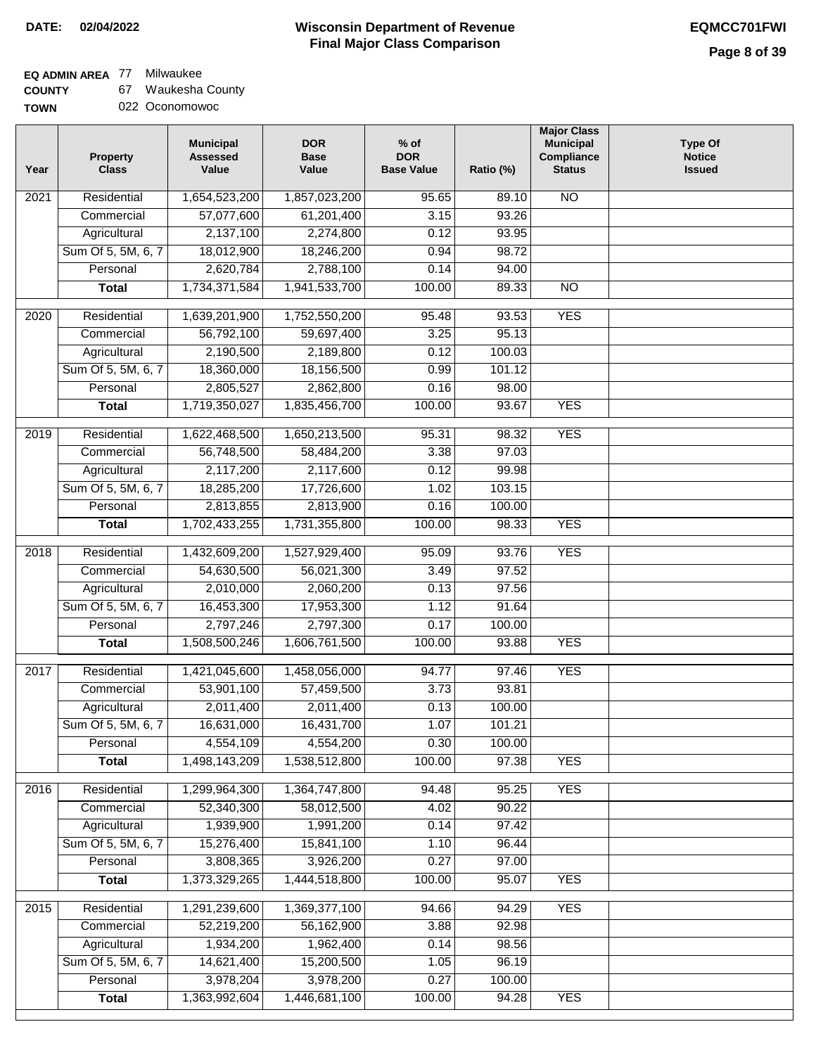**DATE:** 02/04/2022

# Wisconsin Department of Revenue
## Final Major Class Comparison

**EQMCC701FWI**

**EQ ADMIN AREA** 77 Milwaukee
**COUNTY** 67 Waukesha County
**TOWN** 022 Oconomowoc

| Year | Property Class | Municipal Assessed Value | DOR Base Value | % of DOR Base Value | Ratio (%) | Major Class Municipal Compliance Status | Type Of Notice Issued |
|---|---|---|---|---|---|---|---|
| 2021 | Residential | 1,654,523,200 | 1,857,023,200 | 95.65 | 89.10 | NO | |
| | Commercial | 57,077,600 | 61,201,400 | 3.15 | 93.26 | | |
| | Agricultural | 2,137,100 | 2,274,800 | 0.12 | 93.95 | | |
| | Sum Of 5, 5M, 6, 7 | 18,012,900 | 18,246,200 | 0.94 | 98.72 | | |
| | Personal | 2,620,784 | 2,788,100 | 0.14 | 94.00 | | |
| | **Total** | 1,734,371,584 | 1,941,533,700 | 100.00 | 89.33 | NO | |
| 2020 | Residential | 1,639,201,900 | 1,752,550,200 | 95.48 | 93.53 | YES | |
| | Commercial | 56,792,100 | 59,697,400 | 3.25 | 95.13 | | |
| | Agricultural | 2,190,500 | 2,189,800 | 0.12 | 100.03 | | |
| | Sum Of 5, 5M, 6, 7 | 18,360,000 | 18,156,500 | 0.99 | 101.12 | | |
| | Personal | 2,805,527 | 2,862,800 | 0.16 | 98.00 | | |
| | **Total** | 1,719,350,027 | 1,835,456,700 | 100.00 | 93.67 | YES | |
| 2019 | Residential | 1,622,468,500 | 1,650,213,500 | 95.31 | 98.32 | YES | |
| | Commercial | 56,748,500 | 58,484,200 | 3.38 | 97.03 | | |
| | Agricultural | 2,117,200 | 2,117,600 | 0.12 | 99.98 | | |
| | Sum Of 5, 5M, 6, 7 | 18,285,200 | 17,726,600 | 1.02 | 103.15 | | |
| | Personal | 2,813,855 | 2,813,900 | 0.16 | 100.00 | | |
| | **Total** | 1,702,433,255 | 1,731,355,800 | 100.00 | 98.33 | YES | |
| 2018 | Residential | 1,432,609,200 | 1,527,929,400 | 95.09 | 93.76 | YES | |
| | Commercial | 54,630,500 | 56,021,300 | 3.49 | 97.52 | | |
| | Agricultural | 2,010,000 | 2,060,200 | 0.13 | 97.56 | | |
| | Sum Of 5, 5M, 6, 7 | 16,453,300 | 17,953,300 | 1.12 | 91.64 | | |
| | Personal | 2,797,246 | 2,797,300 | 0.17 | 100.00 | | |
| | **Total** | 1,508,500,246 | 1,606,761,500 | 100.00 | 93.88 | YES | |
| 2017 | Residential | 1,421,045,600 | 1,458,056,000 | 94.77 | 97.46 | YES | |
| | Commercial | 53,901,100 | 57,459,500 | 3.73 | 93.81 | | |
| | Agricultural | 2,011,400 | 2,011,400 | 0.13 | 100.00 | | |
| | Sum Of 5, 5M, 6, 7 | 16,631,000 | 16,431,700 | 1.07 | 101.21 | | |
| | Personal | 4,554,109 | 4,554,200 | 0.30 | 100.00 | | |
| | **Total** | 1,498,143,209 | 1,538,512,800 | 100.00 | 97.38 | YES | |
| 2016 | Residential | 1,299,964,300 | 1,364,747,800 | 94.48 | 95.25 | YES | |
| | Commercial | 52,340,300 | 58,012,500 | 4.02 | 90.22 | | |
| | Agricultural | 1,939,900 | 1,991,200 | 0.14 | 97.42 | | |
| | Sum Of 5, 5M, 6, 7 | 15,276,400 | 15,841,100 | 1.10 | 96.44 | | |
| | Personal | 3,808,365 | 3,926,200 | 0.27 | 97.00 | | |
| | **Total** | 1,373,329,265 | 1,444,518,800 | 100.00 | 95.07 | YES | |
| 2015 | Residential | 1,291,239,600 | 1,369,377,100 | 94.66 | 94.29 | YES | |
| | Commercial | 52,219,200 | 56,162,900 | 3.88 | 92.98 | | |
| | Agricultural | 1,934,200 | 1,962,400 | 0.14 | 98.56 | | |
| | Sum Of 5, 5M, 6, 7 | 14,621,400 | 15,200,500 | 1.05 | 96.19 | | |
| | Personal | 3,978,204 | 3,978,200 | 0.27 | 100.00 | | |
| | **Total** | 1,363,992,604 | 1,446,681,100 | 100.00 | 94.28 | YES | |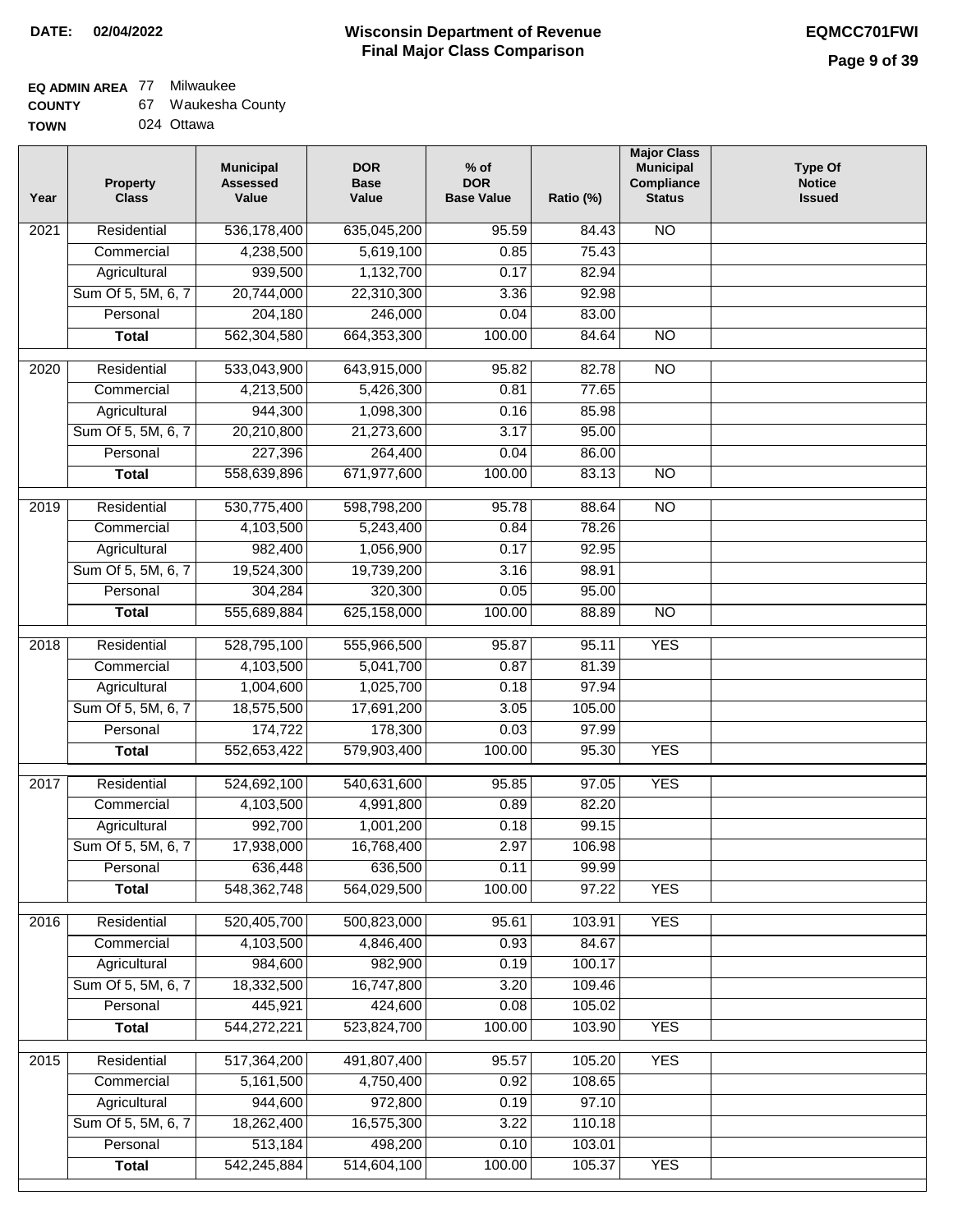**DATE: 02/04/2022**

# Wisconsin Department of Revenue
## Final Major Class Comparison

**EQMCC701FWI**

**EQ ADMIN AREA** 77 Milwaukee
**COUNTY** 67 Waukesha County
**TOWN** 024 Ottawa

| Year | Property Class | Municipal Assessed Value | DOR Base Value | % of DOR Base Value | Ratio (%) | Major Class Municipal Compliance Status | Type Of Notice Issued |
|---|---|---|---|---|---|---|---|
| 2021 | Residential | 536,178,400 | 635,045,200 | 95.59 | 84.43 | NO | |
| | Commercial | 4,238,500 | 5,619,100 | 0.85 | 75.43 | | |
| | Agricultural | 939,500 | 1,132,700 | 0.17 | 82.94 | | |
| | Sum Of 5, 5M, 6, 7 | 20,744,000 | 22,310,300 | 3.36 | 92.98 | | |
| | Personal | 204,180 | 246,000 | 0.04 | 83.00 | | |
| | **Total** | 562,304,580 | 664,353,300 | 100.00 | 84.64 | NO | |
| 2020 | Residential | 533,043,900 | 643,915,000 | 95.82 | 82.78 | NO | |
| | Commercial | 4,213,500 | 5,426,300 | 0.81 | 77.65 | | |
| | Agricultural | 944,300 | 1,098,300 | 0.16 | 85.98 | | |
| | Sum Of 5, 5M, 6, 7 | 20,210,800 | 21,273,600 | 3.17 | 95.00 | | |
| | Personal | 227,396 | 264,400 | 0.04 | 86.00 | | |
| | **Total** | 558,639,896 | 671,977,600 | 100.00 | 83.13 | NO | |
| 2019 | Residential | 530,775,400 | 598,798,200 | 95.78 | 88.64 | NO | |
| | Commercial | 4,103,500 | 5,243,400 | 0.84 | 78.26 | | |
| | Agricultural | 982,400 | 1,056,900 | 0.17 | 92.95 | | |
| | Sum Of 5, 5M, 6, 7 | 19,524,300 | 19,739,200 | 3.16 | 98.91 | | |
| | Personal | 304,284 | 320,300 | 0.05 | 95.00 | | |
| | **Total** | 555,689,884 | 625,158,000 | 100.00 | 88.89 | NO | |
| 2018 | Residential | 528,795,100 | 555,966,500 | 95.87 | 95.11 | YES | |
| | Commercial | 4,103,500 | 5,041,700 | 0.87 | 81.39 | | |
| | Agricultural | 1,004,600 | 1,025,700 | 0.18 | 97.94 | | |
| | Sum Of 5, 5M, 6, 7 | 18,575,500 | 17,691,200 | 3.05 | 105.00 | | |
| | Personal | 174,722 | 178,300 | 0.03 | 97.99 | | |
| | **Total** | 552,653,422 | 579,903,400 | 100.00 | 95.30 | YES | |
| 2017 | Residential | 524,692,100 | 540,631,600 | 95.85 | 97.05 | YES | |
| | Commercial | 4,103,500 | 4,991,800 | 0.89 | 82.20 | | |
| | Agricultural | 992,700 | 1,001,200 | 0.18 | 99.15 | | |
| | Sum Of 5, 5M, 6, 7 | 17,938,000 | 16,768,400 | 2.97 | 106.98 | | |
| | Personal | 636,448 | 636,500 | 0.11 | 99.99 | | |
| | **Total** | 548,362,748 | 564,029,500 | 100.00 | 97.22 | YES | |
| 2016 | Residential | 520,405,700 | 500,823,000 | 95.61 | 103.91 | YES | |
| | Commercial | 4,103,500 | 4,846,400 | 0.93 | 84.67 | | |
| | Agricultural | 984,600 | 982,900 | 0.19 | 100.17 | | |
| | Sum Of 5, 5M, 6, 7 | 18,332,500 | 16,747,800 | 3.20 | 109.46 | | |
| | Personal | 445,921 | 424,600 | 0.08 | 105.02 | | |
| | **Total** | 544,272,221 | 523,824,700 | 100.00 | 103.90 | YES | |
| 2015 | Residential | 517,364,200 | 491,807,400 | 95.57 | 105.20 | YES | |
| | Commercial | 5,161,500 | 4,750,400 | 0.92 | 108.65 | | |
| | Agricultural | 944,600 | 972,800 | 0.19 | 97.10 | | |
| | Sum Of 5, 5M, 6, 7 | 18,262,400 | 16,575,300 | 3.22 | 110.18 | | |
| | Personal | 513,184 | 498,200 | 0.10 | 103.01 | | |
| | **Total** | 542,245,884 | 514,604,100 | 100.00 | 105.37 | YES | |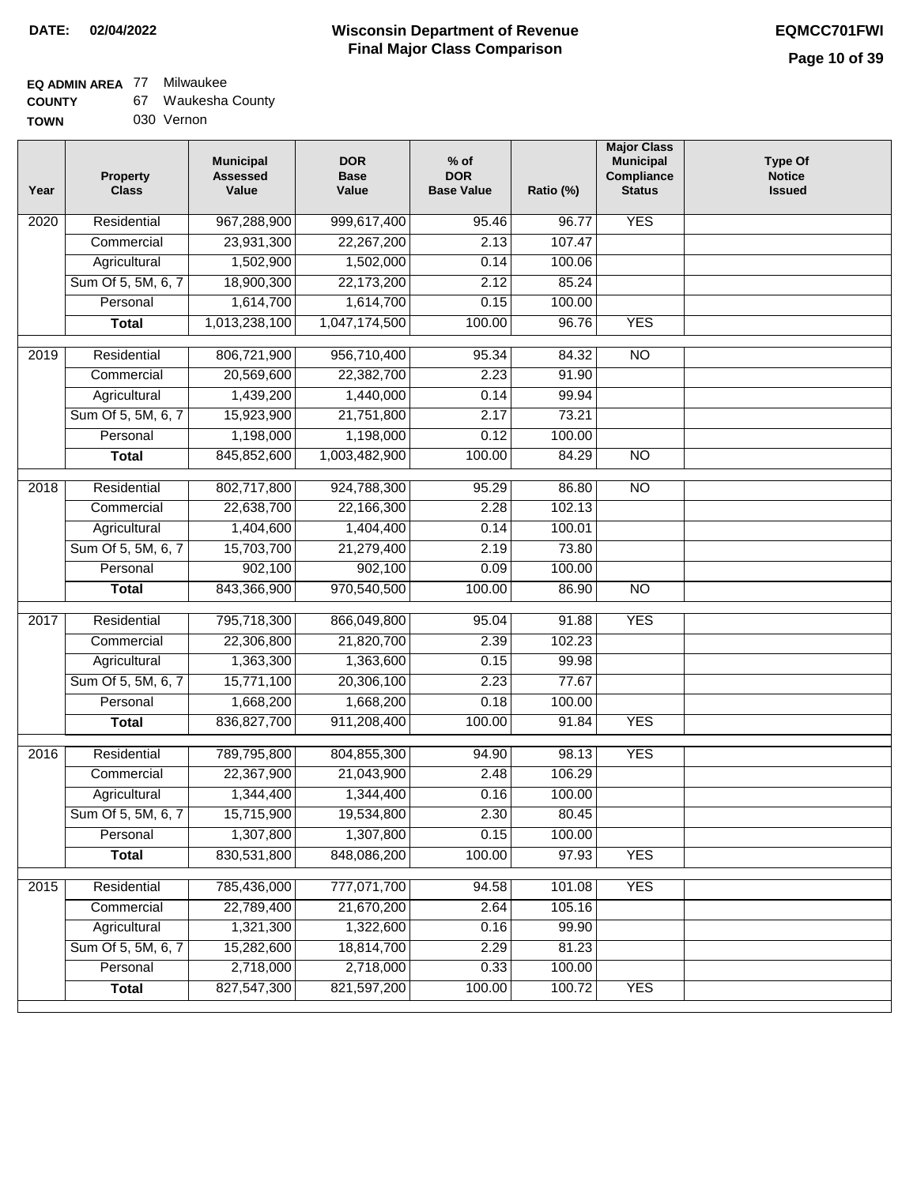**DATE: 02/04/2022**

# Wisconsin Department of Revenue
## Final Major Class Comparison

**EQMCC701FWI**

**EQ ADMIN AREA** 77 Milwaukee
**COUNTY** 67 Waukesha County
**TOWN** 030 Vernon

| Year | Property Class | Municipal Assessed Value | DOR Base Value | % of DOR Base Value | Ratio (%) | Major Class Municipal Compliance Status | Type Of Notice Issued |
|---|---|---|---|---|---|---|---|
| 2020 | Residential | 967,288,900 | 999,617,400 | 95.46 | 96.77 | YES | |
| | Commercial | 23,931,300 | 22,267,200 | 2.13 | 107.47 | | |
| | Agricultural | 1,502,900 | 1,502,000 | 0.14 | 100.06 | | |
| | Sum Of 5, 5M, 6, 7 | 18,900,300 | 22,173,200 | 2.12 | 85.24 | | |
| | Personal | 1,614,700 | 1,614,700 | 0.15 | 100.00 | | |
| | **Total** | 1,013,238,100 | 1,047,174,500 | 100.00 | 96.76 | YES | |
| 2019 | Residential | 806,721,900 | 956,710,400 | 95.34 | 84.32 | NO | |
| | Commercial | 20,569,600 | 22,382,700 | 2.23 | 91.90 | | |
| | Agricultural | 1,439,200 | 1,440,000 | 0.14 | 99.94 | | |
| | Sum Of 5, 5M, 6, 7 | 15,923,900 | 21,751,800 | 2.17 | 73.21 | | |
| | Personal | 1,198,000 | 1,198,000 | 0.12 | 100.00 | | |
| | **Total** | 845,852,600 | 1,003,482,900 | 100.00 | 84.29 | NO | |
| 2018 | Residential | 802,717,800 | 924,788,300 | 95.29 | 86.80 | NO | |
| | Commercial | 22,638,700 | 22,166,300 | 2.28 | 102.13 | | |
| | Agricultural | 1,404,600 | 1,404,400 | 0.14 | 100.01 | | |
| | Sum Of 5, 5M, 6, 7 | 15,703,700 | 21,279,400 | 2.19 | 73.80 | | |
| | Personal | 902,100 | 902,100 | 0.09 | 100.00 | | |
| | **Total** | 843,366,900 | 970,540,500 | 100.00 | 86.90 | NO | |
| 2017 | Residential | 795,718,300 | 866,049,800 | 95.04 | 91.88 | YES | |
| | Commercial | 22,306,800 | 21,820,700 | 2.39 | 102.23 | | |
| | Agricultural | 1,363,300 | 1,363,600 | 0.15 | 99.98 | | |
| | Sum Of 5, 5M, 6, 7 | 15,771,100 | 20,306,100 | 2.23 | 77.67 | | |
| | Personal | 1,668,200 | 1,668,200 | 0.18 | 100.00 | | |
| | **Total** | 836,827,700 | 911,208,400 | 100.00 | 91.84 | YES | |
| 2016 | Residential | 789,795,800 | 804,855,300 | 94.90 | 98.13 | YES | |
| | Commercial | 22,367,900 | 21,043,900 | 2.48 | 106.29 | | |
| | Agricultural | 1,344,400 | 1,344,400 | 0.16 | 100.00 | | |
| | Sum Of 5, 5M, 6, 7 | 15,715,900 | 19,534,800 | 2.30 | 80.45 | | |
| | Personal | 1,307,800 | 1,307,800 | 0.15 | 100.00 | | |
| | **Total** | 830,531,800 | 848,086,200 | 100.00 | 97.93 | YES | |
| 2015 | Residential | 785,436,000 | 777,071,700 | 94.58 | 101.08 | YES | |
| | Commercial | 22,789,400 | 21,670,200 | 2.64 | 105.16 | | |
| | Agricultural | 1,321,300 | 1,322,600 | 0.16 | 99.90 | | |
| | Sum Of 5, 5M, 6, 7 | 15,282,600 | 18,814,700 | 2.29 | 81.23 | | |
| | Personal | 2,718,000 | 2,718,000 | 0.33 | 100.00 | | |
| | **Total** | 827,547,300 | 821,597,200 | 100.00 | 100.72 | YES | |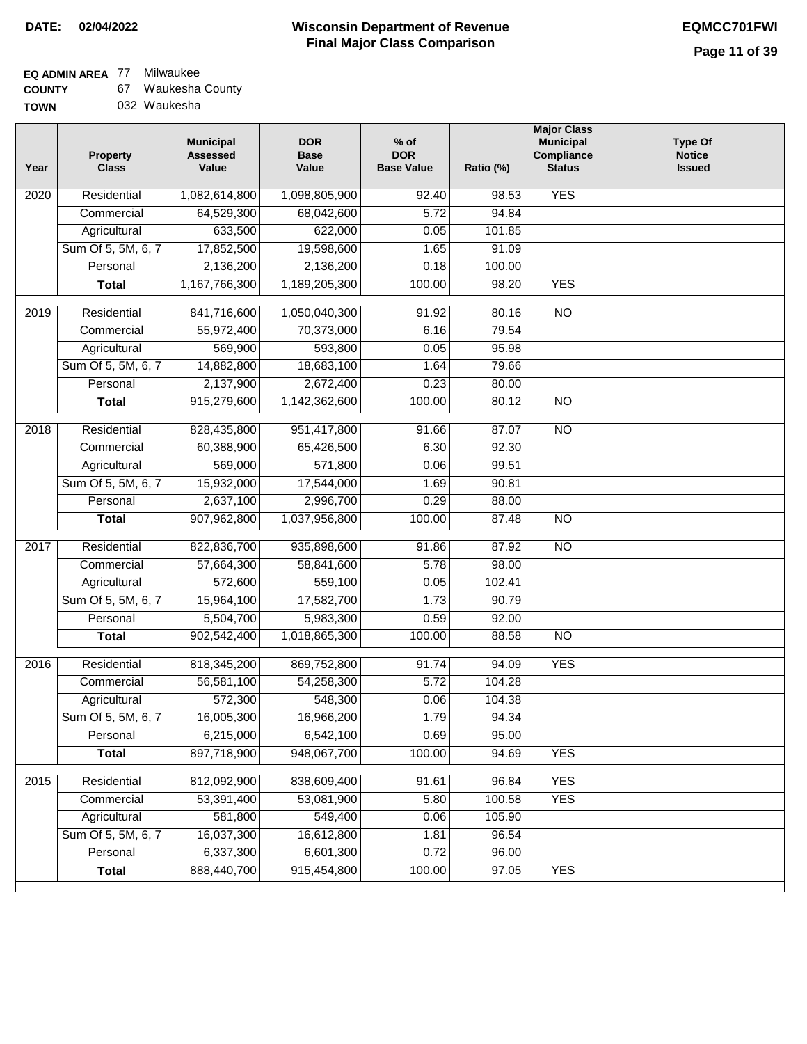**DATE:** 02/04/2022

# Wisconsin Department of Revenue
## Final Major Class Comparison

**EQMCC701FWI**

**EQ ADMIN AREA** 77 Milwaukee
**COUNTY** 67 Waukesha County
**TOWN** 032 Waukesha

| Year | Property Class | Municipal Assessed Value | DOR Base Value | % of DOR Base Value | Ratio (%) | Major Class Municipal Compliance Status | Type Of Notice Issued |
|---|---|---|---|---|---|---|---|
| 2020 | Residential | 1,082,614,800 | 1,098,805,900 | 92.40 | 98.53 | YES | |
| | Commercial | 64,529,300 | 68,042,600 | 5.72 | 94.84 | | |
| | Agricultural | 633,500 | 622,000 | 0.05 | 101.85 | | |
| | Sum Of 5, 5M, 6, 7 | 17,852,500 | 19,598,600 | 1.65 | 91.09 | | |
| | Personal | 2,136,200 | 2,136,200 | 0.18 | 100.00 | | |
| | **Total** | 1,167,766,300 | 1,189,205,300 | 100.00 | 98.20 | YES | |
| 2019 | Residential | 841,716,600 | 1,050,040,300 | 91.92 | 80.16 | NO | |
| | Commercial | 55,972,400 | 70,373,000 | 6.16 | 79.54 | | |
| | Agricultural | 569,900 | 593,800 | 0.05 | 95.98 | | |
| | Sum Of 5, 5M, 6, 7 | 14,882,800 | 18,683,100 | 1.64 | 79.66 | | |
| | Personal | 2,137,900 | 2,672,400 | 0.23 | 80.00 | | |
| | **Total** | 915,279,600 | 1,142,362,600 | 100.00 | 80.12 | NO | |
| 2018 | Residential | 828,435,800 | 951,417,800 | 91.66 | 87.07 | NO | |
| | Commercial | 60,388,900 | 65,426,500 | 6.30 | 92.30 | | |
| | Agricultural | 569,000 | 571,800 | 0.06 | 99.51 | | |
| | Sum Of 5, 5M, 6, 7 | 15,932,000 | 17,544,000 | 1.69 | 90.81 | | |
| | Personal | 2,637,100 | 2,996,700 | 0.29 | 88.00 | | |
| | **Total** | 907,962,800 | 1,037,956,800 | 100.00 | 87.48 | NO | |
| 2017 | Residential | 822,836,700 | 935,898,600 | 91.86 | 87.92 | NO | |
| | Commercial | 57,664,300 | 58,841,600 | 5.78 | 98.00 | | |
| | Agricultural | 572,600 | 559,100 | 0.05 | 102.41 | | |
| | Sum Of 5, 5M, 6, 7 | 15,964,100 | 17,582,700 | 1.73 | 90.79 | | |
| | Personal | 5,504,700 | 5,983,300 | 0.59 | 92.00 | | |
| | **Total** | 902,542,400 | 1,018,865,300 | 100.00 | 88.58 | NO | |
| 2016 | Residential | 818,345,200 | 869,752,800 | 91.74 | 94.09 | YES | |
| | Commercial | 56,581,100 | 54,258,300 | 5.72 | 104.28 | | |
| | Agricultural | 572,300 | 548,300 | 0.06 | 104.38 | | |
| | Sum Of 5, 5M, 6, 7 | 16,005,300 | 16,966,200 | 1.79 | 94.34 | | |
| | Personal | 6,215,000 | 6,542,100 | 0.69 | 95.00 | | |
| | **Total** | 897,718,900 | 948,067,700 | 100.00 | 94.69 | YES | |
| 2015 | Residential | 812,092,900 | 838,609,400 | 91.61 | 96.84 | YES | |
| | Commercial | 53,391,400 | 53,081,900 | 5.80 | 100.58 | YES | |
| | Agricultural | 581,800 | 549,400 | 0.06 | 105.90 | | |
| | Sum Of 5, 5M, 6, 7 | 16,037,300 | 16,612,800 | 1.81 | 96.54 | | |
| | Personal | 6,337,300 | 6,601,300 | 0.72 | 96.00 | | |
| | **Total** | 888,440,700 | 915,454,800 | 100.00 | 97.05 | YES | |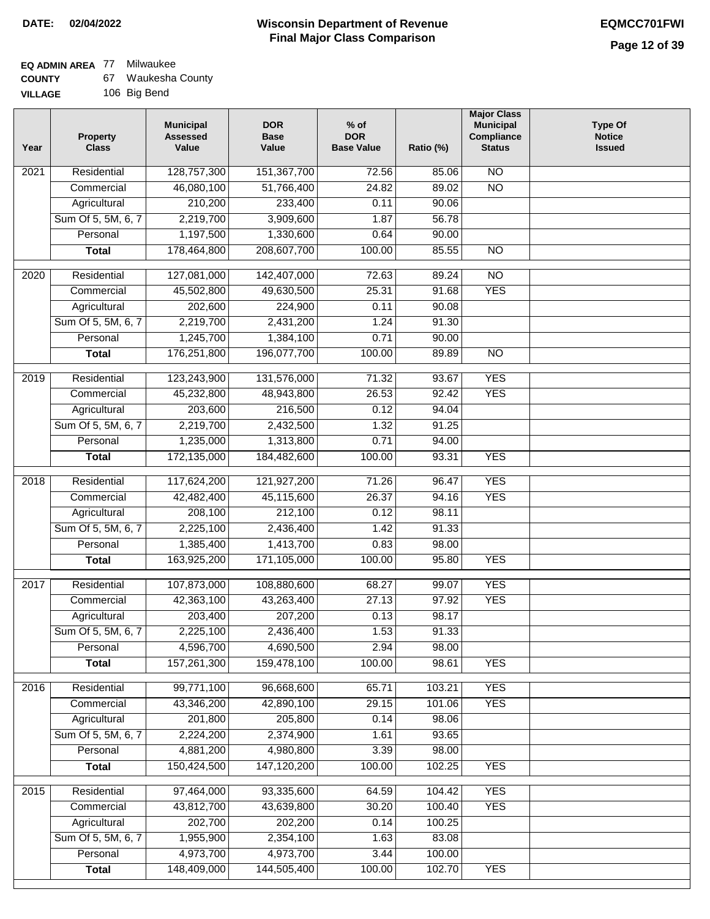**DATE: 02/04/2022**

# Wisconsin Department of Revenue
## Final Major Class Comparison

**EQMCC701FWI**

**EQ ADMIN AREA** 77 Milwaukee
**COUNTY** 67 Waukesha County
**VILLAGE** 106 Big Bend

| Year | Property Class | Municipal Assessed Value | DOR Base Value | % of DOR Base Value | Ratio (%) | Major Class Municipal Compliance Status | Type Of Notice Issued |
|---|---|---|---|---|---|---|---|
| 2021 | Residential | 128,757,300 | 151,367,700 | 72.56 | 85.06 | NO | |
| | Commercial | 46,080,100 | 51,766,400 | 24.82 | 89.02 | NO | |
| | Agricultural | 210,200 | 233,400 | 0.11 | 90.06 | | |
| | Sum Of 5, 5M, 6, 7 | 2,219,700 | 3,909,600 | 1.87 | 56.78 | | |
| | Personal | 1,197,500 | 1,330,600 | 0.64 | 90.00 | | |
| | **Total** | 178,464,800 | 208,607,700 | 100.00 | 85.55 | NO | |
| 2020 | Residential | 127,081,000 | 142,407,000 | 72.63 | 89.24 | NO | |
| | Commercial | 45,502,800 | 49,630,500 | 25.31 | 91.68 | YES | |
| | Agricultural | 202,600 | 224,900 | 0.11 | 90.08 | | |
| | Sum Of 5, 5M, 6, 7 | 2,219,700 | 2,431,200 | 1.24 | 91.30 | | |
| | Personal | 1,245,700 | 1,384,100 | 0.71 | 90.00 | | |
| | **Total** | 176,251,800 | 196,077,700 | 100.00 | 89.89 | NO | |
| 2019 | Residential | 123,243,900 | 131,576,000 | 71.32 | 93.67 | YES | |
| | Commercial | 45,232,800 | 48,943,800 | 26.53 | 92.42 | YES | |
| | Agricultural | 203,600 | 216,500 | 0.12 | 94.04 | | |
| | Sum Of 5, 5M, 6, 7 | 2,219,700 | 2,432,500 | 1.32 | 91.25 | | |
| | Personal | 1,235,000 | 1,313,800 | 0.71 | 94.00 | | |
| | **Total** | 172,135,000 | 184,482,600 | 100.00 | 93.31 | YES | |
| 2018 | Residential | 117,624,200 | 121,927,200 | 71.26 | 96.47 | YES | |
| | Commercial | 42,482,400 | 45,115,600 | 26.37 | 94.16 | YES | |
| | Agricultural | 208,100 | 212,100 | 0.12 | 98.11 | | |
| | Sum Of 5, 5M, 6, 7 | 2,225,100 | 2,436,400 | 1.42 | 91.33 | | |
| | Personal | 1,385,400 | 1,413,700 | 0.83 | 98.00 | | |
| | **Total** | 163,925,200 | 171,105,000 | 100.00 | 95.80 | YES | |
| 2017 | Residential | 107,873,000 | 108,880,600 | 68.27 | 99.07 | YES | |
| | Commercial | 42,363,100 | 43,263,400 | 27.13 | 97.92 | YES | |
| | Agricultural | 203,400 | 207,200 | 0.13 | 98.17 | | |
| | Sum Of 5, 5M, 6, 7 | 2,225,100 | 2,436,400 | 1.53 | 91.33 | | |
| | Personal | 4,596,700 | 4,690,500 | 2.94 | 98.00 | | |
| | **Total** | 157,261,300 | 159,478,100 | 100.00 | 98.61 | YES | |
| 2016 | Residential | 99,771,100 | 96,668,600 | 65.71 | 103.21 | YES | |
| | Commercial | 43,346,200 | 42,890,100 | 29.15 | 101.06 | YES | |
| | Agricultural | 201,800 | 205,800 | 0.14 | 98.06 | | |
| | Sum Of 5, 5M, 6, 7 | 2,224,200 | 2,374,900 | 1.61 | 93.65 | | |
| | Personal | 4,881,200 | 4,980,800 | 3.39 | 98.00 | | |
| | **Total** | 150,424,500 | 147,120,200 | 100.00 | 102.25 | YES | |
| 2015 | Residential | 97,464,000 | 93,335,600 | 64.59 | 104.42 | YES | |
| | Commercial | 43,812,700 | 43,639,800 | 30.20 | 100.40 | YES | |
| | Agricultural | 202,700 | 202,200 | 0.14 | 100.25 | | |
| | Sum Of 5, 5M, 6, 7 | 1,955,900 | 2,354,100 | 1.63 | 83.08 | | |
| | Personal | 4,973,700 | 4,973,700 | 3.44 | 100.00 | | |
| | **Total** | 148,409,000 | 144,505,400 | 100.00 | 102.70 | YES | |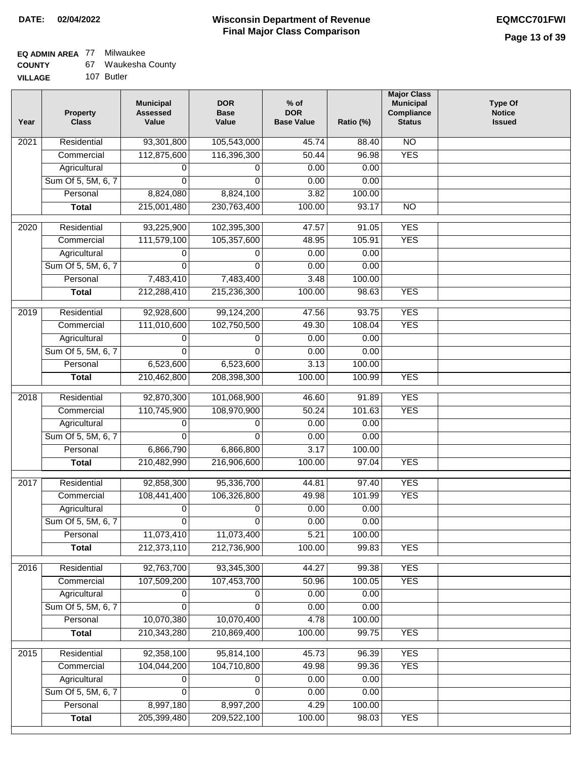**DATE:** 02/04/2022

# Wisconsin Department of Revenue
## Final Major Class Comparison

**EQMCC701FWI**

**EQ ADMIN AREA** 77 Milwaukee
**COUNTY** 67 Waukesha County
**VILLAGE** 107 Butler

| Year | Property Class | Municipal Assessed Value | DOR Base Value | % of DOR Base Value | Ratio (%) | Major Class Municipal Compliance Status | Type Of Notice Issued |
|---|---|---|---|---|---|---|---|
| 2021 | Residential | 93,301,800 | 105,543,000 | 45.74 | 88.40 | NO | |
| | Commercial | 112,875,600 | 116,396,300 | 50.44 | 96.98 | YES | |
| | Agricultural | 0 | 0 | 0.00 | 0.00 | | |
| | Sum Of 5, 5M, 6, 7 | 0 | 0 | 0.00 | 0.00 | | |
| | Personal | 8,824,080 | 8,824,100 | 3.82 | 100.00 | | |
| | **Total** | 215,001,480 | 230,763,400 | 100.00 | 93.17 | NO | |
| 2020 | Residential | 93,225,900 | 102,395,300 | 47.57 | 91.05 | YES | |
| | Commercial | 111,579,100 | 105,357,600 | 48.95 | 105.91 | YES | |
| | Agricultural | 0 | 0 | 0.00 | 0.00 | | |
| | Sum Of 5, 5M, 6, 7 | 0 | 0 | 0.00 | 0.00 | | |
| | Personal | 7,483,410 | 7,483,400 | 3.48 | 100.00 | | |
| | **Total** | 212,288,410 | 215,236,300 | 100.00 | 98.63 | YES | |
| 2019 | Residential | 92,928,600 | 99,124,200 | 47.56 | 93.75 | YES | |
| | Commercial | 111,010,600 | 102,750,500 | 49.30 | 108.04 | YES | |
| | Agricultural | 0 | 0 | 0.00 | 0.00 | | |
| | Sum Of 5, 5M, 6, 7 | 0 | 0 | 0.00 | 0.00 | | |
| | Personal | 6,523,600 | 6,523,600 | 3.13 | 100.00 | | |
| | **Total** | 210,462,800 | 208,398,300 | 100.00 | 100.99 | YES | |
| 2018 | Residential | 92,870,300 | 101,068,900 | 46.60 | 91.89 | YES | |
| | Commercial | 110,745,900 | 108,970,900 | 50.24 | 101.63 | YES | |
| | Agricultural | 0 | 0 | 0.00 | 0.00 | | |
| | Sum Of 5, 5M, 6, 7 | 0 | 0 | 0.00 | 0.00 | | |
| | Personal | 6,866,790 | 6,866,800 | 3.17 | 100.00 | | |
| | **Total** | 210,482,990 | 216,906,600 | 100.00 | 97.04 | YES | |
| 2017 | Residential | 92,858,300 | 95,336,700 | 44.81 | 97.40 | YES | |
| | Commercial | 108,441,400 | 106,326,800 | 49.98 | 101.99 | YES | |
| | Agricultural | 0 | 0 | 0.00 | 0.00 | | |
| | Sum Of 5, 5M, 6, 7 | 0 | 0 | 0.00 | 0.00 | | |
| | Personal | 11,073,410 | 11,073,400 | 5.21 | 100.00 | | |
| | **Total** | 212,373,110 | 212,736,900 | 100.00 | 99.83 | YES | |
| 2016 | Residential | 92,763,700 | 93,345,300 | 44.27 | 99.38 | YES | |
| | Commercial | 107,509,200 | 107,453,700 | 50.96 | 100.05 | YES | |
| | Agricultural | 0 | 0 | 0.00 | 0.00 | | |
| | Sum Of 5, 5M, 6, 7 | 0 | 0 | 0.00 | 0.00 | | |
| | Personal | 10,070,380 | 10,070,400 | 4.78 | 100.00 | | |
| | **Total** | 210,343,280 | 210,869,400 | 100.00 | 99.75 | YES | |
| 2015 | Residential | 92,358,100 | 95,814,100 | 45.73 | 96.39 | YES | |
| | Commercial | 104,044,200 | 104,710,800 | 49.98 | 99.36 | YES | |
| | Agricultural | 0 | 0 | 0.00 | 0.00 | | |
| | Sum Of 5, 5M, 6, 7 | 0 | 0 | 0.00 | 0.00 | | |
| | Personal | 8,997,180 | 8,997,200 | 4.29 | 100.00 | | |
| | **Total** | 205,399,480 | 209,522,100 | 100.00 | 98.03 | YES | |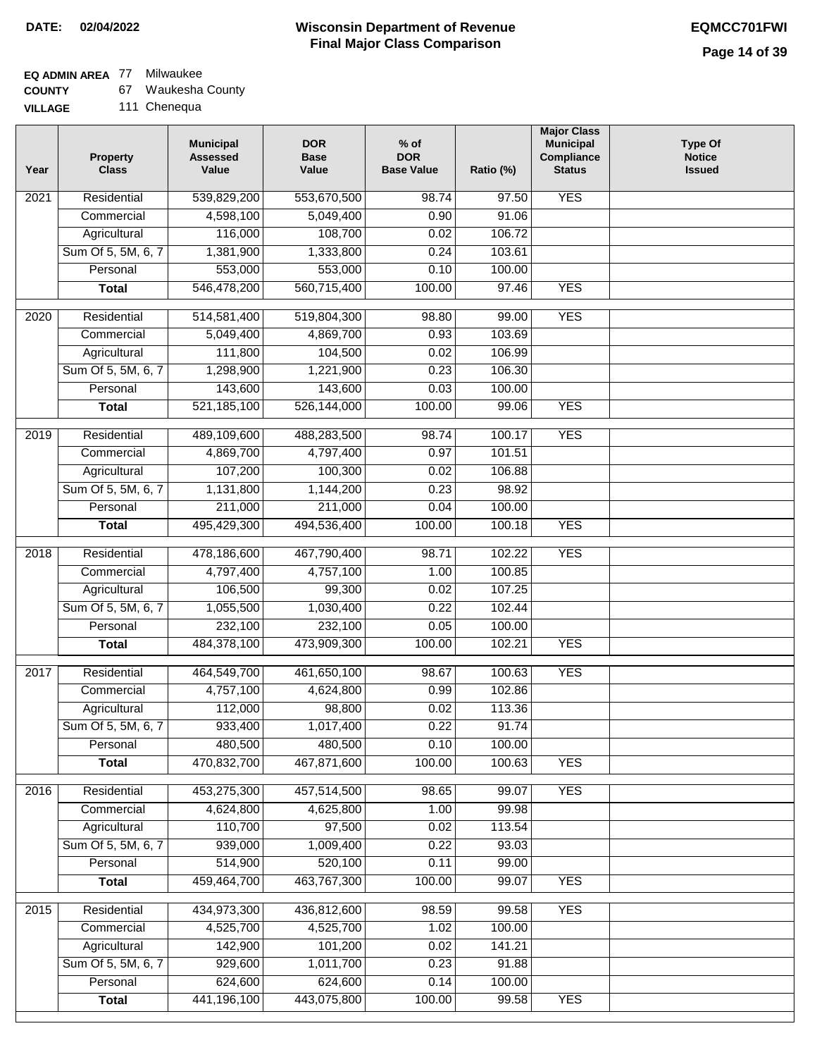DATE: 02/04/2022

# Wisconsin Department of Revenue
## Final Major Class Comparison

EQMCC701FWI

**EQ ADMIN AREA** 77 Milwaukee
**COUNTY** 67 Waukesha County
**VILLAGE** 111 Chenequa

| Year | Property Class | Municipal Assessed Value | DOR Base Value | % of DOR Base Value | Ratio (%) | Major Class Municipal Compliance Status | Type Of Notice Issued |
|---|---|---|---|---|---|---|---|
| 2021 | Residential | 539,829,200 | 553,670,500 | 98.74 | 97.50 | YES | |
| | Commercial | 4,598,100 | 5,049,400 | 0.90 | 91.06 | | |
| | Agricultural | 116,000 | 108,700 | 0.02 | 106.72 | | |
| | Sum Of 5, 5M, 6, 7 | 1,381,900 | 1,333,800 | 0.24 | 103.61 | | |
| | Personal | 553,000 | 553,000 | 0.10 | 100.00 | | |
| | **Total** | 546,478,200 | 560,715,400 | 100.00 | 97.46 | YES | |
| 2020 | Residential | 514,581,400 | 519,804,300 | 98.80 | 99.00 | YES | |
| | Commercial | 5,049,400 | 4,869,700 | 0.93 | 103.69 | | |
| | Agricultural | 111,800 | 104,500 | 0.02 | 106.99 | | |
| | Sum Of 5, 5M, 6, 7 | 1,298,900 | 1,221,900 | 0.23 | 106.30 | | |
| | Personal | 143,600 | 143,600 | 0.03 | 100.00 | | |
| | **Total** | 521,185,100 | 526,144,000 | 100.00 | 99.06 | YES | |
| 2019 | Residential | 489,109,600 | 488,283,500 | 98.74 | 100.17 | YES | |
| | Commercial | 4,869,700 | 4,797,400 | 0.97 | 101.51 | | |
| | Agricultural | 107,200 | 100,300 | 0.02 | 106.88 | | |
| | Sum Of 5, 5M, 6, 7 | 1,131,800 | 1,144,200 | 0.23 | 98.92 | | |
| | Personal | 211,000 | 211,000 | 0.04 | 100.00 | | |
| | **Total** | 495,429,300 | 494,536,400 | 100.00 | 100.18 | YES | |
| 2018 | Residential | 478,186,600 | 467,790,400 | 98.71 | 102.22 | YES | |
| | Commercial | 4,797,400 | 4,757,100 | 1.00 | 100.85 | | |
| | Agricultural | 106,500 | 99,300 | 0.02 | 107.25 | | |
| | Sum Of 5, 5M, 6, 7 | 1,055,500 | 1,030,400 | 0.22 | 102.44 | | |
| | Personal | 232,100 | 232,100 | 0.05 | 100.00 | | |
| | **Total** | 484,378,100 | 473,909,300 | 100.00 | 102.21 | YES | |
| 2017 | Residential | 464,549,700 | 461,650,100 | 98.67 | 100.63 | YES | |
| | Commercial | 4,757,100 | 4,624,800 | 0.99 | 102.86 | | |
| | Agricultural | 112,000 | 98,800 | 0.02 | 113.36 | | |
| | Sum Of 5, 5M, 6, 7 | 933,400 | 1,017,400 | 0.22 | 91.74 | | |
| | Personal | 480,500 | 480,500 | 0.10 | 100.00 | | |
| | **Total** | 470,832,700 | 467,871,600 | 100.00 | 100.63 | YES | |
| 2016 | Residential | 453,275,300 | 457,514,500 | 98.65 | 99.07 | YES | |
| | Commercial | 4,624,800 | 4,625,800 | 1.00 | 99.98 | | |
| | Agricultural | 110,700 | 97,500 | 0.02 | 113.54 | | |
| | Sum Of 5, 5M, 6, 7 | 939,000 | 1,009,400 | 0.22 | 93.03 | | |
| | Personal | 514,900 | 520,100 | 0.11 | 99.00 | | |
| | **Total** | 459,464,700 | 463,767,300 | 100.00 | 99.07 | YES | |
| 2015 | Residential | 434,973,300 | 436,812,600 | 98.59 | 99.58 | YES | |
| | Commercial | 4,525,700 | 4,525,700 | 1.02 | 100.00 | | |
| | Agricultural | 142,900 | 101,200 | 0.02 | 141.21 | | |
| | Sum Of 5, 5M, 6, 7 | 929,600 | 1,011,700 | 0.23 | 91.88 | | |
| | Personal | 624,600 | 624,600 | 0.14 | 100.00 | | |
| | **Total** | 441,196,100 | 443,075,800 | 100.00 | 99.58 | YES | |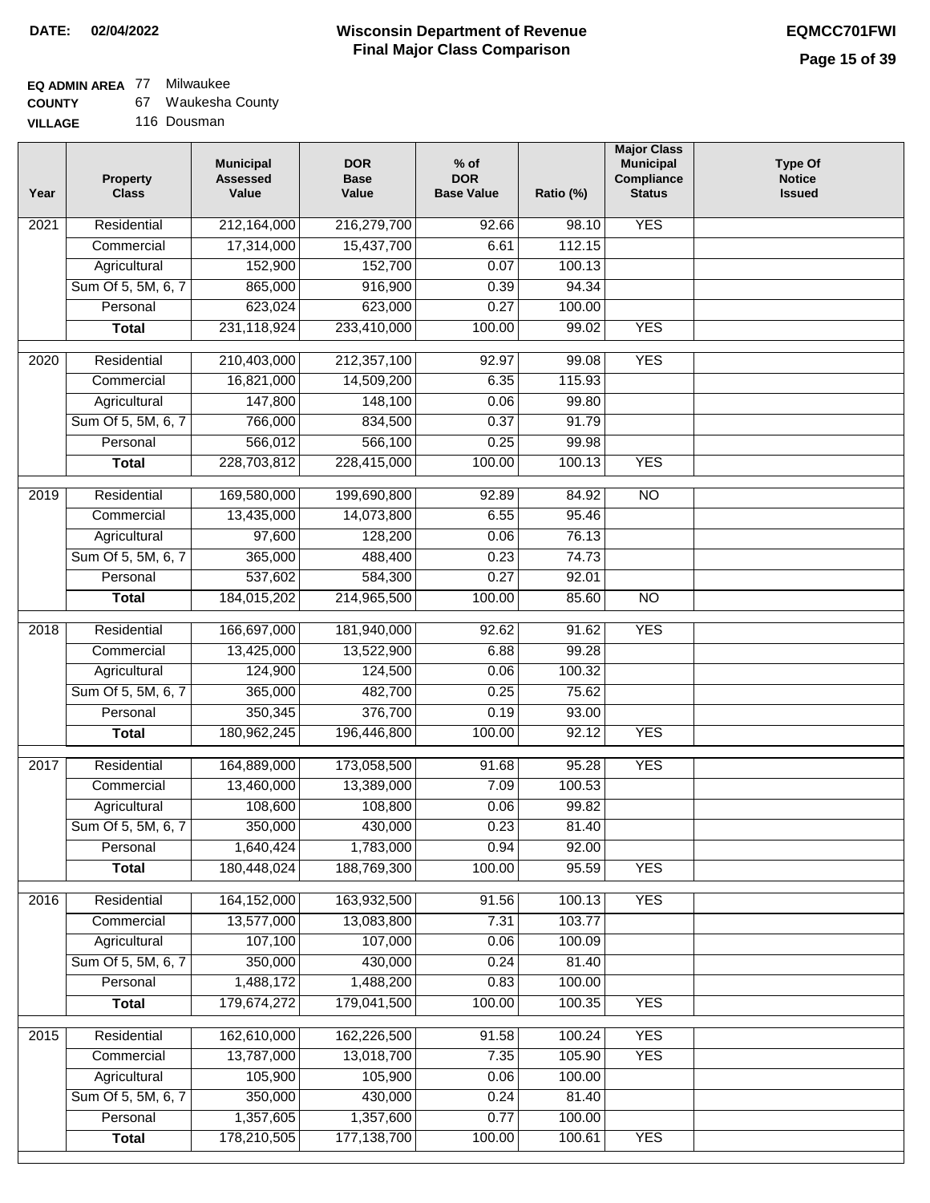**DATE: 02/04/2022**

# Wisconsin Department of Revenue
## Final Major Class Comparison

**EQMCC701FWI**

**EQ ADMIN AREA** 77 Milwaukee
**COUNTY** 67 Waukesha County
**VILLAGE** 116 Dousman

| Year | Property Class | Municipal Assessed Value | DOR Base Value | % of DOR Base Value | Ratio (%) | Major Class Municipal Compliance Status | Type Of Notice Issued |
|---|---|---|---|---|---|---|---|
| 2021 | Residential | 212,164,000 | 216,279,700 | 92.66 | 98.10 | YES | |
| | Commercial | 17,314,000 | 15,437,700 | 6.61 | 112.15 | | |
| | Agricultural | 152,900 | 152,700 | 0.07 | 100.13 | | |
| | Sum Of 5, 5M, 6, 7 | 865,000 | 916,900 | 0.39 | 94.34 | | |
| | Personal | 623,024 | 623,000 | 0.27 | 100.00 | | |
| | **Total** | 231,118,924 | 233,410,000 | 100.00 | 99.02 | YES | |
| 2020 | Residential | 210,403,000 | 212,357,100 | 92.97 | 99.08 | YES | |
| | Commercial | 16,821,000 | 14,509,200 | 6.35 | 115.93 | | |
| | Agricultural | 147,800 | 148,100 | 0.06 | 99.80 | | |
| | Sum Of 5, 5M, 6, 7 | 766,000 | 834,500 | 0.37 | 91.79 | | |
| | Personal | 566,012 | 566,100 | 0.25 | 99.98 | | |
| | **Total** | 228,703,812 | 228,415,000 | 100.00 | 100.13 | YES | |
| 2019 | Residential | 169,580,000 | 199,690,800 | 92.89 | 84.92 | NO | |
| | Commercial | 13,435,000 | 14,073,800 | 6.55 | 95.46 | | |
| | Agricultural | 97,600 | 128,200 | 0.06 | 76.13 | | |
| | Sum Of 5, 5M, 6, 7 | 365,000 | 488,400 | 0.23 | 74.73 | | |
| | Personal | 537,602 | 584,300 | 0.27 | 92.01 | | |
| | **Total** | 184,015,202 | 214,965,500 | 100.00 | 85.60 | NO | |
| 2018 | Residential | 166,697,000 | 181,940,000 | 92.62 | 91.62 | YES | |
| | Commercial | 13,425,000 | 13,522,900 | 6.88 | 99.28 | | |
| | Agricultural | 124,900 | 124,500 | 0.06 | 100.32 | | |
| | Sum Of 5, 5M, 6, 7 | 365,000 | 482,700 | 0.25 | 75.62 | | |
| | Personal | 350,345 | 376,700 | 0.19 | 93.00 | | |
| | **Total** | 180,962,245 | 196,446,800 | 100.00 | 92.12 | YES | |
| 2017 | Residential | 164,889,000 | 173,058,500 | 91.68 | 95.28 | YES | |
| | Commercial | 13,460,000 | 13,389,000 | 7.09 | 100.53 | | |
| | Agricultural | 108,600 | 108,800 | 0.06 | 99.82 | | |
| | Sum Of 5, 5M, 6, 7 | 350,000 | 430,000 | 0.23 | 81.40 | | |
| | Personal | 1,640,424 | 1,783,000 | 0.94 | 92.00 | | |
| | **Total** | 180,448,024 | 188,769,300 | 100.00 | 95.59 | YES | |
| 2016 | Residential | 164,152,000 | 163,932,500 | 91.56 | 100.13 | YES | |
| | Commercial | 13,577,000 | 13,083,800 | 7.31 | 103.77 | | |
| | Agricultural | 107,100 | 107,000 | 0.06 | 100.09 | | |
| | Sum Of 5, 5M, 6, 7 | 350,000 | 430,000 | 0.24 | 81.40 | | |
| | Personal | 1,488,172 | 1,488,200 | 0.83 | 100.00 | | |
| | **Total** | 179,674,272 | 179,041,500 | 100.00 | 100.35 | YES | |
| 2015 | Residential | 162,610,000 | 162,226,500 | 91.58 | 100.24 | YES | |
| | Commercial | 13,787,000 | 13,018,700 | 7.35 | 105.90 | YES | |
| | Agricultural | 105,900 | 105,900 | 0.06 | 100.00 | | |
| | Sum Of 5, 5M, 6, 7 | 350,000 | 430,000 | 0.24 | 81.40 | | |
| | Personal | 1,357,605 | 1,357,600 | 0.77 | 100.00 | | |
| | **Total** | 178,210,505 | 177,138,700 | 100.00 | 100.61 | YES | |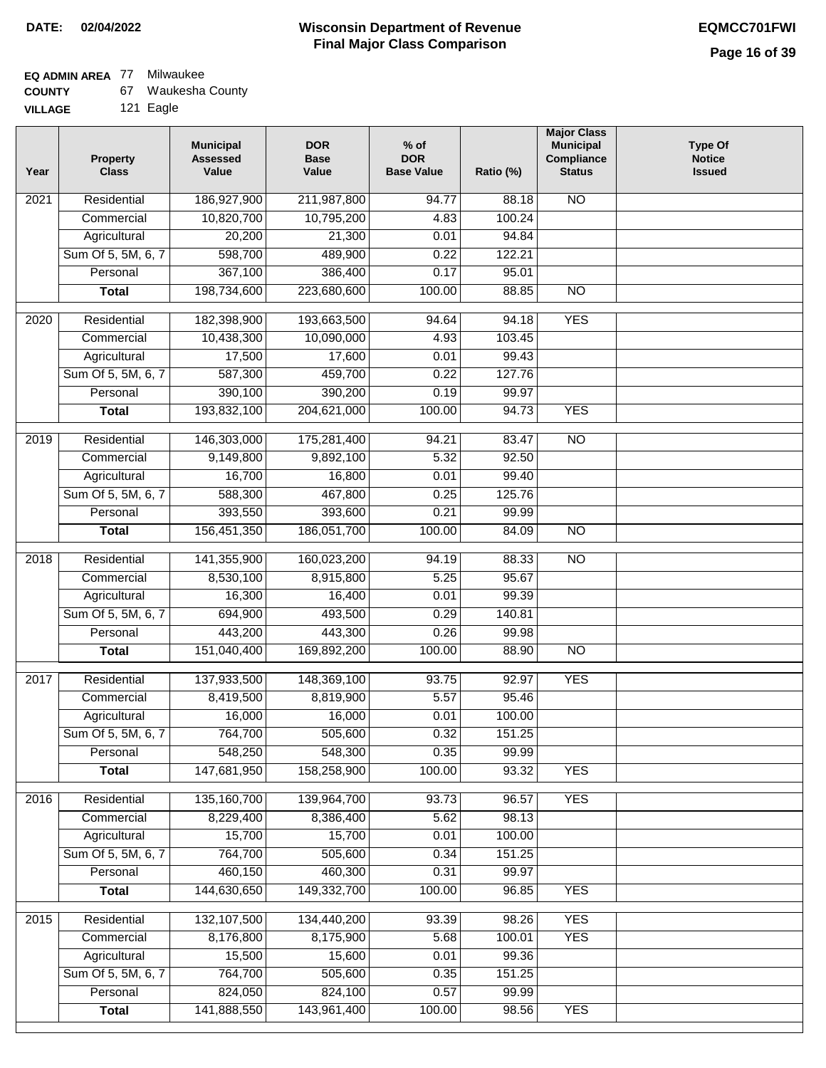**DATE: 02/04/2022**

# Wisconsin Department of Revenue
## Final Major Class Comparison

**EQMCC701FWI**

**EQ ADMIN AREA** 77 Milwaukee
**COUNTY** 67 Waukesha County
**VILLAGE** 121 Eagle

| Year | Property Class | Municipal Assessed Value | DOR Base Value | % of DOR Base Value | Ratio (%) | Major Class Municipal Compliance Status | Type Of Notice Issued |
|---|---|---|---|---|---|---|---|
| 2021 | Residential | 186,927,900 | 211,987,800 | 94.77 | 88.18 | NO | |
| | Commercial | 10,820,700 | 10,795,200 | 4.83 | 100.24 | | |
| | Agricultural | 20,200 | 21,300 | 0.01 | 94.84 | | |
| | Sum Of 5, 5M, 6, 7 | 598,700 | 489,900 | 0.22 | 122.21 | | |
| | Personal | 367,100 | 386,400 | 0.17 | 95.01 | | |
| | **Total** | 198,734,600 | 223,680,600 | 100.00 | 88.85 | NO | |
| 2020 | Residential | 182,398,900 | 193,663,500 | 94.64 | 94.18 | YES | |
| | Commercial | 10,438,300 | 10,090,000 | 4.93 | 103.45 | | |
| | Agricultural | 17,500 | 17,600 | 0.01 | 99.43 | | |
| | Sum Of 5, 5M, 6, 7 | 587,300 | 459,700 | 0.22 | 127.76 | | |
| | Personal | 390,100 | 390,200 | 0.19 | 99.97 | | |
| | **Total** | 193,832,100 | 204,621,000 | 100.00 | 94.73 | YES | |
| 2019 | Residential | 146,303,000 | 175,281,400 | 94.21 | 83.47 | NO | |
| | Commercial | 9,149,800 | 9,892,100 | 5.32 | 92.50 | | |
| | Agricultural | 16,700 | 16,800 | 0.01 | 99.40 | | |
| | Sum Of 5, 5M, 6, 7 | 588,300 | 467,800 | 0.25 | 125.76 | | |
| | Personal | 393,550 | 393,600 | 0.21 | 99.99 | | |
| | **Total** | 156,451,350 | 186,051,700 | 100.00 | 84.09 | NO | |
| 2018 | Residential | 141,355,900 | 160,023,200 | 94.19 | 88.33 | NO | |
| | Commercial | 8,530,100 | 8,915,800 | 5.25 | 95.67 | | |
| | Agricultural | 16,300 | 16,400 | 0.01 | 99.39 | | |
| | Sum Of 5, 5M, 6, 7 | 694,900 | 493,500 | 0.29 | 140.81 | | |
| | Personal | 443,200 | 443,300 | 0.26 | 99.98 | | |
| | **Total** | 151,040,400 | 169,892,200 | 100.00 | 88.90 | NO | |
| 2017 | Residential | 137,933,500 | 148,369,100 | 93.75 | 92.97 | YES | |
| | Commercial | 8,419,500 | 8,819,900 | 5.57 | 95.46 | | |
| | Agricultural | 16,000 | 16,000 | 0.01 | 100.00 | | |
| | Sum Of 5, 5M, 6, 7 | 764,700 | 505,600 | 0.32 | 151.25 | | |
| | Personal | 548,250 | 548,300 | 0.35 | 99.99 | | |
| | **Total** | 147,681,950 | 158,258,900 | 100.00 | 93.32 | YES | |
| 2016 | Residential | 135,160,700 | 139,964,700 | 93.73 | 96.57 | YES | |
| | Commercial | 8,229,400 | 8,386,400 | 5.62 | 98.13 | | |
| | Agricultural | 15,700 | 15,700 | 0.01 | 100.00 | | |
| | Sum Of 5, 5M, 6, 7 | 764,700 | 505,600 | 0.34 | 151.25 | | |
| | Personal | 460,150 | 460,300 | 0.31 | 99.97 | | |
| | **Total** | 144,630,650 | 149,332,700 | 100.00 | 96.85 | YES | |
| 2015 | Residential | 132,107,500 | 134,440,200 | 93.39 | 98.26 | YES | |
| | Commercial | 8,176,800 | 8,175,900 | 5.68 | 100.01 | YES | |
| | Agricultural | 15,500 | 15,600 | 0.01 | 99.36 | | |
| | Sum Of 5, 5M, 6, 7 | 764,700 | 505,600 | 0.35 | 151.25 | | |
| | Personal | 824,050 | 824,100 | 0.57 | 99.99 | | |
| | **Total** | 141,888,550 | 143,961,400 | 100.00 | 98.56 | YES | |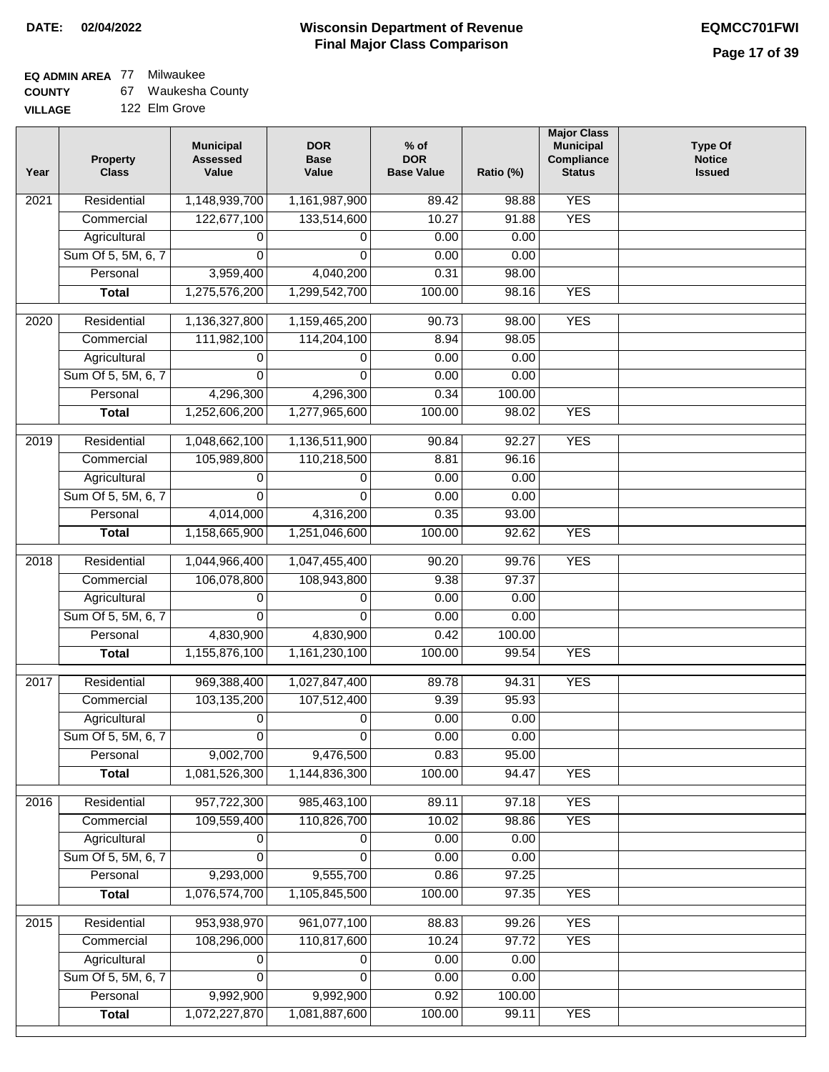**DATE: 02/04/2022**

# Wisconsin Department of Revenue
## Final Major Class Comparison

**EQMCC701FWI**

**EQ ADMIN AREA** 77 Milwaukee
**COUNTY** 67 Waukesha County
**VILLAGE** 122 Elm Grove

| Year | Property Class | Municipal Assessed Value | DOR Base Value | % of DOR Base Value | Ratio (%) | Major Class Municipal Compliance Status | Type Of Notice Issued |
|---|---|---|---|---|---|---|---|
| 2021 | Residential | 1,148,939,700 | 1,161,987,900 | 89.42 | 98.88 | YES | |
| | Commercial | 122,677,100 | 133,514,600 | 10.27 | 91.88 | YES | |
| | Agricultural | 0 | 0 | 0.00 | 0.00 | | |
| | Sum Of 5, 5M, 6, 7 | 0 | 0 | 0.00 | 0.00 | | |
| | Personal | 3,959,400 | 4,040,200 | 0.31 | 98.00 | | |
| | **Total** | 1,275,576,200 | 1,299,542,700 | 100.00 | 98.16 | YES | |
| 2020 | Residential | 1,136,327,800 | 1,159,465,200 | 90.73 | 98.00 | YES | |
| | Commercial | 111,982,100 | 114,204,100 | 8.94 | 98.05 | | |
| | Agricultural | 0 | 0 | 0.00 | 0.00 | | |
| | Sum Of 5, 5M, 6, 7 | 0 | 0 | 0.00 | 0.00 | | |
| | Personal | 4,296,300 | 4,296,300 | 0.34 | 100.00 | | |
| | **Total** | 1,252,606,200 | 1,277,965,600 | 100.00 | 98.02 | YES | |
| 2019 | Residential | 1,048,662,100 | 1,136,511,900 | 90.84 | 92.27 | YES | |
| | Commercial | 105,989,800 | 110,218,500 | 8.81 | 96.16 | | |
| | Agricultural | 0 | 0 | 0.00 | 0.00 | | |
| | Sum Of 5, 5M, 6, 7 | 0 | 0 | 0.00 | 0.00 | | |
| | Personal | 4,014,000 | 4,316,200 | 0.35 | 93.00 | | |
| | **Total** | 1,158,665,900 | 1,251,046,600 | 100.00 | 92.62 | YES | |
| 2018 | Residential | 1,044,966,400 | 1,047,455,400 | 90.20 | 99.76 | YES | |
| | Commercial | 106,078,800 | 108,943,800 | 9.38 | 97.37 | | |
| | Agricultural | 0 | 0 | 0.00 | 0.00 | | |
| | Sum Of 5, 5M, 6, 7 | 0 | 0 | 0.00 | 0.00 | | |
| | Personal | 4,830,900 | 4,830,900 | 0.42 | 100.00 | | |
| | **Total** | 1,155,876,100 | 1,161,230,100 | 100.00 | 99.54 | YES | |
| 2017 | Residential | 969,388,400 | 1,027,847,400 | 89.78 | 94.31 | YES | |
| | Commercial | 103,135,200 | 107,512,400 | 9.39 | 95.93 | | |
| | Agricultural | 0 | 0 | 0.00 | 0.00 | | |
| | Sum Of 5, 5M, 6, 7 | 0 | 0 | 0.00 | 0.00 | | |
| | Personal | 9,002,700 | 9,476,500 | 0.83 | 95.00 | | |
| | **Total** | 1,081,526,300 | 1,144,836,300 | 100.00 | 94.47 | YES | |
| 2016 | Residential | 957,722,300 | 985,463,100 | 89.11 | 97.18 | YES | |
| | Commercial | 109,559,400 | 110,826,700 | 10.02 | 98.86 | YES | |
| | Agricultural | 0 | 0 | 0.00 | 0.00 | | |
| | Sum Of 5, 5M, 6, 7 | 0 | 0 | 0.00 | 0.00 | | |
| | Personal | 9,293,000 | 9,555,700 | 0.86 | 97.25 | | |
| | **Total** | 1,076,574,700 | 1,105,845,500 | 100.00 | 97.35 | YES | |
| 2015 | Residential | 953,938,970 | 961,077,100 | 88.83 | 99.26 | YES | |
| | Commercial | 108,296,000 | 110,817,600 | 10.24 | 97.72 | YES | |
| | Agricultural | 0 | 0 | 0.00 | 0.00 | | |
| | Sum Of 5, 5M, 6, 7 | 0 | 0 | 0.00 | 0.00 | | |
| | Personal | 9,992,900 | 9,992,900 | 0.92 | 100.00 | | |
| | **Total** | 1,072,227,870 | 1,081,887,600 | 100.00 | 99.11 | YES | |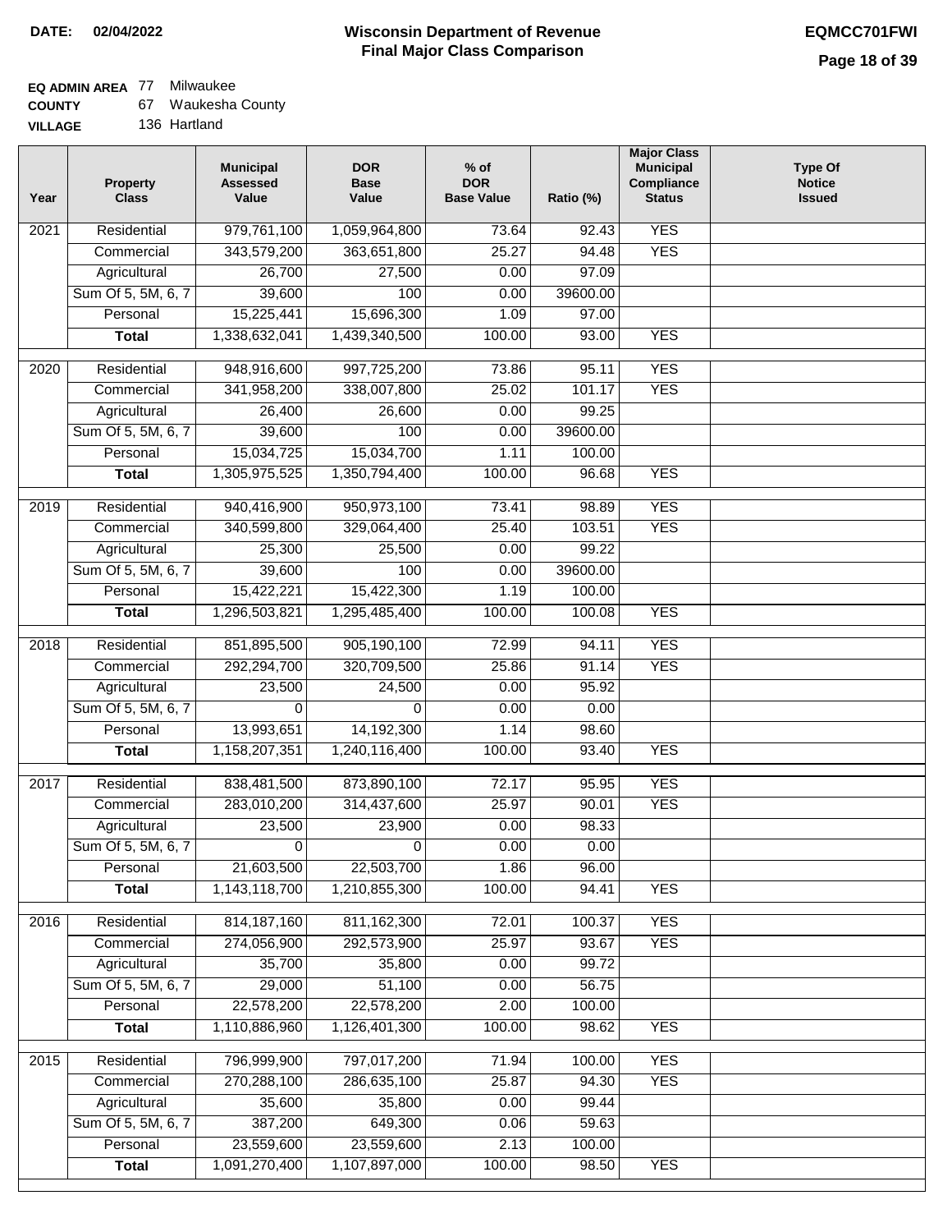**DATE: 02/04/2022**

# Wisconsin Department of Revenue
## Final Major Class Comparison

**EQMCC701FWI**

**EQ ADMIN AREA** 77 Milwaukee
**COUNTY** 67 Waukesha County
**VILLAGE** 136 Hartland

| Year | Property Class | Municipal Assessed Value | DOR Base Value | % of DOR Base Value | Ratio (%) | Major Class Municipal Compliance Status | Type Of Notice Issued |
|---|---|---|---|---|---|---|---|
| 2021 | Residential | 979,761,100 | 1,059,964,800 | 73.64 | 92.43 | YES | |
| | Commercial | 343,579,200 | 363,651,800 | 25.27 | 94.48 | YES | |
| | Agricultural | 26,700 | 27,500 | 0.00 | 97.09 | | |
| | Sum Of 5, 5M, 6, 7 | 39,600 | 100 | 0.00 | 39600.00 | | |
| | Personal | 15,225,441 | 15,696,300 | 1.09 | 97.00 | | |
| | **Total** | 1,338,632,041 | 1,439,340,500 | 100.00 | 93.00 | YES | |
| 2020 | Residential | 948,916,600 | 997,725,200 | 73.86 | 95.11 | YES | |
| | Commercial | 341,958,200 | 338,007,800 | 25.02 | 101.17 | YES | |
| | Agricultural | 26,400 | 26,600 | 0.00 | 99.25 | | |
| | Sum Of 5, 5M, 6, 7 | 39,600 | 100 | 0.00 | 39600.00 | | |
| | Personal | 15,034,725 | 15,034,700 | 1.11 | 100.00 | | |
| | **Total** | 1,305,975,525 | 1,350,794,400 | 100.00 | 96.68 | YES | |
| 2019 | Residential | 940,416,900 | 950,973,100 | 73.41 | 98.89 | YES | |
| | Commercial | 340,599,800 | 329,064,400 | 25.40 | 103.51 | YES | |
| | Agricultural | 25,300 | 25,500 | 0.00 | 99.22 | | |
| | Sum Of 5, 5M, 6, 7 | 39,600 | 100 | 0.00 | 39600.00 | | |
| | Personal | 15,422,221 | 15,422,300 | 1.19 | 100.00 | | |
| | **Total** | 1,296,503,821 | 1,295,485,400 | 100.00 | 100.08 | YES | |
| 2018 | Residential | 851,895,500 | 905,190,100 | 72.99 | 94.11 | YES | |
| | Commercial | 292,294,700 | 320,709,500 | 25.86 | 91.14 | YES | |
| | Agricultural | 23,500 | 24,500 | 0.00 | 95.92 | | |
| | Sum Of 5, 5M, 6, 7 | 0 | 0 | 0.00 | 0.00 | | |
| | Personal | 13,993,651 | 14,192,300 | 1.14 | 98.60 | | |
| | **Total** | 1,158,207,351 | 1,240,116,400 | 100.00 | 93.40 | YES | |
| 2017 | Residential | 838,481,500 | 873,890,100 | 72.17 | 95.95 | YES | |
| | Commercial | 283,010,200 | 314,437,600 | 25.97 | 90.01 | YES | |
| | Agricultural | 23,500 | 23,900 | 0.00 | 98.33 | | |
| | Sum Of 5, 5M, 6, 7 | 0 | 0 | 0.00 | 0.00 | | |
| | Personal | 21,603,500 | 22,503,700 | 1.86 | 96.00 | | |
| | **Total** | 1,143,118,700 | 1,210,855,300 | 100.00 | 94.41 | YES | |
| 2016 | Residential | 814,187,160 | 811,162,300 | 72.01 | 100.37 | YES | |
| | Commercial | 274,056,900 | 292,573,900 | 25.97 | 93.67 | YES | |
| | Agricultural | 35,700 | 35,800 | 0.00 | 99.72 | | |
| | Sum Of 5, 5M, 6, 7 | 29,000 | 51,100 | 0.00 | 56.75 | | |
| | Personal | 22,578,200 | 22,578,200 | 2.00 | 100.00 | | |
| | **Total** | 1,110,886,960 | 1,126,401,300 | 100.00 | 98.62 | YES | |
| 2015 | Residential | 796,999,900 | 797,017,200 | 71.94 | 100.00 | YES | |
| | Commercial | 270,288,100 | 286,635,100 | 25.87 | 94.30 | YES | |
| | Agricultural | 35,600 | 35,800 | 0.00 | 99.44 | | |
| | Sum Of 5, 5M, 6, 7 | 387,200 | 649,300 | 0.06 | 59.63 | | |
| | Personal | 23,559,600 | 23,559,600 | 2.13 | 100.00 | | |
| | **Total** | 1,091,270,400 | 1,107,897,000 | 100.00 | 98.50 | YES | |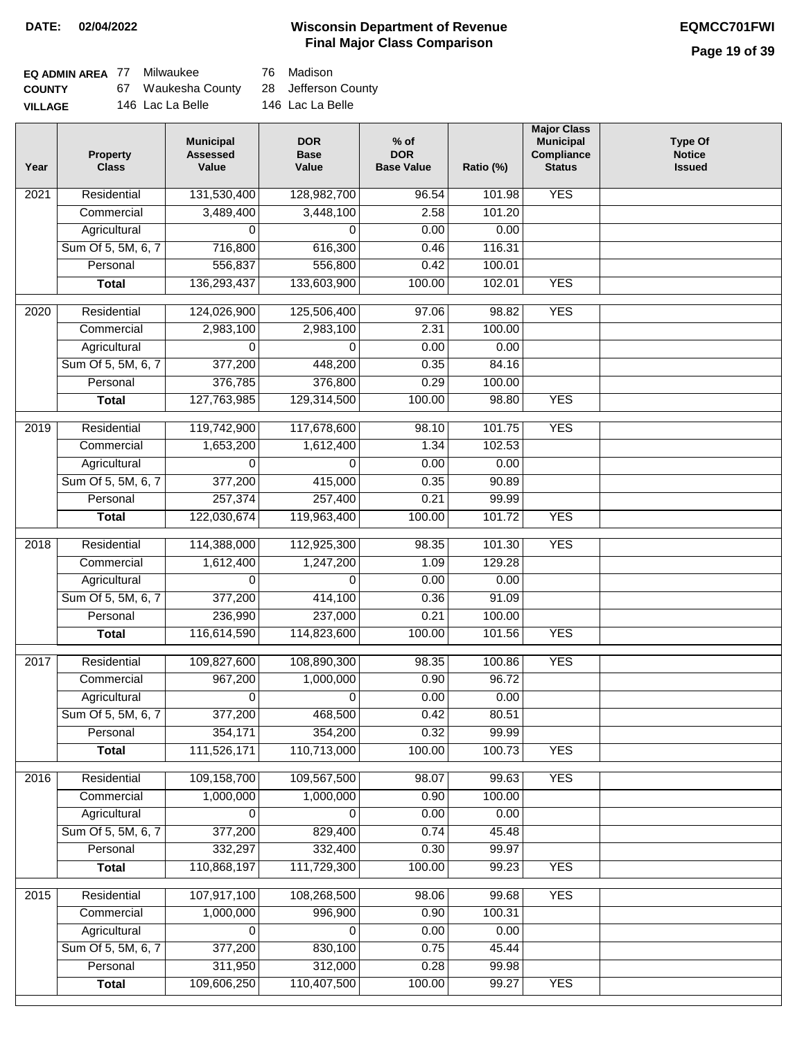**DATE:** 02/04/2022

# Wisconsin Department of Revenue
## Final Major Class Comparison

**EQMCC701FWI**

| | | | | |
|---|---|---|---|---|
| **EQ ADMIN AREA** | 77 | Milwaukee | 76 | Madison |
| **COUNTY** | 67 | Waukesha County | 28 | Jefferson County |
| **VILLAGE** | 146 | Lac La Belle | 146 | Lac La Belle |

| Year | Property Class | Municipal Assessed Value | DOR Base Value | % of DOR Base Value | Ratio (%) | Major Class Municipal Compliance Status | Type Of Notice Issued |
|---|---|---|---|---|---|---|---|
| 2021 | Residential | 131,530,400 | 128,982,700 | 96.54 | 101.98 | YES | |
| | Commercial | 3,489,400 | 3,448,100 | 2.58 | 101.20 | | |
| | Agricultural | 0 | 0 | 0.00 | 0.00 | | |
| | Sum Of 5, 5M, 6, 7 | 716,800 | 616,300 | 0.46 | 116.31 | | |
| | Personal | 556,837 | 556,800 | 0.42 | 100.01 | | |
| | **Total** | 136,293,437 | 133,603,900 | 100.00 | 102.01 | YES | |
| 2020 | Residential | 124,026,900 | 125,506,400 | 97.06 | 98.82 | YES | |
| | Commercial | 2,983,100 | 2,983,100 | 2.31 | 100.00 | | |
| | Agricultural | 0 | 0 | 0.00 | 0.00 | | |
| | Sum Of 5, 5M, 6, 7 | 377,200 | 448,200 | 0.35 | 84.16 | | |
| | Personal | 376,785 | 376,800 | 0.29 | 100.00 | | |
| | **Total** | 127,763,985 | 129,314,500 | 100.00 | 98.80 | YES | |
| 2019 | Residential | 119,742,900 | 117,678,600 | 98.10 | 101.75 | YES | |
| | Commercial | 1,653,200 | 1,612,400 | 1.34 | 102.53 | | |
| | Agricultural | 0 | 0 | 0.00 | 0.00 | | |
| | Sum Of 5, 5M, 6, 7 | 377,200 | 415,000 | 0.35 | 90.89 | | |
| | Personal | 257,374 | 257,400 | 0.21 | 99.99 | | |
| | **Total** | 122,030,674 | 119,963,400 | 100.00 | 101.72 | YES | |
| 2018 | Residential | 114,388,000 | 112,925,300 | 98.35 | 101.30 | YES | |
| | Commercial | 1,612,400 | 1,247,200 | 1.09 | 129.28 | | |
| | Agricultural | 0 | 0 | 0.00 | 0.00 | | |
| | Sum Of 5, 5M, 6, 7 | 377,200 | 414,100 | 0.36 | 91.09 | | |
| | Personal | 236,990 | 237,000 | 0.21 | 100.00 | | |
| | **Total** | 116,614,590 | 114,823,600 | 100.00 | 101.56 | YES | |
| 2017 | Residential | 109,827,600 | 108,890,300 | 98.35 | 100.86 | YES | |
| | Commercial | 967,200 | 1,000,000 | 0.90 | 96.72 | | |
| | Agricultural | 0 | 0 | 0.00 | 0.00 | | |
| | Sum Of 5, 5M, 6, 7 | 377,200 | 468,500 | 0.42 | 80.51 | | |
| | Personal | 354,171 | 354,200 | 0.32 | 99.99 | | |
| | **Total** | 111,526,171 | 110,713,000 | 100.00 | 100.73 | YES | |
| 2016 | Residential | 109,158,700 | 109,567,500 | 98.07 | 99.63 | YES | |
| | Commercial | 1,000,000 | 1,000,000 | 0.90 | 100.00 | | |
| | Agricultural | 0 | 0 | 0.00 | 0.00 | | |
| | Sum Of 5, 5M, 6, 7 | 377,200 | 829,400 | 0.74 | 45.48 | | |
| | Personal | 332,297 | 332,400 | 0.30 | 99.97 | | |
| | **Total** | 110,868,197 | 111,729,300 | 100.00 | 99.23 | YES | |
| 2015 | Residential | 107,917,100 | 108,268,500 | 98.06 | 99.68 | YES | |
| | Commercial | 1,000,000 | 996,900 | 0.90 | 100.31 | | |
| | Agricultural | 0 | 0 | 0.00 | 0.00 | | |
| | Sum Of 5, 5M, 6, 7 | 377,200 | 830,100 | 0.75 | 45.44 | | |
| | Personal | 311,950 | 312,000 | 0.28 | 99.98 | | |
| | **Total** | 109,606,250 | 110,407,500 | 100.00 | 99.27 | YES | |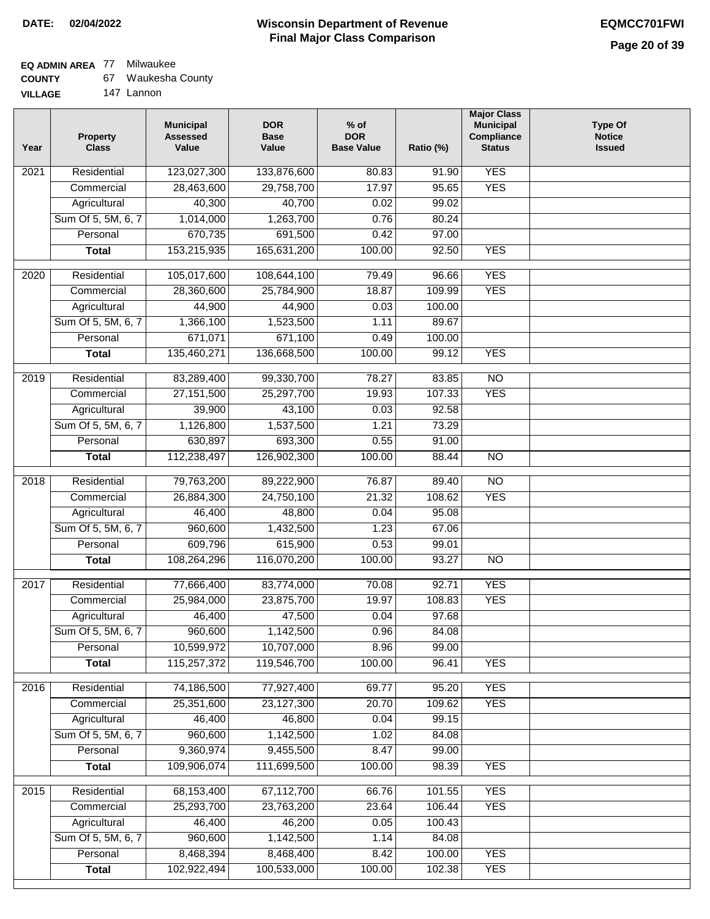**DATE:** 02/04/2022

# Wisconsin Department of Revenue
## Final Major Class Comparison

**EQMCC701FWI**

**EQ ADMIN AREA** 77 Milwaukee
**COUNTY** 67 Waukesha County
**VILLAGE** 147 Lannon

| Year | Property Class | Municipal Assessed Value | DOR Base Value | % of DOR Base Value | Ratio (%) | Major Class Municipal Compliance Status | Type Of Notice Issued |
|---|---|---|---|---|---|---|---|
| 2021 | Residential | 123,027,300 | 133,876,600 | 80.83 | 91.90 | YES | |
| | Commercial | 28,463,600 | 29,758,700 | 17.97 | 95.65 | YES | |
| | Agricultural | 40,300 | 40,700 | 0.02 | 99.02 | | |
| | Sum Of 5, 5M, 6, 7 | 1,014,000 | 1,263,700 | 0.76 | 80.24 | | |
| | Personal | 670,735 | 691,500 | 0.42 | 97.00 | | |
| | **Total** | 153,215,935 | 165,631,200 | 100.00 | 92.50 | YES | |
| 2020 | Residential | 105,017,600 | 108,644,100 | 79.49 | 96.66 | YES | |
| | Commercial | 28,360,600 | 25,784,900 | 18.87 | 109.99 | YES | |
| | Agricultural | 44,900 | 44,900 | 0.03 | 100.00 | | |
| | Sum Of 5, 5M, 6, 7 | 1,366,100 | 1,523,500 | 1.11 | 89.67 | | |
| | Personal | 671,071 | 671,100 | 0.49 | 100.00 | | |
| | **Total** | 135,460,271 | 136,668,500 | 100.00 | 99.12 | YES | |
| 2019 | Residential | 83,289,400 | 99,330,700 | 78.27 | 83.85 | NO | |
| | Commercial | 27,151,500 | 25,297,700 | 19.93 | 107.33 | YES | |
| | Agricultural | 39,900 | 43,100 | 0.03 | 92.58 | | |
| | Sum Of 5, 5M, 6, 7 | 1,126,800 | 1,537,500 | 1.21 | 73.29 | | |
| | Personal | 630,897 | 693,300 | 0.55 | 91.00 | | |
| | **Total** | 112,238,497 | 126,902,300 | 100.00 | 88.44 | NO | |
| 2018 | Residential | 79,763,200 | 89,222,900 | 76.87 | 89.40 | NO | |
| | Commercial | 26,884,300 | 24,750,100 | 21.32 | 108.62 | YES | |
| | Agricultural | 46,400 | 48,800 | 0.04 | 95.08 | | |
| | Sum Of 5, 5M, 6, 7 | 960,600 | 1,432,500 | 1.23 | 67.06 | | |
| | Personal | 609,796 | 615,900 | 0.53 | 99.01 | | |
| | **Total** | 108,264,296 | 116,070,200 | 100.00 | 93.27 | NO | |
| 2017 | Residential | 77,666,400 | 83,774,000 | 70.08 | 92.71 | YES | |
| | Commercial | 25,984,000 | 23,875,700 | 19.97 | 108.83 | YES | |
| | Agricultural | 46,400 | 47,500 | 0.04 | 97.68 | | |
| | Sum Of 5, 5M, 6, 7 | 960,600 | 1,142,500 | 0.96 | 84.08 | | |
| | Personal | 10,599,972 | 10,707,000 | 8.96 | 99.00 | | |
| | **Total** | 115,257,372 | 119,546,700 | 100.00 | 96.41 | YES | |
| 2016 | Residential | 74,186,500 | 77,927,400 | 69.77 | 95.20 | YES | |
| | Commercial | 25,351,600 | 23,127,300 | 20.70 | 109.62 | YES | |
| | Agricultural | 46,400 | 46,800 | 0.04 | 99.15 | | |
| | Sum Of 5, 5M, 6, 7 | 960,600 | 1,142,500 | 1.02 | 84.08 | | |
| | Personal | 9,360,974 | 9,455,500 | 8.47 | 99.00 | | |
| | **Total** | 109,906,074 | 111,699,500 | 100.00 | 98.39 | YES | |
| 2015 | Residential | 68,153,400 | 67,112,700 | 66.76 | 101.55 | YES | |
| | Commercial | 25,293,700 | 23,763,200 | 23.64 | 106.44 | YES | |
| | Agricultural | 46,400 | 46,200 | 0.05 | 100.43 | | |
| | Sum Of 5, 5M, 6, 7 | 960,600 | 1,142,500 | 1.14 | 84.08 | | |
| | Personal | 8,468,394 | 8,468,400 | 8.42 | 100.00 | YES | |
| | **Total** | 102,922,494 | 100,533,000 | 100.00 | 102.38 | YES | |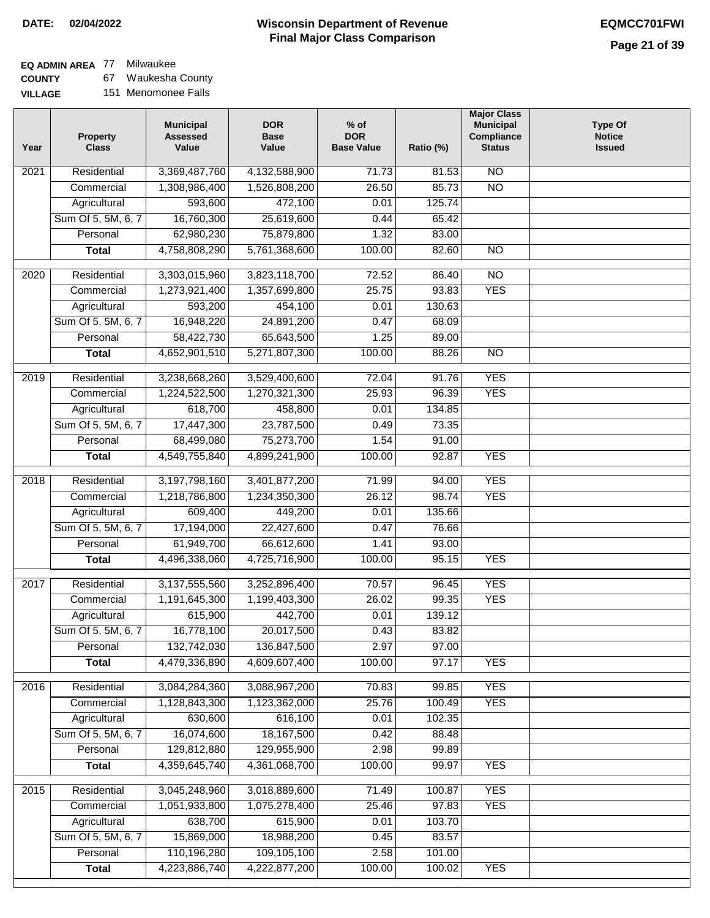**DATE: 02/04/2022**

# Wisconsin Department of Revenue
## Final Major Class Comparison

**EQMCC701FWI**

**EQ ADMIN AREA** 77 Milwaukee
**COUNTY** 67 Waukesha County
**VILLAGE** 151 Menomonee Falls

| Year | Property Class | Municipal Assessed Value | DOR Base Value | % of DOR Base Value | Ratio (%) | Major Class Municipal Compliance Status | Type Of Notice Issued |
|---|---|---|---|---|---|---|---|
| 2021 | Residential | 3,369,487,760 | 4,132,588,900 | 71.73 | 81.53 | NO | |
| | Commercial | 1,308,986,400 | 1,526,808,200 | 26.50 | 85.73 | NO | |
| | Agricultural | 593,600 | 472,100 | 0.01 | 125.74 | | |
| | Sum Of 5, 5M, 6, 7 | 16,760,300 | 25,619,600 | 0.44 | 65.42 | | |
| | Personal | 62,980,230 | 75,879,800 | 1.32 | 83.00 | | |
| | **Total** | 4,758,808,290 | 5,761,368,600 | 100.00 | 82.60 | NO | |
| 2020 | Residential | 3,303,015,960 | 3,823,118,700 | 72.52 | 86.40 | NO | |
| | Commercial | 1,273,921,400 | 1,357,699,800 | 25.75 | 93.83 | YES | |
| | Agricultural | 593,200 | 454,100 | 0.01 | 130.63 | | |
| | Sum Of 5, 5M, 6, 7 | 16,948,220 | 24,891,200 | 0.47 | 68.09 | | |
| | Personal | 58,422,730 | 65,643,500 | 1.25 | 89.00 | | |
| | **Total** | 4,652,901,510 | 5,271,807,300 | 100.00 | 88.26 | NO | |
| 2019 | Residential | 3,238,668,260 | 3,529,400,600 | 72.04 | 91.76 | YES | |
| | Commercial | 1,224,522,500 | 1,270,321,300 | 25.93 | 96.39 | YES | |
| | Agricultural | 618,700 | 458,800 | 0.01 | 134.85 | | |
| | Sum Of 5, 5M, 6, 7 | 17,447,300 | 23,787,500 | 0.49 | 73.35 | | |
| | Personal | 68,499,080 | 75,273,700 | 1.54 | 91.00 | | |
| | **Total** | 4,549,755,840 | 4,899,241,900 | 100.00 | 92.87 | YES | |
| 2018 | Residential | 3,197,798,160 | 3,401,877,200 | 71.99 | 94.00 | YES | |
| | Commercial | 1,218,786,800 | 1,234,350,300 | 26.12 | 98.74 | YES | |
| | Agricultural | 609,400 | 449,200 | 0.01 | 135.66 | | |
| | Sum Of 5, 5M, 6, 7 | 17,194,000 | 22,427,600 | 0.47 | 76.66 | | |
| | Personal | 61,949,700 | 66,612,600 | 1.41 | 93.00 | | |
| | **Total** | 4,496,338,060 | 4,725,716,900 | 100.00 | 95.15 | YES | |
| 2017 | Residential | 3,137,555,560 | 3,252,896,400 | 70.57 | 96.45 | YES | |
| | Commercial | 1,191,645,300 | 1,199,403,300 | 26.02 | 99.35 | YES | |
| | Agricultural | 615,900 | 442,700 | 0.01 | 139.12 | | |
| | Sum Of 5, 5M, 6, 7 | 16,778,100 | 20,017,500 | 0.43 | 83.82 | | |
| | Personal | 132,742,030 | 136,847,500 | 2.97 | 97.00 | | |
| | **Total** | 4,479,336,890 | 4,609,607,400 | 100.00 | 97.17 | YES | |
| 2016 | Residential | 3,084,284,360 | 3,088,967,200 | 70.83 | 99.85 | YES | |
| | Commercial | 1,128,843,300 | 1,123,362,000 | 25.76 | 100.49 | YES | |
| | Agricultural | 630,600 | 616,100 | 0.01 | 102.35 | | |
| | Sum Of 5, 5M, 6, 7 | 16,074,600 | 18,167,500 | 0.42 | 88.48 | | |
| | Personal | 129,812,880 | 129,955,900 | 2.98 | 99.89 | | |
| | **Total** | 4,359,645,740 | 4,361,068,700 | 100.00 | 99.97 | YES | |
| 2015 | Residential | 3,045,248,960 | 3,018,889,600 | 71.49 | 100.87 | YES | |
| | Commercial | 1,051,933,800 | 1,075,278,400 | 25.46 | 97.83 | YES | |
| | Agricultural | 638,700 | 615,900 | 0.01 | 103.70 | | |
| | Sum Of 5, 5M, 6, 7 | 15,869,000 | 18,988,200 | 0.45 | 83.57 | | |
| | Personal | 110,196,280 | 109,105,100 | 2.58 | 101.00 | | |
| | **Total** | 4,223,886,740 | 4,222,877,200 | 100.00 | 100.02 | YES | |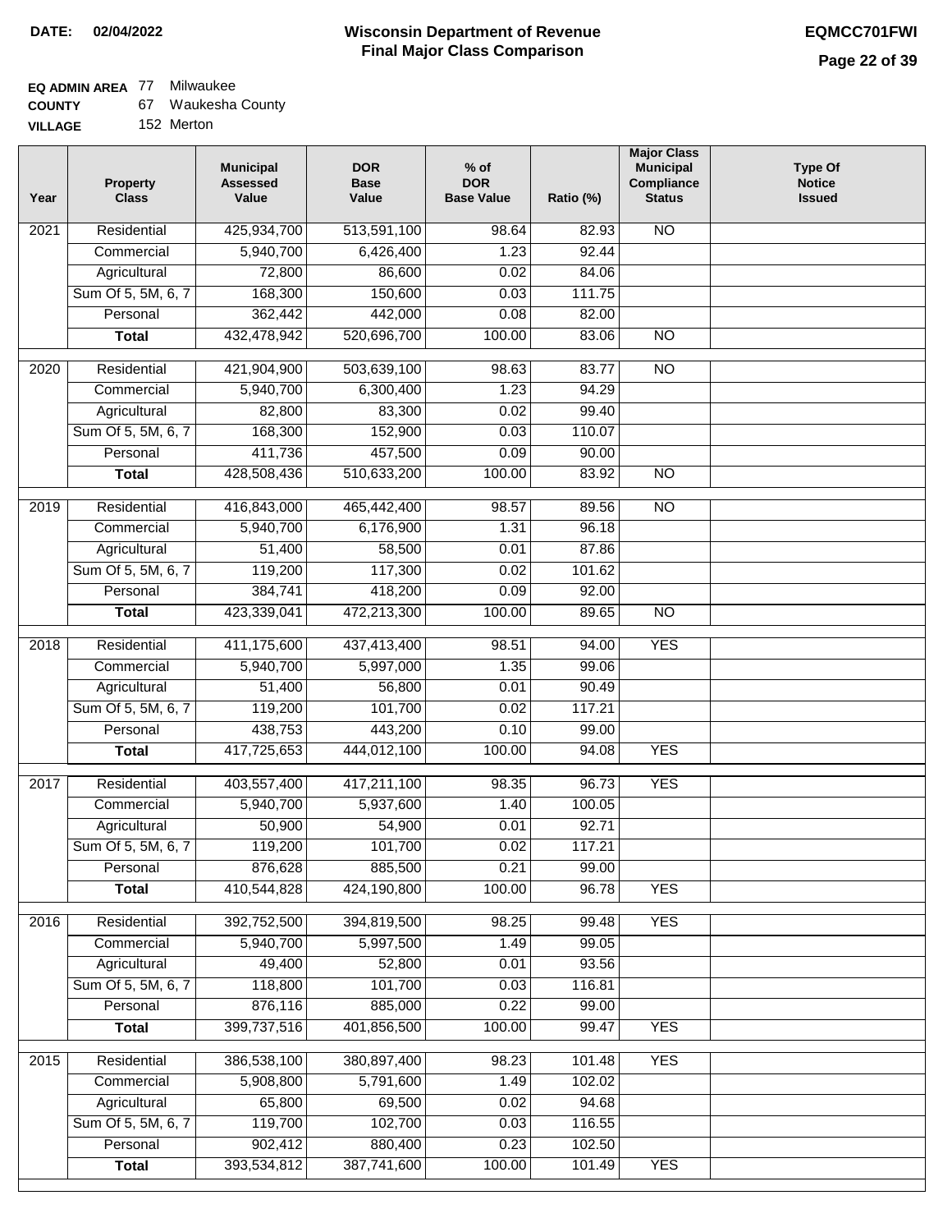**DATE: 02/04/2022**

# Wisconsin Department of Revenue
## Final Major Class Comparison

**EQMCC701FWI**

**EQ ADMIN AREA** 77 Milwaukee
**COUNTY** 67 Waukesha County
**VILLAGE** 152 Merton

| Year | Property Class | Municipal Assessed Value | DOR Base Value | % of DOR Base Value | Ratio (%) | Major Class Municipal Compliance Status | Type Of Notice Issued |
|---|---|---|---|---|---|---|---|
| 2021 | Residential | 425,934,700 | 513,591,100 | 98.64 | 82.93 | NO | |
| | Commercial | 5,940,700 | 6,426,400 | 1.23 | 92.44 | | |
| | Agricultural | 72,800 | 86,600 | 0.02 | 84.06 | | |
| | Sum Of 5, 5M, 6, 7 | 168,300 | 150,600 | 0.03 | 111.75 | | |
| | Personal | 362,442 | 442,000 | 0.08 | 82.00 | | |
| | **Total** | 432,478,942 | 520,696,700 | 100.00 | 83.06 | NO | |
| 2020 | Residential | 421,904,900 | 503,639,100 | 98.63 | 83.77 | NO | |
| | Commercial | 5,940,700 | 6,300,400 | 1.23 | 94.29 | | |
| | Agricultural | 82,800 | 83,300 | 0.02 | 99.40 | | |
| | Sum Of 5, 5M, 6, 7 | 168,300 | 152,900 | 0.03 | 110.07 | | |
| | Personal | 411,736 | 457,500 | 0.09 | 90.00 | | |
| | **Total** | 428,508,436 | 510,633,200 | 100.00 | 83.92 | NO | |
| 2019 | Residential | 416,843,000 | 465,442,400 | 98.57 | 89.56 | NO | |
| | Commercial | 5,940,700 | 6,176,900 | 1.31 | 96.18 | | |
| | Agricultural | 51,400 | 58,500 | 0.01 | 87.86 | | |
| | Sum Of 5, 5M, 6, 7 | 119,200 | 117,300 | 0.02 | 101.62 | | |
| | Personal | 384,741 | 418,200 | 0.09 | 92.00 | | |
| | **Total** | 423,339,041 | 472,213,300 | 100.00 | 89.65 | NO | |
| 2018 | Residential | 411,175,600 | 437,413,400 | 98.51 | 94.00 | YES | |
| | Commercial | 5,940,700 | 5,997,000 | 1.35 | 99.06 | | |
| | Agricultural | 51,400 | 56,800 | 0.01 | 90.49 | | |
| | Sum Of 5, 5M, 6, 7 | 119,200 | 101,700 | 0.02 | 117.21 | | |
| | Personal | 438,753 | 443,200 | 0.10 | 99.00 | | |
| | **Total** | 417,725,653 | 444,012,100 | 100.00 | 94.08 | YES | |
| 2017 | Residential | 403,557,400 | 417,211,100 | 98.35 | 96.73 | YES | |
| | Commercial | 5,940,700 | 5,937,600 | 1.40 | 100.05 | | |
| | Agricultural | 50,900 | 54,900 | 0.01 | 92.71 | | |
| | Sum Of 5, 5M, 6, 7 | 119,200 | 101,700 | 0.02 | 117.21 | | |
| | Personal | 876,628 | 885,500 | 0.21 | 99.00 | | |
| | **Total** | 410,544,828 | 424,190,800 | 100.00 | 96.78 | YES | |
| 2016 | Residential | 392,752,500 | 394,819,500 | 98.25 | 99.48 | YES | |
| | Commercial | 5,940,700 | 5,997,500 | 1.49 | 99.05 | | |
| | Agricultural | 49,400 | 52,800 | 0.01 | 93.56 | | |
| | Sum Of 5, 5M, 6, 7 | 118,800 | 101,700 | 0.03 | 116.81 | | |
| | Personal | 876,116 | 885,000 | 0.22 | 99.00 | | |
| | **Total** | 399,737,516 | 401,856,500 | 100.00 | 99.47 | YES | |
| 2015 | Residential | 386,538,100 | 380,897,400 | 98.23 | 101.48 | YES | |
| | Commercial | 5,908,800 | 5,791,600 | 1.49 | 102.02 | | |
| | Agricultural | 65,800 | 69,500 | 0.02 | 94.68 | | |
| | Sum Of 5, 5M, 6, 7 | 119,700 | 102,700 | 0.03 | 116.55 | | |
| | Personal | 902,412 | 880,400 | 0.23 | 102.50 | | |
| | **Total** | 393,534,812 | 387,741,600 | 100.00 | 101.49 | YES | |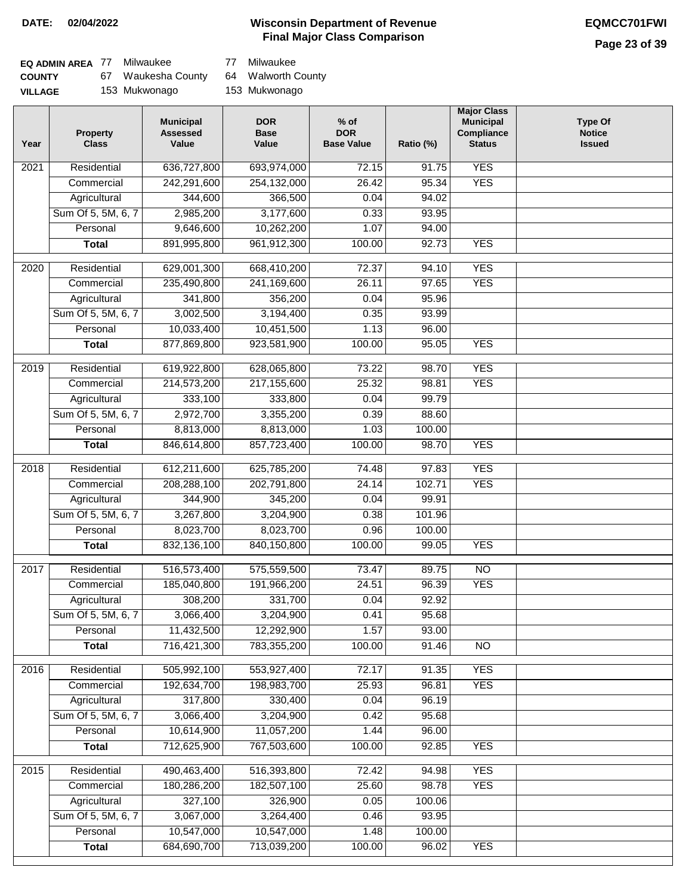**DATE: 02/04/2022**

# Wisconsin Department of Revenue
## Final Major Class Comparison

**EQMCC701FWI**

| | | | | |
|---|---|---|---|---|
| **EQ ADMIN AREA** | 77 | Milwaukee | 77 | Milwaukee |
| **COUNTY** | 67 | Waukesha County | 64 | Walworth County |
| **VILLAGE** | 153 | Mukwonago | 153 | Mukwonago |

| Year | Property Class | Municipal Assessed Value | DOR Base Value | % of DOR Base Value | Ratio (%) | Major Class Municipal Compliance Status | Type Of Notice Issued |
|---|---|---|---|---|---|---|---|
| 2021 | Residential | 636,727,800 | 693,974,000 | 72.15 | 91.75 | YES | |
| | Commercial | 242,291,600 | 254,132,000 | 26.42 | 95.34 | YES | |
| | Agricultural | 344,600 | 366,500 | 0.04 | 94.02 | | |
| | Sum Of 5, 5M, 6, 7 | 2,985,200 | 3,177,600 | 0.33 | 93.95 | | |
| | Personal | 9,646,600 | 10,262,200 | 1.07 | 94.00 | | |
| | **Total** | 891,995,800 | 961,912,300 | 100.00 | 92.73 | YES | |
| 2020 | Residential | 629,001,300 | 668,410,200 | 72.37 | 94.10 | YES | |
| | Commercial | 235,490,800 | 241,169,600 | 26.11 | 97.65 | YES | |
| | Agricultural | 341,800 | 356,200 | 0.04 | 95.96 | | |
| | Sum Of 5, 5M, 6, 7 | 3,002,500 | 3,194,400 | 0.35 | 93.99 | | |
| | Personal | 10,033,400 | 10,451,500 | 1.13 | 96.00 | | |
| | **Total** | 877,869,800 | 923,581,900 | 100.00 | 95.05 | YES | |
| 2019 | Residential | 619,922,800 | 628,065,800 | 73.22 | 98.70 | YES | |
| | Commercial | 214,573,200 | 217,155,600 | 25.32 | 98.81 | YES | |
| | Agricultural | 333,100 | 333,800 | 0.04 | 99.79 | | |
| | Sum Of 5, 5M, 6, 7 | 2,972,700 | 3,355,200 | 0.39 | 88.60 | | |
| | Personal | 8,813,000 | 8,813,000 | 1.03 | 100.00 | | |
| | **Total** | 846,614,800 | 857,723,400 | 100.00 | 98.70 | YES | |
| 2018 | Residential | 612,211,600 | 625,785,200 | 74.48 | 97.83 | YES | |
| | Commercial | 208,288,100 | 202,791,800 | 24.14 | 102.71 | YES | |
| | Agricultural | 344,900 | 345,200 | 0.04 | 99.91 | | |
| | Sum Of 5, 5M, 6, 7 | 3,267,800 | 3,204,900 | 0.38 | 101.96 | | |
| | Personal | 8,023,700 | 8,023,700 | 0.96 | 100.00 | | |
| | **Total** | 832,136,100 | 840,150,800 | 100.00 | 99.05 | YES | |
| 2017 | Residential | 516,573,400 | 575,559,500 | 73.47 | 89.75 | NO | |
| | Commercial | 185,040,800 | 191,966,200 | 24.51 | 96.39 | YES | |
| | Agricultural | 308,200 | 331,700 | 0.04 | 92.92 | | |
| | Sum Of 5, 5M, 6, 7 | 3,066,400 | 3,204,900 | 0.41 | 95.68 | | |
| | Personal | 11,432,500 | 12,292,900 | 1.57 | 93.00 | | |
| | **Total** | 716,421,300 | 783,355,200 | 100.00 | 91.46 | NO | |
| 2016 | Residential | 505,992,100 | 553,927,400 | 72.17 | 91.35 | YES | |
| | Commercial | 192,634,700 | 198,983,700 | 25.93 | 96.81 | YES | |
| | Agricultural | 317,800 | 330,400 | 0.04 | 96.19 | | |
| | Sum Of 5, 5M, 6, 7 | 3,066,400 | 3,204,900 | 0.42 | 95.68 | | |
| | Personal | 10,614,900 | 11,057,200 | 1.44 | 96.00 | | |
| | **Total** | 712,625,900 | 767,503,600 | 100.00 | 92.85 | YES | |
| 2015 | Residential | 490,463,400 | 516,393,800 | 72.42 | 94.98 | YES | |
| | Commercial | 180,286,200 | 182,507,100 | 25.60 | 98.78 | YES | |
| | Agricultural | 327,100 | 326,900 | 0.05 | 100.06 | | |
| | Sum Of 5, 5M, 6, 7 | 3,067,000 | 3,264,400 | 0.46 | 93.95 | | |
| | Personal | 10,547,000 | 10,547,000 | 1.48 | 100.00 | | |
| | **Total** | 684,690,700 | 713,039,200 | 100.00 | 96.02 | YES | |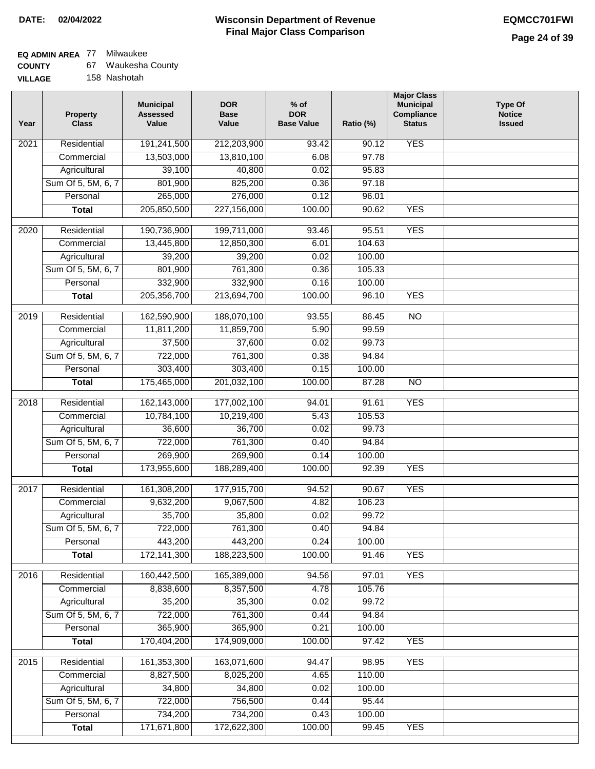**DATE:** 02/04/2022

# Wisconsin Department of Revenue
## Final Major Class Comparison

**EQMCC701FWI**

**EQ ADMIN AREA** 77 Milwaukee
**COUNTY** 67 Waukesha County
**VILLAGE** 158 Nashotah

| Year | Property Class | Municipal Assessed Value | DOR Base Value | % of DOR Base Value | Ratio (%) | Major Class Municipal Compliance Status | Type Of Notice Issued |
|---|---|---|---|---|---|---|---|
| 2021 | Residential | 191,241,500 | 212,203,900 | 93.42 | 90.12 | YES | |
| | Commercial | 13,503,000 | 13,810,100 | 6.08 | 97.78 | | |
| | Agricultural | 39,100 | 40,800 | 0.02 | 95.83 | | |
| | Sum Of 5, 5M, 6, 7 | 801,900 | 825,200 | 0.36 | 97.18 | | |
| | Personal | 265,000 | 276,000 | 0.12 | 96.01 | | |
| | **Total** | 205,850,500 | 227,156,000 | 100.00 | 90.62 | YES | |
| 2020 | Residential | 190,736,900 | 199,711,000 | 93.46 | 95.51 | YES | |
| | Commercial | 13,445,800 | 12,850,300 | 6.01 | 104.63 | | |
| | Agricultural | 39,200 | 39,200 | 0.02 | 100.00 | | |
| | Sum Of 5, 5M, 6, 7 | 801,900 | 761,300 | 0.36 | 105.33 | | |
| | Personal | 332,900 | 332,900 | 0.16 | 100.00 | | |
| | **Total** | 205,356,700 | 213,694,700 | 100.00 | 96.10 | YES | |
| 2019 | Residential | 162,590,900 | 188,070,100 | 93.55 | 86.45 | NO | |
| | Commercial | 11,811,200 | 11,859,700 | 5.90 | 99.59 | | |
| | Agricultural | 37,500 | 37,600 | 0.02 | 99.73 | | |
| | Sum Of 5, 5M, 6, 7 | 722,000 | 761,300 | 0.38 | 94.84 | | |
| | Personal | 303,400 | 303,400 | 0.15 | 100.00 | | |
| | **Total** | 175,465,000 | 201,032,100 | 100.00 | 87.28 | NO | |
| 2018 | Residential | 162,143,000 | 177,002,100 | 94.01 | 91.61 | YES | |
| | Commercial | 10,784,100 | 10,219,400 | 5.43 | 105.53 | | |
| | Agricultural | 36,600 | 36,700 | 0.02 | 99.73 | | |
| | Sum Of 5, 5M, 6, 7 | 722,000 | 761,300 | 0.40 | 94.84 | | |
| | Personal | 269,900 | 269,900 | 0.14 | 100.00 | | |
| | **Total** | 173,955,600 | 188,289,400 | 100.00 | 92.39 | YES | |
| 2017 | Residential | 161,308,200 | 177,915,700 | 94.52 | 90.67 | YES | |
| | Commercial | 9,632,200 | 9,067,500 | 4.82 | 106.23 | | |
| | Agricultural | 35,700 | 35,800 | 0.02 | 99.72 | | |
| | Sum Of 5, 5M, 6, 7 | 722,000 | 761,300 | 0.40 | 94.84 | | |
| | Personal | 443,200 | 443,200 | 0.24 | 100.00 | | |
| | **Total** | 172,141,300 | 188,223,500 | 100.00 | 91.46 | YES | |
| 2016 | Residential | 160,442,500 | 165,389,000 | 94.56 | 97.01 | YES | |
| | Commercial | 8,838,600 | 8,357,500 | 4.78 | 105.76 | | |
| | Agricultural | 35,200 | 35,300 | 0.02 | 99.72 | | |
| | Sum Of 5, 5M, 6, 7 | 722,000 | 761,300 | 0.44 | 94.84 | | |
| | Personal | 365,900 | 365,900 | 0.21 | 100.00 | | |
| | **Total** | 170,404,200 | 174,909,000 | 100.00 | 97.42 | YES | |
| 2015 | Residential | 161,353,300 | 163,071,600 | 94.47 | 98.95 | YES | |
| | Commercial | 8,827,500 | 8,025,200 | 4.65 | 110.00 | | |
| | Agricultural | 34,800 | 34,800 | 0.02 | 100.00 | | |
| | Sum Of 5, 5M, 6, 7 | 722,000 | 756,500 | 0.44 | 95.44 | | |
| | Personal | 734,200 | 734,200 | 0.43 | 100.00 | | |
| | **Total** | 171,671,800 | 172,622,300 | 100.00 | 99.45 | YES | |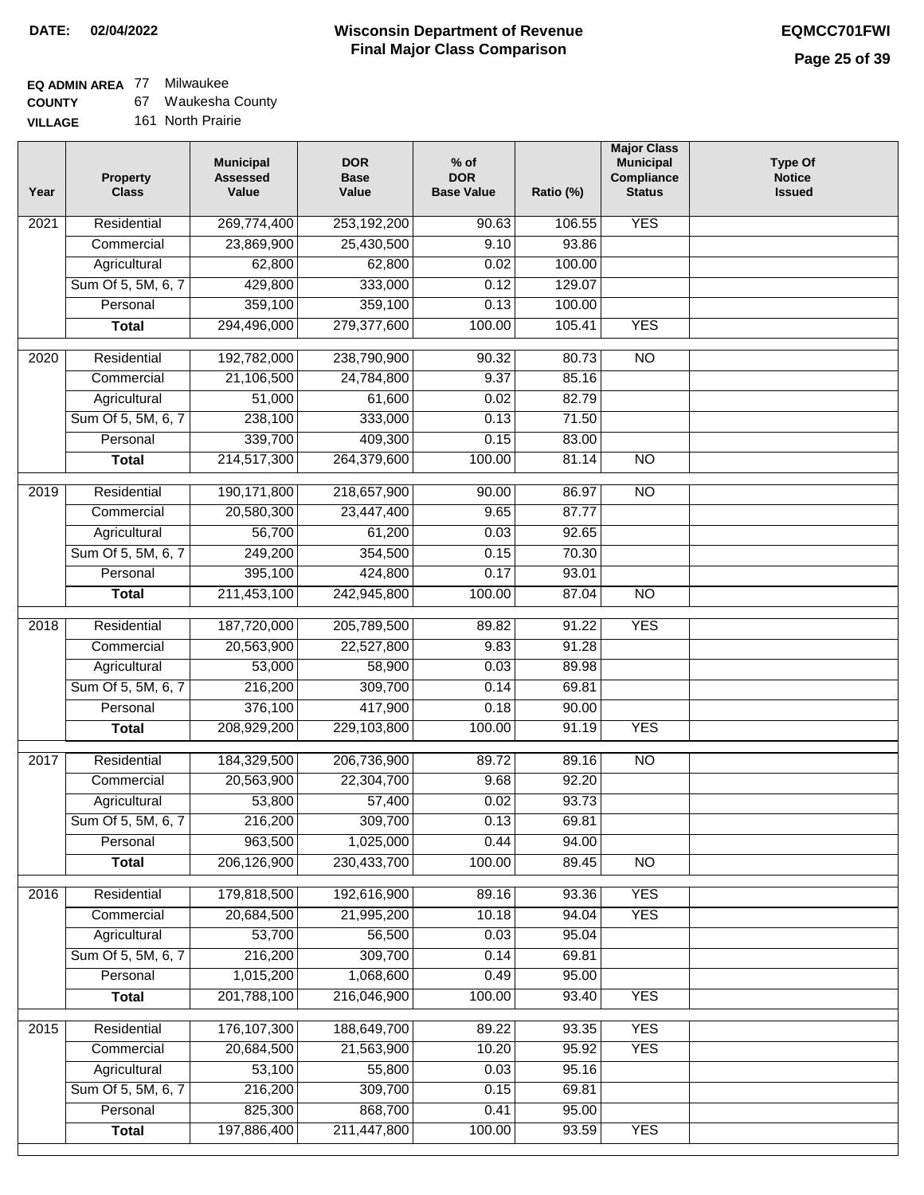**DATE: 02/04/2022**

# Wisconsin Department of Revenue
## Final Major Class Comparison

**EQMCC701FWI**

**EQ ADMIN AREA** 77 Milwaukee
**COUNTY** 67 Waukesha County
**VILLAGE** 161 North Prairie

| Year | Property Class | Municipal Assessed Value | DOR Base Value | % of DOR Base Value | Ratio (%) | Major Class Municipal Compliance Status | Type Of Notice Issued |
|---|---|---|---|---|---|---|---|
| 2021 | Residential | 269,774,400 | 253,192,200 | 90.63 | 106.55 | YES | |
| | Commercial | 23,869,900 | 25,430,500 | 9.10 | 93.86 | | |
| | Agricultural | 62,800 | 62,800 | 0.02 | 100.00 | | |
| | Sum Of 5, 5M, 6, 7 | 429,800 | 333,000 | 0.12 | 129.07 | | |
| | Personal | 359,100 | 359,100 | 0.13 | 100.00 | | |
| | **Total** | 294,496,000 | 279,377,600 | 100.00 | 105.41 | YES | |
| 2020 | Residential | 192,782,000 | 238,790,900 | 90.32 | 80.73 | NO | |
| | Commercial | 21,106,500 | 24,784,800 | 9.37 | 85.16 | | |
| | Agricultural | 51,000 | 61,600 | 0.02 | 82.79 | | |
| | Sum Of 5, 5M, 6, 7 | 238,100 | 333,000 | 0.13 | 71.50 | | |
| | Personal | 339,700 | 409,300 | 0.15 | 83.00 | | |
| | **Total** | 214,517,300 | 264,379,600 | 100.00 | 81.14 | NO | |
| 2019 | Residential | 190,171,800 | 218,657,900 | 90.00 | 86.97 | NO | |
| | Commercial | 20,580,300 | 23,447,400 | 9.65 | 87.77 | | |
| | Agricultural | 56,700 | 61,200 | 0.03 | 92.65 | | |
| | Sum Of 5, 5M, 6, 7 | 249,200 | 354,500 | 0.15 | 70.30 | | |
| | Personal | 395,100 | 424,800 | 0.17 | 93.01 | | |
| | **Total** | 211,453,100 | 242,945,800 | 100.00 | 87.04 | NO | |
| 2018 | Residential | 187,720,000 | 205,789,500 | 89.82 | 91.22 | YES | |
| | Commercial | 20,563,900 | 22,527,800 | 9.83 | 91.28 | | |
| | Agricultural | 53,000 | 58,900 | 0.03 | 89.98 | | |
| | Sum Of 5, 5M, 6, 7 | 216,200 | 309,700 | 0.14 | 69.81 | | |
| | Personal | 376,100 | 417,900 | 0.18 | 90.00 | | |
| | **Total** | 208,929,200 | 229,103,800 | 100.00 | 91.19 | YES | |
| 2017 | Residential | 184,329,500 | 206,736,900 | 89.72 | 89.16 | NO | |
| | Commercial | 20,563,900 | 22,304,700 | 9.68 | 92.20 | | |
| | Agricultural | 53,800 | 57,400 | 0.02 | 93.73 | | |
| | Sum Of 5, 5M, 6, 7 | 216,200 | 309,700 | 0.13 | 69.81 | | |
| | Personal | 963,500 | 1,025,000 | 0.44 | 94.00 | | |
| | **Total** | 206,126,900 | 230,433,700 | 100.00 | 89.45 | NO | |
| 2016 | Residential | 179,818,500 | 192,616,900 | 89.16 | 93.36 | YES | |
| | Commercial | 20,684,500 | 21,995,200 | 10.18 | 94.04 | YES | |
| | Agricultural | 53,700 | 56,500 | 0.03 | 95.04 | | |
| | Sum Of 5, 5M, 6, 7 | 216,200 | 309,700 | 0.14 | 69.81 | | |
| | Personal | 1,015,200 | 1,068,600 | 0.49 | 95.00 | | |
| | **Total** | 201,788,100 | 216,046,900 | 100.00 | 93.40 | YES | |
| 2015 | Residential | 176,107,300 | 188,649,700 | 89.22 | 93.35 | YES | |
| | Commercial | 20,684,500 | 21,563,900 | 10.20 | 95.92 | YES | |
| | Agricultural | 53,100 | 55,800 | 0.03 | 95.16 | | |
| | Sum Of 5, 5M, 6, 7 | 216,200 | 309,700 | 0.15 | 69.81 | | |
| | Personal | 825,300 | 868,700 | 0.41 | 95.00 | | |
| | **Total** | 197,886,400 | 211,447,800 | 100.00 | 93.59 | YES | |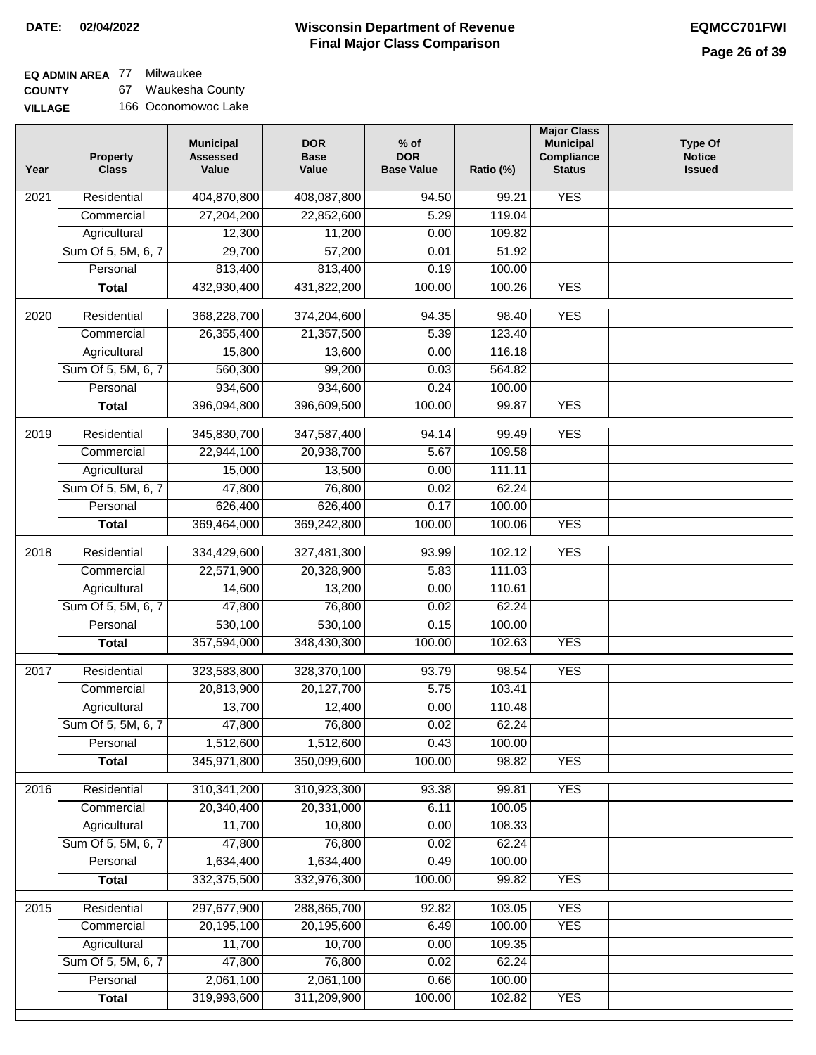**DATE: 02/04/2022**

# Wisconsin Department of Revenue
## Final Major Class Comparison

**EQMCC701FWI**

**EQ ADMIN AREA** 77 Milwaukee
**COUNTY** 67 Waukesha County
**VILLAGE** 166 Oconomowoc Lake

| Year | Property Class | Municipal Assessed Value | DOR Base Value | % of DOR Base Value | Ratio (%) | Major Class Municipal Compliance Status | Type Of Notice Issued |
|---|---|---|---|---|---|---|---|
| 2021 | Residential | 404,870,800 | 408,087,800 | 94.50 | 99.21 | YES | |
| | Commercial | 27,204,200 | 22,852,600 | 5.29 | 119.04 | | |
| | Agricultural | 12,300 | 11,200 | 0.00 | 109.82 | | |
| | Sum Of 5, 5M, 6, 7 | 29,700 | 57,200 | 0.01 | 51.92 | | |
| | Personal | 813,400 | 813,400 | 0.19 | 100.00 | | |
| | **Total** | 432,930,400 | 431,822,200 | 100.00 | 100.26 | YES | |
| 2020 | Residential | 368,228,700 | 374,204,600 | 94.35 | 98.40 | YES | |
| | Commercial | 26,355,400 | 21,357,500 | 5.39 | 123.40 | | |
| | Agricultural | 15,800 | 13,600 | 0.00 | 116.18 | | |
| | Sum Of 5, 5M, 6, 7 | 560,300 | 99,200 | 0.03 | 564.82 | | |
| | Personal | 934,600 | 934,600 | 0.24 | 100.00 | | |
| | **Total** | 396,094,800 | 396,609,500 | 100.00 | 99.87 | YES | |
| 2019 | Residential | 345,830,700 | 347,587,400 | 94.14 | 99.49 | YES | |
| | Commercial | 22,944,100 | 20,938,700 | 5.67 | 109.58 | | |
| | Agricultural | 15,000 | 13,500 | 0.00 | 111.11 | | |
| | Sum Of 5, 5M, 6, 7 | 47,800 | 76,800 | 0.02 | 62.24 | | |
| | Personal | 626,400 | 626,400 | 0.17 | 100.00 | | |
| | **Total** | 369,464,000 | 369,242,800 | 100.00 | 100.06 | YES | |
| 2018 | Residential | 334,429,600 | 327,481,300 | 93.99 | 102.12 | YES | |
| | Commercial | 22,571,900 | 20,328,900 | 5.83 | 111.03 | | |
| | Agricultural | 14,600 | 13,200 | 0.00 | 110.61 | | |
| | Sum Of 5, 5M, 6, 7 | 47,800 | 76,800 | 0.02 | 62.24 | | |
| | Personal | 530,100 | 530,100 | 0.15 | 100.00 | | |
| | **Total** | 357,594,000 | 348,430,300 | 100.00 | 102.63 | YES | |
| 2017 | Residential | 323,583,800 | 328,370,100 | 93.79 | 98.54 | YES | |
| | Commercial | 20,813,900 | 20,127,700 | 5.75 | 103.41 | | |
| | Agricultural | 13,700 | 12,400 | 0.00 | 110.48 | | |
| | Sum Of 5, 5M, 6, 7 | 47,800 | 76,800 | 0.02 | 62.24 | | |
| | Personal | 1,512,600 | 1,512,600 | 0.43 | 100.00 | | |
| | **Total** | 345,971,800 | 350,099,600 | 100.00 | 98.82 | YES | |
| 2016 | Residential | 310,341,200 | 310,923,300 | 93.38 | 99.81 | YES | |
| | Commercial | 20,340,400 | 20,331,000 | 6.11 | 100.05 | | |
| | Agricultural | 11,700 | 10,800 | 0.00 | 108.33 | | |
| | Sum Of 5, 5M, 6, 7 | 47,800 | 76,800 | 0.02 | 62.24 | | |
| | Personal | 1,634,400 | 1,634,400 | 0.49 | 100.00 | | |
| | **Total** | 332,375,500 | 332,976,300 | 100.00 | 99.82 | YES | |
| 2015 | Residential | 297,677,900 | 288,865,700 | 92.82 | 103.05 | YES | |
| | Commercial | 20,195,100 | 20,195,600 | 6.49 | 100.00 | YES | |
| | Agricultural | 11,700 | 10,700 | 0.00 | 109.35 | | |
| | Sum Of 5, 5M, 6, 7 | 47,800 | 76,800 | 0.02 | 62.24 | | |
| | Personal | 2,061,100 | 2,061,100 | 0.66 | 100.00 | | |
| | **Total** | 319,993,600 | 311,209,900 | 100.00 | 102.82 | YES | |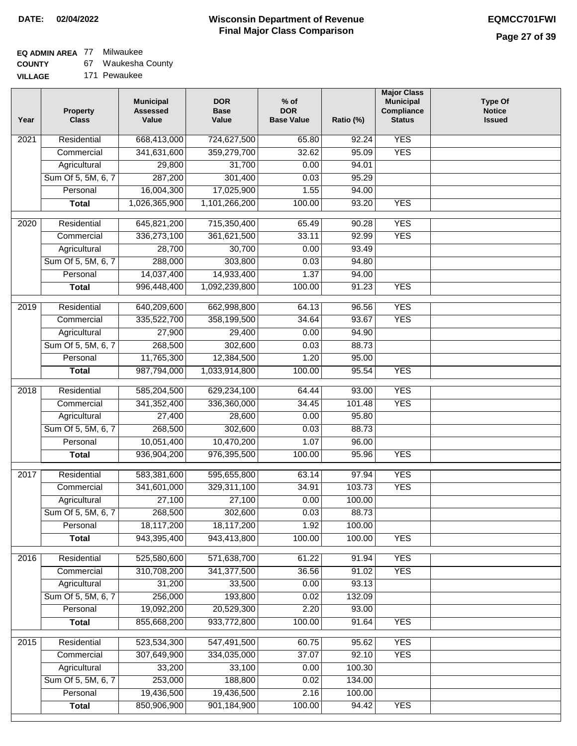**DATE:** 02/04/2022

# Wisconsin Department of Revenue
## Final Major Class Comparison

**EQMCC701FWI**

**EQ ADMIN AREA** 77 Milwaukee
**COUNTY** 67 Waukesha County
**VILLAGE** 171 Pewaukee

| Year | Property Class | Municipal Assessed Value | DOR Base Value | % of DOR Base Value | Ratio (%) | Major Class Municipal Compliance Status | Type Of Notice Issued |
|---|---|---|---|---|---|---|---|
| 2021 | Residential | 668,413,000 | 724,627,500 | 65.80 | 92.24 | YES | |
| | Commercial | 341,631,600 | 359,279,700 | 32.62 | 95.09 | YES | |
| | Agricultural | 29,800 | 31,700 | 0.00 | 94.01 | | |
| | Sum Of 5, 5M, 6, 7 | 287,200 | 301,400 | 0.03 | 95.29 | | |
| | Personal | 16,004,300 | 17,025,900 | 1.55 | 94.00 | | |
| | **Total** | 1,026,365,900 | 1,101,266,200 | 100.00 | 93.20 | YES | |
| 2020 | Residential | 645,821,200 | 715,350,400 | 65.49 | 90.28 | YES | |
| | Commercial | 336,273,100 | 361,621,500 | 33.11 | 92.99 | YES | |
| | Agricultural | 28,700 | 30,700 | 0.00 | 93.49 | | |
| | Sum Of 5, 5M, 6, 7 | 288,000 | 303,800 | 0.03 | 94.80 | | |
| | Personal | 14,037,400 | 14,933,400 | 1.37 | 94.00 | | |
| | **Total** | 996,448,400 | 1,092,239,800 | 100.00 | 91.23 | YES | |
| 2019 | Residential | 640,209,600 | 662,998,800 | 64.13 | 96.56 | YES | |
| | Commercial | 335,522,700 | 358,199,500 | 34.64 | 93.67 | YES | |
| | Agricultural | 27,900 | 29,400 | 0.00 | 94.90 | | |
| | Sum Of 5, 5M, 6, 7 | 268,500 | 302,600 | 0.03 | 88.73 | | |
| | Personal | 11,765,300 | 12,384,500 | 1.20 | 95.00 | | |
| | **Total** | 987,794,000 | 1,033,914,800 | 100.00 | 95.54 | YES | |
| 2018 | Residential | 585,204,500 | 629,234,100 | 64.44 | 93.00 | YES | |
| | Commercial | 341,352,400 | 336,360,000 | 34.45 | 101.48 | YES | |
| | Agricultural | 27,400 | 28,600 | 0.00 | 95.80 | | |
| | Sum Of 5, 5M, 6, 7 | 268,500 | 302,600 | 0.03 | 88.73 | | |
| | Personal | 10,051,400 | 10,470,200 | 1.07 | 96.00 | | |
| | **Total** | 936,904,200 | 976,395,500 | 100.00 | 95.96 | YES | |
| 2017 | Residential | 583,381,600 | 595,655,800 | 63.14 | 97.94 | YES | |
| | Commercial | 341,601,000 | 329,311,100 | 34.91 | 103.73 | YES | |
| | Agricultural | 27,100 | 27,100 | 0.00 | 100.00 | | |
| | Sum Of 5, 5M, 6, 7 | 268,500 | 302,600 | 0.03 | 88.73 | | |
| | Personal | 18,117,200 | 18,117,200 | 1.92 | 100.00 | | |
| | **Total** | 943,395,400 | 943,413,800 | 100.00 | 100.00 | YES | |
| 2016 | Residential | 525,580,600 | 571,638,700 | 61.22 | 91.94 | YES | |
| | Commercial | 310,708,200 | 341,377,500 | 36.56 | 91.02 | YES | |
| | Agricultural | 31,200 | 33,500 | 0.00 | 93.13 | | |
| | Sum Of 5, 5M, 6, 7 | 256,000 | 193,800 | 0.02 | 132.09 | | |
| | Personal | 19,092,200 | 20,529,300 | 2.20 | 93.00 | | |
| | **Total** | 855,668,200 | 933,772,800 | 100.00 | 91.64 | YES | |
| 2015 | Residential | 523,534,300 | 547,491,500 | 60.75 | 95.62 | YES | |
| | Commercial | 307,649,900 | 334,035,000 | 37.07 | 92.10 | YES | |
| | Agricultural | 33,200 | 33,100 | 0.00 | 100.30 | | |
| | Sum Of 5, 5M, 6, 7 | 253,000 | 188,800 | 0.02 | 134.00 | | |
| | Personal | 19,436,500 | 19,436,500 | 2.16 | 100.00 | | |
| | **Total** | 850,906,900 | 901,184,900 | 100.00 | 94.42 | YES | |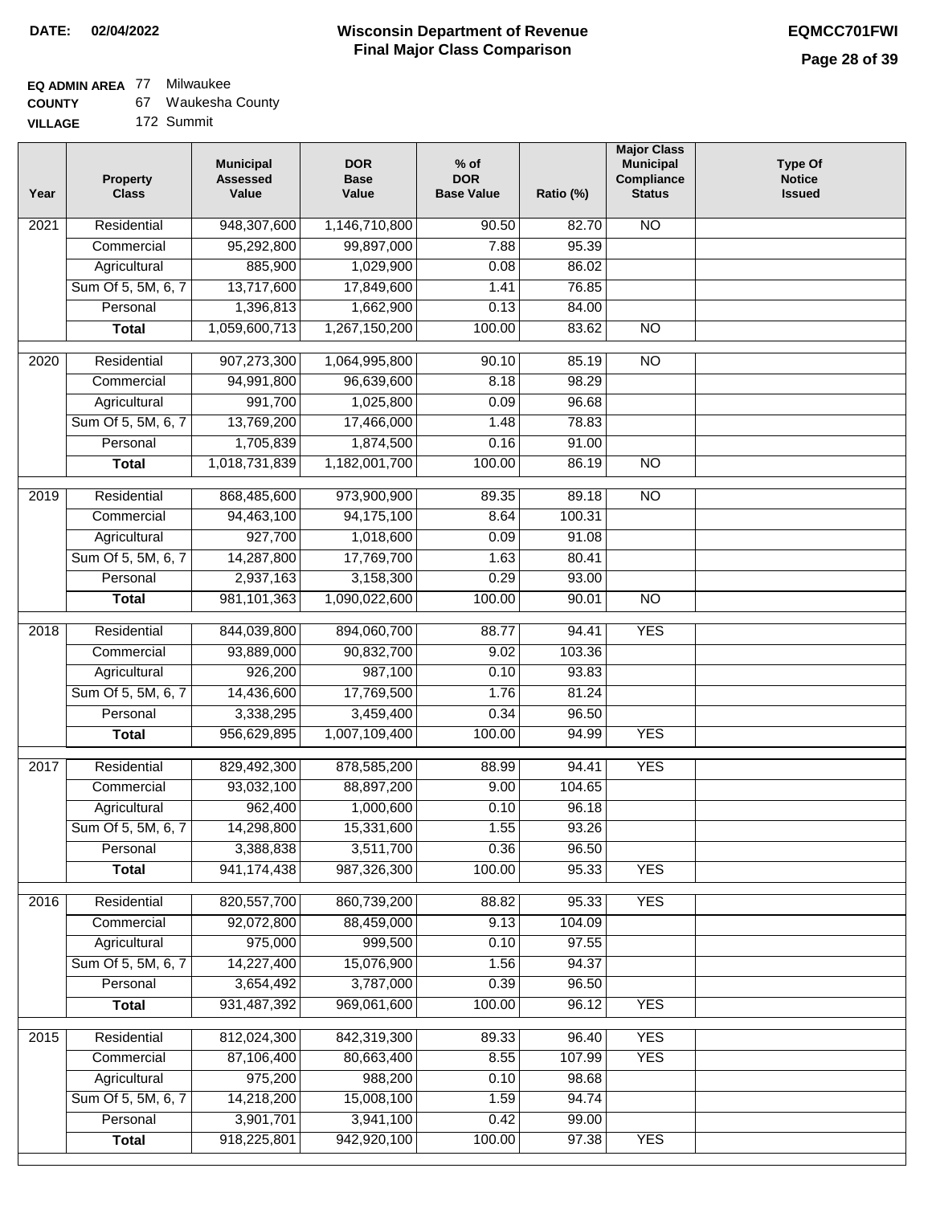**DATE: 02/04/2022**

# Wisconsin Department of Revenue
## Final Major Class Comparison

**EQMCC701FWI**

**EQ ADMIN AREA** 77 Milwaukee
**COUNTY** 67 Waukesha County
**VILLAGE** 172 Summit

| Year | Property Class | Municipal Assessed Value | DOR Base Value | % of DOR Base Value | Ratio (%) | Major Class Municipal Compliance Status | Type Of Notice Issued |
|---|---|---|---|---|---|---|---|
| 2021 | Residential | 948,307,600 | 1,146,710,800 | 90.50 | 82.70 | NO | |
| | Commercial | 95,292,800 | 99,897,000 | 7.88 | 95.39 | | |
| | Agricultural | 885,900 | 1,029,900 | 0.08 | 86.02 | | |
| | Sum Of 5, 5M, 6, 7 | 13,717,600 | 17,849,600 | 1.41 | 76.85 | | |
| | Personal | 1,396,813 | 1,662,900 | 0.13 | 84.00 | | |
| | **Total** | 1,059,600,713 | 1,267,150,200 | 100.00 | 83.62 | NO | |
| 2020 | Residential | 907,273,300 | 1,064,995,800 | 90.10 | 85.19 | NO | |
| | Commercial | 94,991,800 | 96,639,600 | 8.18 | 98.29 | | |
| | Agricultural | 991,700 | 1,025,800 | 0.09 | 96.68 | | |
| | Sum Of 5, 5M, 6, 7 | 13,769,200 | 17,466,000 | 1.48 | 78.83 | | |
| | Personal | 1,705,839 | 1,874,500 | 0.16 | 91.00 | | |
| | **Total** | 1,018,731,839 | 1,182,001,700 | 100.00 | 86.19 | NO | |
| 2019 | Residential | 868,485,600 | 973,900,900 | 89.35 | 89.18 | NO | |
| | Commercial | 94,463,100 | 94,175,100 | 8.64 | 100.31 | | |
| | Agricultural | 927,700 | 1,018,600 | 0.09 | 91.08 | | |
| | Sum Of 5, 5M, 6, 7 | 14,287,800 | 17,769,700 | 1.63 | 80.41 | | |
| | Personal | 2,937,163 | 3,158,300 | 0.29 | 93.00 | | |
| | **Total** | 981,101,363 | 1,090,022,600 | 100.00 | 90.01 | NO | |
| 2018 | Residential | 844,039,800 | 894,060,700 | 88.77 | 94.41 | YES | |
| | Commercial | 93,889,000 | 90,832,700 | 9.02 | 103.36 | | |
| | Agricultural | 926,200 | 987,100 | 0.10 | 93.83 | | |
| | Sum Of 5, 5M, 6, 7 | 14,436,600 | 17,769,500 | 1.76 | 81.24 | | |
| | Personal | 3,338,295 | 3,459,400 | 0.34 | 96.50 | | |
| | **Total** | 956,629,895 | 1,007,109,400 | 100.00 | 94.99 | YES | |
| 2017 | Residential | 829,492,300 | 878,585,200 | 88.99 | 94.41 | YES | |
| | Commercial | 93,032,100 | 88,897,200 | 9.00 | 104.65 | | |
| | Agricultural | 962,400 | 1,000,600 | 0.10 | 96.18 | | |
| | Sum Of 5, 5M, 6, 7 | 14,298,800 | 15,331,600 | 1.55 | 93.26 | | |
| | Personal | 3,388,838 | 3,511,700 | 0.36 | 96.50 | | |
| | **Total** | 941,174,438 | 987,326,300 | 100.00 | 95.33 | YES | |
| 2016 | Residential | 820,557,700 | 860,739,200 | 88.82 | 95.33 | YES | |
| | Commercial | 92,072,800 | 88,459,000 | 9.13 | 104.09 | | |
| | Agricultural | 975,000 | 999,500 | 0.10 | 97.55 | | |
| | Sum Of 5, 5M, 6, 7 | 14,227,400 | 15,076,900 | 1.56 | 94.37 | | |
| | Personal | 3,654,492 | 3,787,000 | 0.39 | 96.50 | | |
| | **Total** | 931,487,392 | 969,061,600 | 100.00 | 96.12 | YES | |
| 2015 | Residential | 812,024,300 | 842,319,300 | 89.33 | 96.40 | YES | |
| | Commercial | 87,106,400 | 80,663,400 | 8.55 | 107.99 | YES | |
| | Agricultural | 975,200 | 988,200 | 0.10 | 98.68 | | |
| | Sum Of 5, 5M, 6, 7 | 14,218,200 | 15,008,100 | 1.59 | 94.74 | | |
| | Personal | 3,901,701 | 3,941,100 | 0.42 | 99.00 | | |
| | **Total** | 918,225,801 | 942,920,100 | 100.00 | 97.38 | YES | |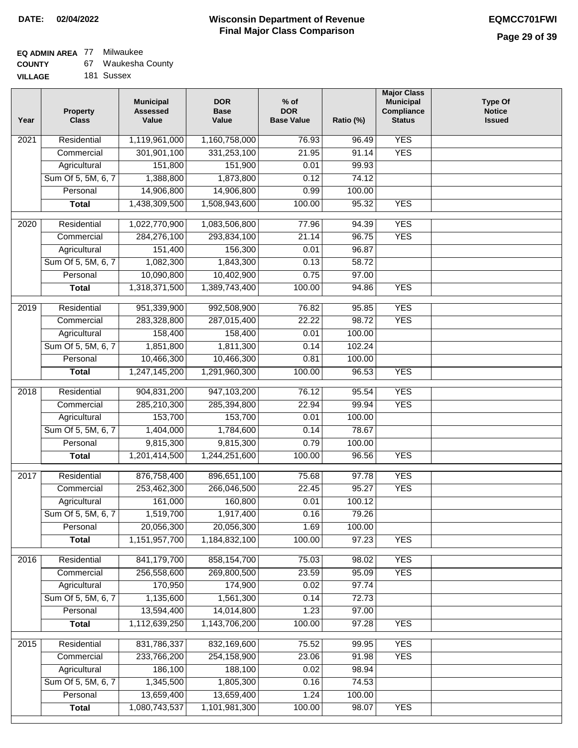**DATE: 02/04/2022**

# Wisconsin Department of Revenue
## Final Major Class Comparison

**EQMCC701FWI**

**EQ ADMIN AREA** 77 Milwaukee
**COUNTY** 67 Waukesha County
**VILLAGE** 181 Sussex

| Year | Property Class | Municipal Assessed Value | DOR Base Value | % of DOR Base Value | Ratio (%) | Major Class Municipal Compliance Status | Type Of Notice Issued |
|---|---|---|---|---|---|---|---|
| 2021 | Residential | 1,119,961,000 | 1,160,758,000 | 76.93 | 96.49 | YES | |
| | Commercial | 301,901,100 | 331,253,100 | 21.95 | 91.14 | YES | |
| | Agricultural | 151,800 | 151,900 | 0.01 | 99.93 | | |
| | Sum Of 5, 5M, 6, 7 | 1,388,800 | 1,873,800 | 0.12 | 74.12 | | |
| | Personal | 14,906,800 | 14,906,800 | 0.99 | 100.00 | | |
| | **Total** | 1,438,309,500 | 1,508,943,600 | 100.00 | 95.32 | YES | |
| 2020 | Residential | 1,022,770,900 | 1,083,506,800 | 77.96 | 94.39 | YES | |
| | Commercial | 284,276,100 | 293,834,100 | 21.14 | 96.75 | YES | |
| | Agricultural | 151,400 | 156,300 | 0.01 | 96.87 | | |
| | Sum Of 5, 5M, 6, 7 | 1,082,300 | 1,843,300 | 0.13 | 58.72 | | |
| | Personal | 10,090,800 | 10,402,900 | 0.75 | 97.00 | | |
| | **Total** | 1,318,371,500 | 1,389,743,400 | 100.00 | 94.86 | YES | |
| 2019 | Residential | 951,339,900 | 992,508,900 | 76.82 | 95.85 | YES | |
| | Commercial | 283,328,800 | 287,015,400 | 22.22 | 98.72 | YES | |
| | Agricultural | 158,400 | 158,400 | 0.01 | 100.00 | | |
| | Sum Of 5, 5M, 6, 7 | 1,851,800 | 1,811,300 | 0.14 | 102.24 | | |
| | Personal | 10,466,300 | 10,466,300 | 0.81 | 100.00 | | |
| | **Total** | 1,247,145,200 | 1,291,960,300 | 100.00 | 96.53 | YES | |
| 2018 | Residential | 904,831,200 | 947,103,200 | 76.12 | 95.54 | YES | |
| | Commercial | 285,210,300 | 285,394,800 | 22.94 | 99.94 | YES | |
| | Agricultural | 153,700 | 153,700 | 0.01 | 100.00 | | |
| | Sum Of 5, 5M, 6, 7 | 1,404,000 | 1,784,600 | 0.14 | 78.67 | | |
| | Personal | 9,815,300 | 9,815,300 | 0.79 | 100.00 | | |
| | **Total** | 1,201,414,500 | 1,244,251,600 | 100.00 | 96.56 | YES | |
| 2017 | Residential | 876,758,400 | 896,651,100 | 75.68 | 97.78 | YES | |
| | Commercial | 253,462,300 | 266,046,500 | 22.45 | 95.27 | YES | |
| | Agricultural | 161,000 | 160,800 | 0.01 | 100.12 | | |
| | Sum Of 5, 5M, 6, 7 | 1,519,700 | 1,917,400 | 0.16 | 79.26 | | |
| | Personal | 20,056,300 | 20,056,300 | 1.69 | 100.00 | | |
| | **Total** | 1,151,957,700 | 1,184,832,100 | 100.00 | 97.23 | YES | |
| 2016 | Residential | 841,179,700 | 858,154,700 | 75.03 | 98.02 | YES | |
| | Commercial | 256,558,600 | 269,800,500 | 23.59 | 95.09 | YES | |
| | Agricultural | 170,950 | 174,900 | 0.02 | 97.74 | | |
| | Sum Of 5, 5M, 6, 7 | 1,135,600 | 1,561,300 | 0.14 | 72.73 | | |
| | Personal | 13,594,400 | 14,014,800 | 1.23 | 97.00 | | |
| | **Total** | 1,112,639,250 | 1,143,706,200 | 100.00 | 97.28 | YES | |
| 2015 | Residential | 831,786,337 | 832,169,600 | 75.52 | 99.95 | YES | |
| | Commercial | 233,766,200 | 254,158,900 | 23.06 | 91.98 | YES | |
| | Agricultural | 186,100 | 188,100 | 0.02 | 98.94 | | |
| | Sum Of 5, 5M, 6, 7 | 1,345,500 | 1,805,300 | 0.16 | 74.53 | | |
| | Personal | 13,659,400 | 13,659,400 | 1.24 | 100.00 | | |
| | **Total** | 1,080,743,537 | 1,101,981,300 | 100.00 | 98.07 | YES | |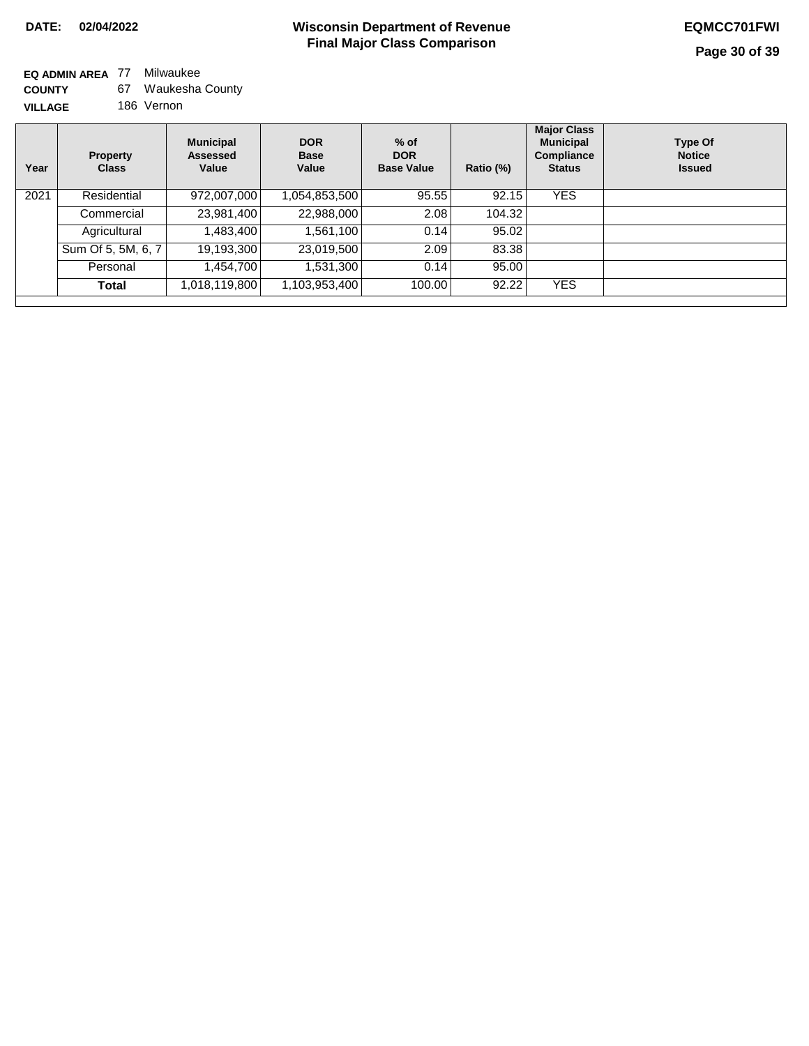**DATE: 02/04/2022**

# Wisconsin Department of Revenue
## Final Major Class Comparison

**EQMCC701FWI**

**EQ ADMIN AREA** 77 Milwaukee
**COUNTY** 67 Waukesha County
**VILLAGE** 186 Vernon

| Year | Property Class | Municipal Assessed Value | DOR Base Value | % of DOR Base Value | Ratio (%) | Major Class Municipal Compliance Status | Type Of Notice Issued |
|---|---|---|---|---|---|---|---|
| 2021 | Residential | 972,007,000 | 1,054,853,500 | 95.55 | 92.15 | YES | |
| | Commercial | 23,981,400 | 22,988,000 | 2.08 | 104.32 | | |
| | Agricultural | 1,483,400 | 1,561,100 | 0.14 | 95.02 | | |
| | Sum Of 5, 5M, 6, 7 | 19,193,300 | 23,019,500 | 2.09 | 83.38 | | |
| | Personal | 1,454,700 | 1,531,300 | 0.14 | 95.00 | | |
| | **Total** | 1,018,119,800 | 1,103,953,400 | 100.00 | 92.22 | YES | |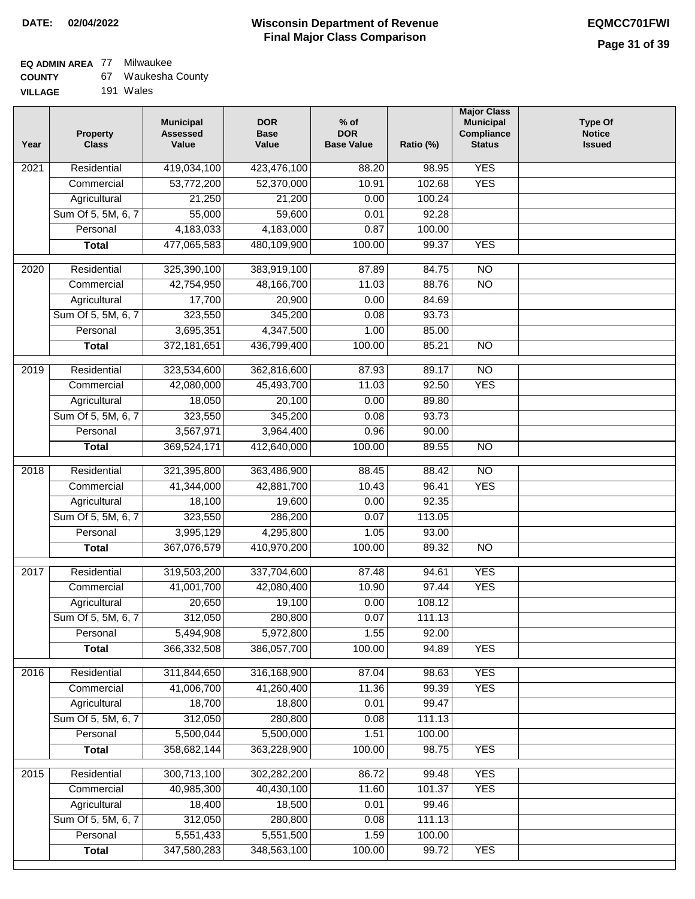**DATE: 02/04/2022**

# Wisconsin Department of Revenue
## Final Major Class Comparison

**EQMCC701FWI**

**EQ ADMIN AREA** 77 Milwaukee
**COUNTY** 67 Waukesha County
**VILLAGE** 191 Wales

| Year | Property Class | Municipal Assessed Value | DOR Base Value | % of DOR Base Value | Ratio (%) | Major Class Municipal Compliance Status | Type Of Notice Issued |
|---|---|---|---|---|---|---|---|
| 2021 | Residential | 419,034,100 | 423,476,100 | 88.20 | 98.95 | YES | |
| | Commercial | 53,772,200 | 52,370,000 | 10.91 | 102.68 | YES | |
| | Agricultural | 21,250 | 21,200 | 0.00 | 100.24 | | |
| | Sum Of 5, 5M, 6, 7 | 55,000 | 59,600 | 0.01 | 92.28 | | |
| | Personal | 4,183,033 | 4,183,000 | 0.87 | 100.00 | | |
| | **Total** | 477,065,583 | 480,109,900 | 100.00 | 99.37 | YES | |
| 2020 | Residential | 325,390,100 | 383,919,100 | 87.89 | 84.75 | NO | |
| | Commercial | 42,754,950 | 48,166,700 | 11.03 | 88.76 | NO | |
| | Agricultural | 17,700 | 20,900 | 0.00 | 84.69 | | |
| | Sum Of 5, 5M, 6, 7 | 323,550 | 345,200 | 0.08 | 93.73 | | |
| | Personal | 3,695,351 | 4,347,500 | 1.00 | 85.00 | | |
| | **Total** | 372,181,651 | 436,799,400 | 100.00 | 85.21 | NO | |
| 2019 | Residential | 323,534,600 | 362,816,600 | 87.93 | 89.17 | NO | |
| | Commercial | 42,080,000 | 45,493,700 | 11.03 | 92.50 | YES | |
| | Agricultural | 18,050 | 20,100 | 0.00 | 89.80 | | |
| | Sum Of 5, 5M, 6, 7 | 323,550 | 345,200 | 0.08 | 93.73 | | |
| | Personal | 3,567,971 | 3,964,400 | 0.96 | 90.00 | | |
| | **Total** | 369,524,171 | 412,640,000 | 100.00 | 89.55 | NO | |
| 2018 | Residential | 321,395,800 | 363,486,900 | 88.45 | 88.42 | NO | |
| | Commercial | 41,344,000 | 42,881,700 | 10.43 | 96.41 | YES | |
| | Agricultural | 18,100 | 19,600 | 0.00 | 92.35 | | |
| | Sum Of 5, 5M, 6, 7 | 323,550 | 286,200 | 0.07 | 113.05 | | |
| | Personal | 3,995,129 | 4,295,800 | 1.05 | 93.00 | | |
| | **Total** | 367,076,579 | 410,970,200 | 100.00 | 89.32 | NO | |
| 2017 | Residential | 319,503,200 | 337,704,600 | 87.48 | 94.61 | YES | |
| | Commercial | 41,001,700 | 42,080,400 | 10.90 | 97.44 | YES | |
| | Agricultural | 20,650 | 19,100 | 0.00 | 108.12 | | |
| | Sum Of 5, 5M, 6, 7 | 312,050 | 280,800 | 0.07 | 111.13 | | |
| | Personal | 5,494,908 | 5,972,800 | 1.55 | 92.00 | | |
| | **Total** | 366,332,508 | 386,057,700 | 100.00 | 94.89 | YES | |
| 2016 | Residential | 311,844,650 | 316,168,900 | 87.04 | 98.63 | YES | |
| | Commercial | 41,006,700 | 41,260,400 | 11.36 | 99.39 | YES | |
| | Agricultural | 18,700 | 18,800 | 0.01 | 99.47 | | |
| | Sum Of 5, 5M, 6, 7 | 312,050 | 280,800 | 0.08 | 111.13 | | |
| | Personal | 5,500,044 | 5,500,000 | 1.51 | 100.00 | | |
| | **Total** | 358,682,144 | 363,228,900 | 100.00 | 98.75 | YES | |
| 2015 | Residential | 300,713,100 | 302,282,200 | 86.72 | 99.48 | YES | |
| | Commercial | 40,985,300 | 40,430,100 | 11.60 | 101.37 | YES | |
| | Agricultural | 18,400 | 18,500 | 0.01 | 99.46 | | |
| | Sum Of 5, 5M, 6, 7 | 312,050 | 280,800 | 0.08 | 111.13 | | |
| | Personal | 5,551,433 | 5,551,500 | 1.59 | 100.00 | | |
| | **Total** | 347,580,283 | 348,563,100 | 100.00 | 99.72 | YES | |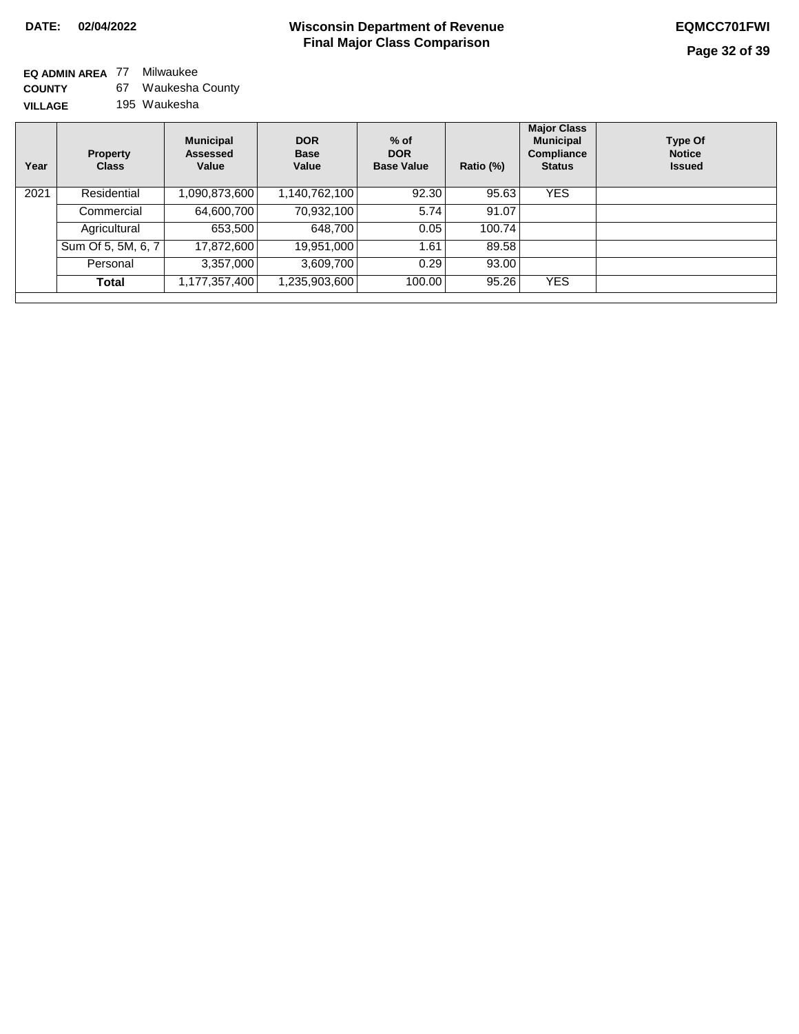**DATE: 02/04/2022**

# Wisconsin Department of Revenue
## Final Major Class Comparison

**EQMCC701FWI**

**EQ ADMIN AREA** 77 Milwaukee
**COUNTY** 67 Waukesha County
**VILLAGE** 195 Waukesha

| Year | Property Class | Municipal Assessed Value | DOR Base Value | % of DOR Base Value | Ratio (%) | Major Class Municipal Compliance Status | Type Of Notice Issued |
|---|---|---|---|---|---|---|---|
| 2021 | Residential | 1,090,873,600 | 1,140,762,100 | 92.30 | 95.63 | YES | |
| | Commercial | 64,600,700 | 70,932,100 | 5.74 | 91.07 | | |
| | Agricultural | 653,500 | 648,700 | 0.05 | 100.74 | | |
| | Sum Of 5, 5M, 6, 7 | 17,872,600 | 19,951,000 | 1.61 | 89.58 | | |
| | Personal | 3,357,000 | 3,609,700 | 0.29 | 93.00 | | |
| | **Total** | 1,177,357,400 | 1,235,903,600 | 100.00 | 95.26 | YES | |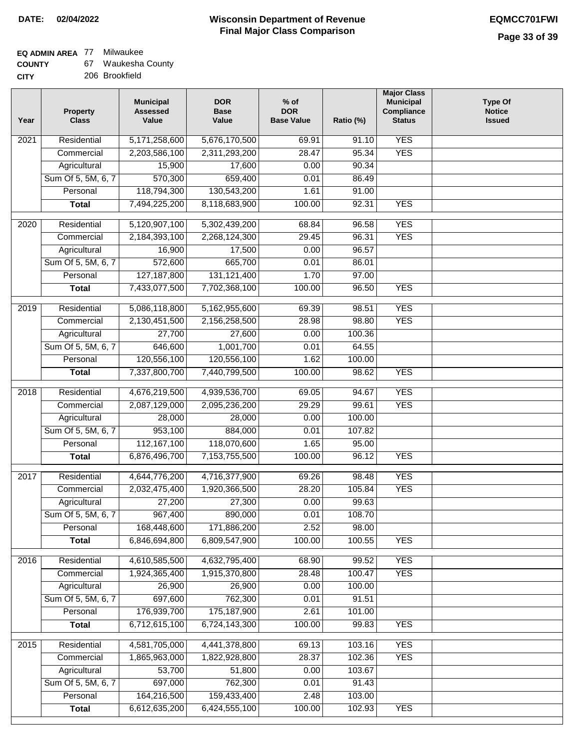**DATE: 02/04/2022**

# Wisconsin Department of Revenue
## Final Major Class Comparison

**EQMCC701FWI**

**EQ ADMIN AREA** 77 Milwaukee
**COUNTY** 67 Waukesha County
**CITY** 206 Brookfield

| Year | Property Class | Municipal Assessed Value | DOR Base Value | % of DOR Base Value | Ratio (%) | Major Class Municipal Compliance Status | Type Of Notice Issued |
|---|---|---|---|---|---|---|---|
| 2021 | Residential | 5,171,258,600 | 5,676,170,500 | 69.91 | 91.10 | YES | |
| | Commercial | 2,203,586,100 | 2,311,293,200 | 28.47 | 95.34 | YES | |
| | Agricultural | 15,900 | 17,600 | 0.00 | 90.34 | | |
| | Sum Of 5, 5M, 6, 7 | 570,300 | 659,400 | 0.01 | 86.49 | | |
| | Personal | 118,794,300 | 130,543,200 | 1.61 | 91.00 | | |
| | **Total** | 7,494,225,200 | 8,118,683,900 | 100.00 | 92.31 | YES | |
| 2020 | Residential | 5,120,907,100 | 5,302,439,200 | 68.84 | 96.58 | YES | |
| | Commercial | 2,184,393,100 | 2,268,124,300 | 29.45 | 96.31 | YES | |
| | Agricultural | 16,900 | 17,500 | 0.00 | 96.57 | | |
| | Sum Of 5, 5M, 6, 7 | 572,600 | 665,700 | 0.01 | 86.01 | | |
| | Personal | 127,187,800 | 131,121,400 | 1.70 | 97.00 | | |
| | **Total** | 7,433,077,500 | 7,702,368,100 | 100.00 | 96.50 | YES | |
| 2019 | Residential | 5,086,118,800 | 5,162,955,600 | 69.39 | 98.51 | YES | |
| | Commercial | 2,130,451,500 | 2,156,258,500 | 28.98 | 98.80 | YES | |
| | Agricultural | 27,700 | 27,600 | 0.00 | 100.36 | | |
| | Sum Of 5, 5M, 6, 7 | 646,600 | 1,001,700 | 0.01 | 64.55 | | |
| | Personal | 120,556,100 | 120,556,100 | 1.62 | 100.00 | | |
| | **Total** | 7,337,800,700 | 7,440,799,500 | 100.00 | 98.62 | YES | |
| 2018 | Residential | 4,676,219,500 | 4,939,536,700 | 69.05 | 94.67 | YES | |
| | Commercial | 2,087,129,000 | 2,095,236,200 | 29.29 | 99.61 | YES | |
| | Agricultural | 28,000 | 28,000 | 0.00 | 100.00 | | |
| | Sum Of 5, 5M, 6, 7 | 953,100 | 884,000 | 0.01 | 107.82 | | |
| | Personal | 112,167,100 | 118,070,600 | 1.65 | 95.00 | | |
| | **Total** | 6,876,496,700 | 7,153,755,500 | 100.00 | 96.12 | YES | |
| 2017 | Residential | 4,644,776,200 | 4,716,377,900 | 69.26 | 98.48 | YES | |
| | Commercial | 2,032,475,400 | 1,920,366,500 | 28.20 | 105.84 | YES | |
| | Agricultural | 27,200 | 27,300 | 0.00 | 99.63 | | |
| | Sum Of 5, 5M, 6, 7 | 967,400 | 890,000 | 0.01 | 108.70 | | |
| | Personal | 168,448,600 | 171,886,200 | 2.52 | 98.00 | | |
| | **Total** | 6,846,694,800 | 6,809,547,900 | 100.00 | 100.55 | YES | |
| 2016 | Residential | 4,610,585,500 | 4,632,795,400 | 68.90 | 99.52 | YES | |
| | Commercial | 1,924,365,400 | 1,915,370,800 | 28.48 | 100.47 | YES | |
| | Agricultural | 26,900 | 26,900 | 0.00 | 100.00 | | |
| | Sum Of 5, 5M, 6, 7 | 697,600 | 762,300 | 0.01 | 91.51 | | |
| | Personal | 176,939,700 | 175,187,900 | 2.61 | 101.00 | | |
| | **Total** | 6,712,615,100 | 6,724,143,300 | 100.00 | 99.83 | YES | |
| 2015 | Residential | 4,581,705,000 | 4,441,378,800 | 69.13 | 103.16 | YES | |
| | Commercial | 1,865,963,000 | 1,822,928,800 | 28.37 | 102.36 | YES | |
| | Agricultural | 53,700 | 51,800 | 0.00 | 103.67 | | |
| | Sum Of 5, 5M, 6, 7 | 697,000 | 762,300 | 0.01 | 91.43 | | |
| | Personal | 164,216,500 | 159,433,400 | 2.48 | 103.00 | | |
| | **Total** | 6,612,635,200 | 6,424,555,100 | 100.00 | 102.93 | YES | |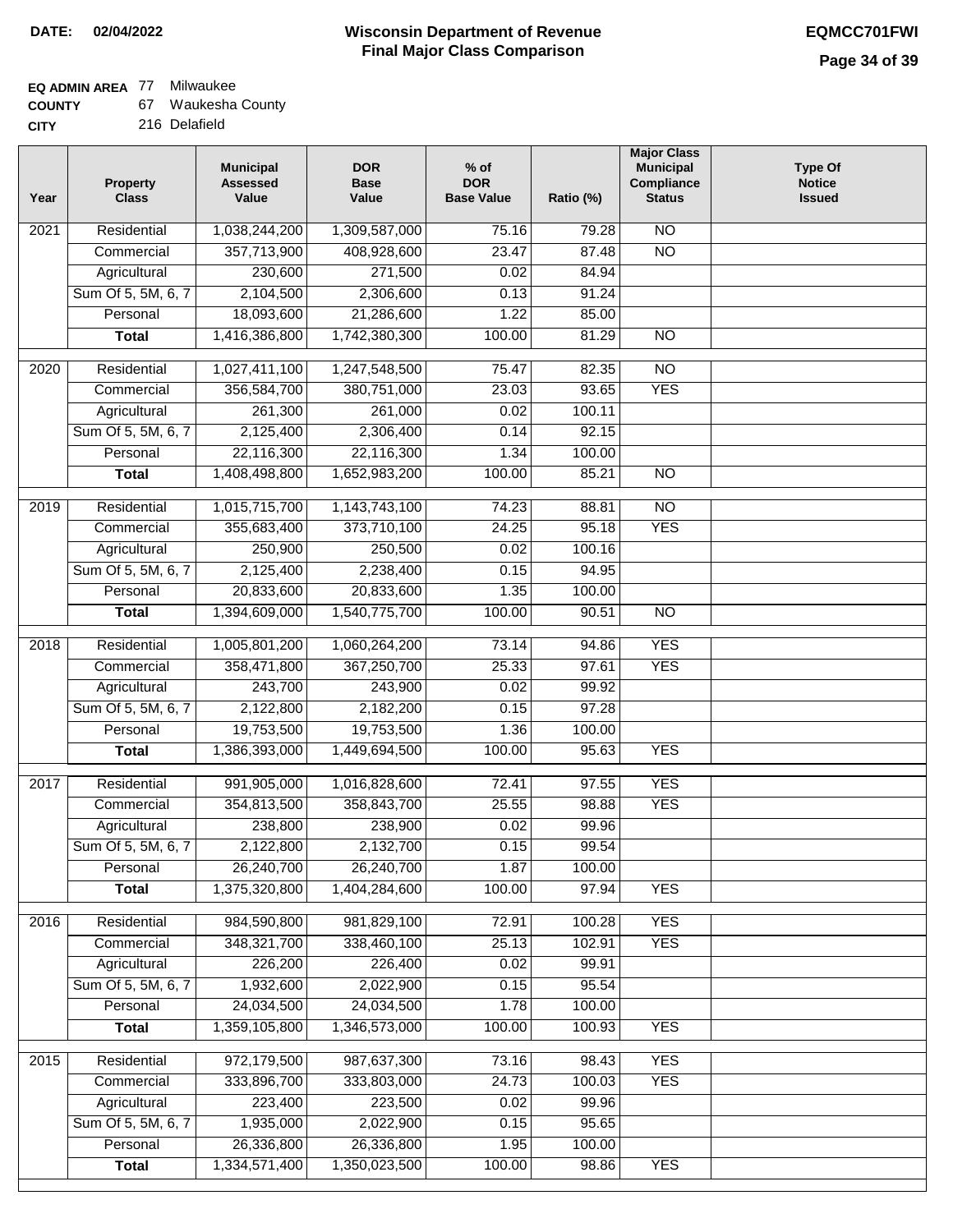**DATE:** 02/04/2022

# Wisconsin Department of Revenue
## Final Major Class Comparison

**EQMCC701FWI**

**EQ ADMIN AREA** 77 Milwaukee
**COUNTY** 67 Waukesha County
**CITY** 216 Delafield

| Year | Property Class | Municipal Assessed Value | DOR Base Value | % of DOR Base Value | Ratio (%) | Major Class Municipal Compliance Status | Type Of Notice Issued |
|---|---|---|---|---|---|---|---|
| 2021 | Residential | 1,038,244,200 | 1,309,587,000 | 75.16 | 79.28 | NO | |
| | Commercial | 357,713,900 | 408,928,600 | 23.47 | 87.48 | NO | |
| | Agricultural | 230,600 | 271,500 | 0.02 | 84.94 | | |
| | Sum Of 5, 5M, 6, 7 | 2,104,500 | 2,306,600 | 0.13 | 91.24 | | |
| | Personal | 18,093,600 | 21,286,600 | 1.22 | 85.00 | | |
| | **Total** | 1,416,386,800 | 1,742,380,300 | 100.00 | 81.29 | NO | |
| 2020 | Residential | 1,027,411,100 | 1,247,548,500 | 75.47 | 82.35 | NO | |
| | Commercial | 356,584,700 | 380,751,000 | 23.03 | 93.65 | YES | |
| | Agricultural | 261,300 | 261,000 | 0.02 | 100.11 | | |
| | Sum Of 5, 5M, 6, 7 | 2,125,400 | 2,306,400 | 0.14 | 92.15 | | |
| | Personal | 22,116,300 | 22,116,300 | 1.34 | 100.00 | | |
| | **Total** | 1,408,498,800 | 1,652,983,200 | 100.00 | 85.21 | NO | |
| 2019 | Residential | 1,015,715,700 | 1,143,743,100 | 74.23 | 88.81 | NO | |
| | Commercial | 355,683,400 | 373,710,100 | 24.25 | 95.18 | YES | |
| | Agricultural | 250,900 | 250,500 | 0.02 | 100.16 | | |
| | Sum Of 5, 5M, 6, 7 | 2,125,400 | 2,238,400 | 0.15 | 94.95 | | |
| | Personal | 20,833,600 | 20,833,600 | 1.35 | 100.00 | | |
| | **Total** | 1,394,609,000 | 1,540,775,700 | 100.00 | 90.51 | NO | |
| 2018 | Residential | 1,005,801,200 | 1,060,264,200 | 73.14 | 94.86 | YES | |
| | Commercial | 358,471,800 | 367,250,700 | 25.33 | 97.61 | YES | |
| | Agricultural | 243,700 | 243,900 | 0.02 | 99.92 | | |
| | Sum Of 5, 5M, 6, 7 | 2,122,800 | 2,182,200 | 0.15 | 97.28 | | |
| | Personal | 19,753,500 | 19,753,500 | 1.36 | 100.00 | | |
| | **Total** | 1,386,393,000 | 1,449,694,500 | 100.00 | 95.63 | YES | |
| 2017 | Residential | 991,905,000 | 1,016,828,600 | 72.41 | 97.55 | YES | |
| | Commercial | 354,813,500 | 358,843,700 | 25.55 | 98.88 | YES | |
| | Agricultural | 238,800 | 238,900 | 0.02 | 99.96 | | |
| | Sum Of 5, 5M, 6, 7 | 2,122,800 | 2,132,700 | 0.15 | 99.54 | | |
| | Personal | 26,240,700 | 26,240,700 | 1.87 | 100.00 | | |
| | **Total** | 1,375,320,800 | 1,404,284,600 | 100.00 | 97.94 | YES | |
| 2016 | Residential | 984,590,800 | 981,829,100 | 72.91 | 100.28 | YES | |
| | Commercial | 348,321,700 | 338,460,100 | 25.13 | 102.91 | YES | |
| | Agricultural | 226,200 | 226,400 | 0.02 | 99.91 | | |
| | Sum Of 5, 5M, 6, 7 | 1,932,600 | 2,022,900 | 0.15 | 95.54 | | |
| | Personal | 24,034,500 | 24,034,500 | 1.78 | 100.00 | | |
| | **Total** | 1,359,105,800 | 1,346,573,000 | 100.00 | 100.93 | YES | |
| 2015 | Residential | 972,179,500 | 987,637,300 | 73.16 | 98.43 | YES | |
| | Commercial | 333,896,700 | 333,803,000 | 24.73 | 100.03 | YES | |
| | Agricultural | 223,400 | 223,500 | 0.02 | 99.96 | | |
| | Sum Of 5, 5M, 6, 7 | 1,935,000 | 2,022,900 | 0.15 | 95.65 | | |
| | Personal | 26,336,800 | 26,336,800 | 1.95 | 100.00 | | |
| | **Total** | 1,334,571,400 | 1,350,023,500 | 100.00 | 98.86 | YES | |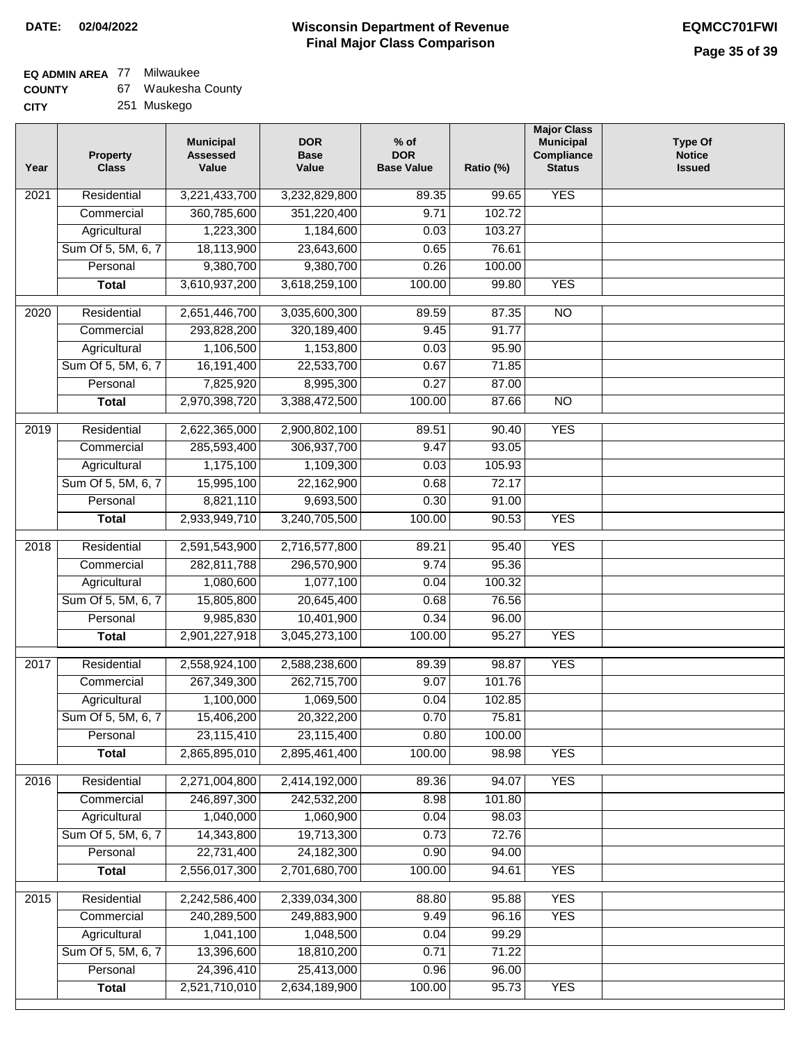**DATE:** 02/04/2022

# Wisconsin Department of Revenue
## Final Major Class Comparison

**EQMCC701FWI**

**EQ ADMIN AREA** 77 Milwaukee
**COUNTY** 67 Waukesha County
**CITY** 251 Muskego

| Year | Property Class | Municipal Assessed Value | DOR Base Value | % of DOR Base Value | Ratio (%) | Major Class Municipal Compliance Status | Type Of Notice Issued |
|---|---|---|---|---|---|---|---|
| 2021 | Residential | 3,221,433,700 | 3,232,829,800 | 89.35 | 99.65 | YES | |
| | Commercial | 360,785,600 | 351,220,400 | 9.71 | 102.72 | | |
| | Agricultural | 1,223,300 | 1,184,600 | 0.03 | 103.27 | | |
| | Sum Of 5, 5M, 6, 7 | 18,113,900 | 23,643,600 | 0.65 | 76.61 | | |
| | Personal | 9,380,700 | 9,380,700 | 0.26 | 100.00 | | |
| | **Total** | 3,610,937,200 | 3,618,259,100 | 100.00 | 99.80 | YES | |
| 2020 | Residential | 2,651,446,700 | 3,035,600,300 | 89.59 | 87.35 | NO | |
| | Commercial | 293,828,200 | 320,189,400 | 9.45 | 91.77 | | |
| | Agricultural | 1,106,500 | 1,153,800 | 0.03 | 95.90 | | |
| | Sum Of 5, 5M, 6, 7 | 16,191,400 | 22,533,700 | 0.67 | 71.85 | | |
| | Personal | 7,825,920 | 8,995,300 | 0.27 | 87.00 | | |
| | **Total** | 2,970,398,720 | 3,388,472,500 | 100.00 | 87.66 | NO | |
| 2019 | Residential | 2,622,365,000 | 2,900,802,100 | 89.51 | 90.40 | YES | |
| | Commercial | 285,593,400 | 306,937,700 | 9.47 | 93.05 | | |
| | Agricultural | 1,175,100 | 1,109,300 | 0.03 | 105.93 | | |
| | Sum Of 5, 5M, 6, 7 | 15,995,100 | 22,162,900 | 0.68 | 72.17 | | |
| | Personal | 8,821,110 | 9,693,500 | 0.30 | 91.00 | | |
| | **Total** | 2,933,949,710 | 3,240,705,500 | 100.00 | 90.53 | YES | |
| 2018 | Residential | 2,591,543,900 | 2,716,577,800 | 89.21 | 95.40 | YES | |
| | Commercial | 282,811,788 | 296,570,900 | 9.74 | 95.36 | | |
| | Agricultural | 1,080,600 | 1,077,100 | 0.04 | 100.32 | | |
| | Sum Of 5, 5M, 6, 7 | 15,805,800 | 20,645,400 | 0.68 | 76.56 | | |
| | Personal | 9,985,830 | 10,401,900 | 0.34 | 96.00 | | |
| | **Total** | 2,901,227,918 | 3,045,273,100 | 100.00 | 95.27 | YES | |
| 2017 | Residential | 2,558,924,100 | 2,588,238,600 | 89.39 | 98.87 | YES | |
| | Commercial | 267,349,300 | 262,715,700 | 9.07 | 101.76 | | |
| | Agricultural | 1,100,000 | 1,069,500 | 0.04 | 102.85 | | |
| | Sum Of 5, 5M, 6, 7 | 15,406,200 | 20,322,200 | 0.70 | 75.81 | | |
| | Personal | 23,115,410 | 23,115,400 | 0.80 | 100.00 | | |
| | **Total** | 2,865,895,010 | 2,895,461,400 | 100.00 | 98.98 | YES | |
| 2016 | Residential | 2,271,004,800 | 2,414,192,000 | 89.36 | 94.07 | YES | |
| | Commercial | 246,897,300 | 242,532,200 | 8.98 | 101.80 | | |
| | Agricultural | 1,040,000 | 1,060,900 | 0.04 | 98.03 | | |
| | Sum Of 5, 5M, 6, 7 | 14,343,800 | 19,713,300 | 0.73 | 72.76 | | |
| | Personal | 22,731,400 | 24,182,300 | 0.90 | 94.00 | | |
| | **Total** | 2,556,017,300 | 2,701,680,700 | 100.00 | 94.61 | YES | |
| 2015 | Residential | 2,242,586,400 | 2,339,034,300 | 88.80 | 95.88 | YES | |
| | Commercial | 240,289,500 | 249,883,900 | 9.49 | 96.16 | YES | |
| | Agricultural | 1,041,100 | 1,048,500 | 0.04 | 99.29 | | |
| | Sum Of 5, 5M, 6, 7 | 13,396,600 | 18,810,200 | 0.71 | 71.22 | | |
| | Personal | 24,396,410 | 25,413,000 | 0.96 | 96.00 | | |
| | **Total** | 2,521,710,010 | 2,634,189,900 | 100.00 | 95.73 | YES | |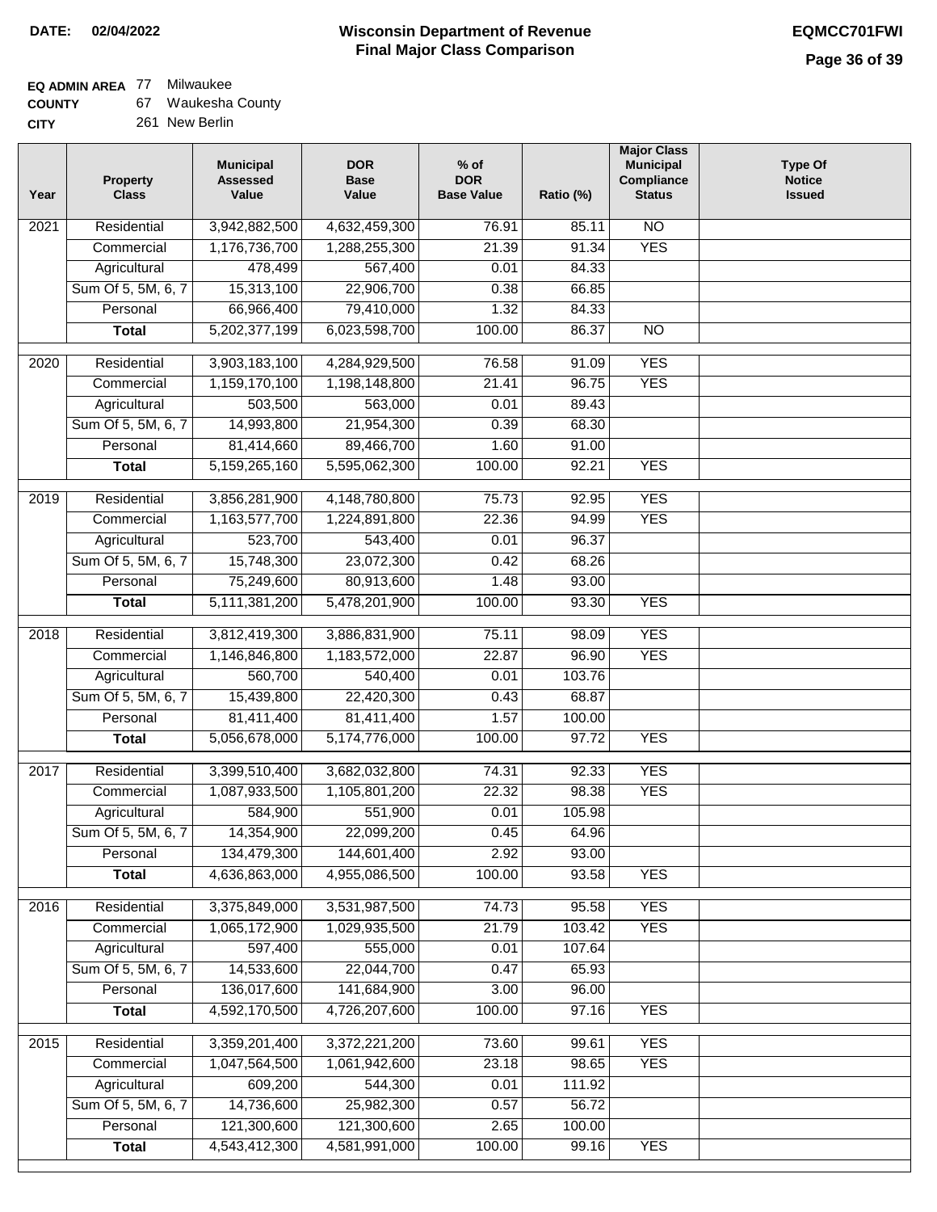**DATE: 02/04/2022**

# Wisconsin Department of Revenue
## Final Major Class Comparison

**EQMCC701FWI**

**EQ ADMIN AREA** 77 Milwaukee
**COUNTY** 67 Waukesha County
**CITY** 261 New Berlin

| Year | Property Class | Municipal Assessed Value | DOR Base Value | % of DOR Base Value | Ratio (%) | Major Class Municipal Compliance Status | Type Of Notice Issued |
|---|---|---|---|---|---|---|---|
| 2021 | Residential | 3,942,882,500 | 4,632,459,300 | 76.91 | 85.11 | NO | |
| | Commercial | 1,176,736,700 | 1,288,255,300 | 21.39 | 91.34 | YES | |
| | Agricultural | 478,499 | 567,400 | 0.01 | 84.33 | | |
| | Sum Of 5, 5M, 6, 7 | 15,313,100 | 22,906,700 | 0.38 | 66.85 | | |
| | Personal | 66,966,400 | 79,410,000 | 1.32 | 84.33 | | |
| | **Total** | 5,202,377,199 | 6,023,598,700 | 100.00 | 86.37 | NO | |
| 2020 | Residential | 3,903,183,100 | 4,284,929,500 | 76.58 | 91.09 | YES | |
| | Commercial | 1,159,170,100 | 1,198,148,800 | 21.41 | 96.75 | YES | |
| | Agricultural | 503,500 | 563,000 | 0.01 | 89.43 | | |
| | Sum Of 5, 5M, 6, 7 | 14,993,800 | 21,954,300 | 0.39 | 68.30 | | |
| | Personal | 81,414,660 | 89,466,700 | 1.60 | 91.00 | | |
| | **Total** | 5,159,265,160 | 5,595,062,300 | 100.00 | 92.21 | YES | |
| 2019 | Residential | 3,856,281,900 | 4,148,780,800 | 75.73 | 92.95 | YES | |
| | Commercial | 1,163,577,700 | 1,224,891,800 | 22.36 | 94.99 | YES | |
| | Agricultural | 523,700 | 543,400 | 0.01 | 96.37 | | |
| | Sum Of 5, 5M, 6, 7 | 15,748,300 | 23,072,300 | 0.42 | 68.26 | | |
| | Personal | 75,249,600 | 80,913,600 | 1.48 | 93.00 | | |
| | **Total** | 5,111,381,200 | 5,478,201,900 | 100.00 | 93.30 | YES | |
| 2018 | Residential | 3,812,419,300 | 3,886,831,900 | 75.11 | 98.09 | YES | |
| | Commercial | 1,146,846,800 | 1,183,572,000 | 22.87 | 96.90 | YES | |
| | Agricultural | 560,700 | 540,400 | 0.01 | 103.76 | | |
| | Sum Of 5, 5M, 6, 7 | 15,439,800 | 22,420,300 | 0.43 | 68.87 | | |
| | Personal | 81,411,400 | 81,411,400 | 1.57 | 100.00 | | |
| | **Total** | 5,056,678,000 | 5,174,776,000 | 100.00 | 97.72 | YES | |
| 2017 | Residential | 3,399,510,400 | 3,682,032,800 | 74.31 | 92.33 | YES | |
| | Commercial | 1,087,933,500 | 1,105,801,200 | 22.32 | 98.38 | YES | |
| | Agricultural | 584,900 | 551,900 | 0.01 | 105.98 | | |
| | Sum Of 5, 5M, 6, 7 | 14,354,900 | 22,099,200 | 0.45 | 64.96 | | |
| | Personal | 134,479,300 | 144,601,400 | 2.92 | 93.00 | | |
| | **Total** | 4,636,863,000 | 4,955,086,500 | 100.00 | 93.58 | YES | |
| 2016 | Residential | 3,375,849,000 | 3,531,987,500 | 74.73 | 95.58 | YES | |
| | Commercial | 1,065,172,900 | 1,029,935,500 | 21.79 | 103.42 | YES | |
| | Agricultural | 597,400 | 555,000 | 0.01 | 107.64 | | |
| | Sum Of 5, 5M, 6, 7 | 14,533,600 | 22,044,700 | 0.47 | 65.93 | | |
| | Personal | 136,017,600 | 141,684,900 | 3.00 | 96.00 | | |
| | **Total** | 4,592,170,500 | 4,726,207,600 | 100.00 | 97.16 | YES | |
| 2015 | Residential | 3,359,201,400 | 3,372,221,200 | 73.60 | 99.61 | YES | |
| | Commercial | 1,047,564,500 | 1,061,942,600 | 23.18 | 98.65 | YES | |
| | Agricultural | 609,200 | 544,300 | 0.01 | 111.92 | | |
| | Sum Of 5, 5M, 6, 7 | 14,736,600 | 25,982,300 | 0.57 | 56.72 | | |
| | Personal | 121,300,600 | 121,300,600 | 2.65 | 100.00 | | |
| | **Total** | 4,543,412,300 | 4,581,991,000 | 100.00 | 99.16 | YES | |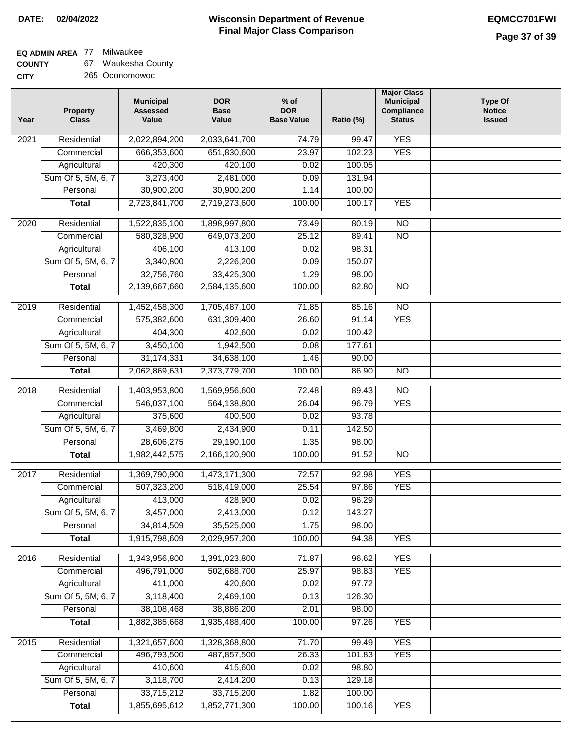**DATE: 02/04/2022**

# Wisconsin Department of Revenue
## Final Major Class Comparison

**EQMCC701FWI**

**EQ ADMIN AREA** 77 Milwaukee
**COUNTY** 67 Waukesha County
**CITY** 265 Oconomowoc

| Year | Property Class | Municipal Assessed Value | DOR Base Value | % of DOR Base Value | Ratio (%) | Major Class Municipal Compliance Status | Type Of Notice Issued |
|---|---|---|---|---|---|---|---|
| 2021 | Residential | 2,022,894,200 | 2,033,641,700 | 74.79 | 99.47 | YES | |
| | Commercial | 666,353,600 | 651,830,600 | 23.97 | 102.23 | YES | |
| | Agricultural | 420,300 | 420,100 | 0.02 | 100.05 | | |
| | Sum Of 5, 5M, 6, 7 | 3,273,400 | 2,481,000 | 0.09 | 131.94 | | |
| | Personal | 30,900,200 | 30,900,200 | 1.14 | 100.00 | | |
| | **Total** | 2,723,841,700 | 2,719,273,600 | 100.00 | 100.17 | YES | |
| 2020 | Residential | 1,522,835,100 | 1,898,997,800 | 73.49 | 80.19 | NO | |
| | Commercial | 580,328,900 | 649,073,200 | 25.12 | 89.41 | NO | |
| | Agricultural | 406,100 | 413,100 | 0.02 | 98.31 | | |
| | Sum Of 5, 5M, 6, 7 | 3,340,800 | 2,226,200 | 0.09 | 150.07 | | |
| | Personal | 32,756,760 | 33,425,300 | 1.29 | 98.00 | | |
| | **Total** | 2,139,667,660 | 2,584,135,600 | 100.00 | 82.80 | NO | |
| 2019 | Residential | 1,452,458,300 | 1,705,487,100 | 71.85 | 85.16 | NO | |
| | Commercial | 575,382,600 | 631,309,400 | 26.60 | 91.14 | YES | |
| | Agricultural | 404,300 | 402,600 | 0.02 | 100.42 | | |
| | Sum Of 5, 5M, 6, 7 | 3,450,100 | 1,942,500 | 0.08 | 177.61 | | |
| | Personal | 31,174,331 | 34,638,100 | 1.46 | 90.00 | | |
| | **Total** | 2,062,869,631 | 2,373,779,700 | 100.00 | 86.90 | NO | |
| 2018 | Residential | 1,403,953,800 | 1,569,956,600 | 72.48 | 89.43 | NO | |
| | Commercial | 546,037,100 | 564,138,800 | 26.04 | 96.79 | YES | |
| | Agricultural | 375,600 | 400,500 | 0.02 | 93.78 | | |
| | Sum Of 5, 5M, 6, 7 | 3,469,800 | 2,434,900 | 0.11 | 142.50 | | |
| | Personal | 28,606,275 | 29,190,100 | 1.35 | 98.00 | | |
| | **Total** | 1,982,442,575 | 2,166,120,900 | 100.00 | 91.52 | NO | |
| 2017 | Residential | 1,369,790,900 | 1,473,171,300 | 72.57 | 92.98 | YES | |
| | Commercial | 507,323,200 | 518,419,000 | 25.54 | 97.86 | YES | |
| | Agricultural | 413,000 | 428,900 | 0.02 | 96.29 | | |
| | Sum Of 5, 5M, 6, 7 | 3,457,000 | 2,413,000 | 0.12 | 143.27 | | |
| | Personal | 34,814,509 | 35,525,000 | 1.75 | 98.00 | | |
| | **Total** | 1,915,798,609 | 2,029,957,200 | 100.00 | 94.38 | YES | |
| 2016 | Residential | 1,343,956,800 | 1,391,023,800 | 71.87 | 96.62 | YES | |
| | Commercial | 496,791,000 | 502,688,700 | 25.97 | 98.83 | YES | |
| | Agricultural | 411,000 | 420,600 | 0.02 | 97.72 | | |
| | Sum Of 5, 5M, 6, 7 | 3,118,400 | 2,469,100 | 0.13 | 126.30 | | |
| | Personal | 38,108,468 | 38,886,200 | 2.01 | 98.00 | | |
| | **Total** | 1,882,385,668 | 1,935,488,400 | 100.00 | 97.26 | YES | |
| 2015 | Residential | 1,321,657,600 | 1,328,368,800 | 71.70 | 99.49 | YES | |
| | Commercial | 496,793,500 | 487,857,500 | 26.33 | 101.83 | YES | |
| | Agricultural | 410,600 | 415,600 | 0.02 | 98.80 | | |
| | Sum Of 5, 5M, 6, 7 | 3,118,700 | 2,414,200 | 0.13 | 129.18 | | |
| | Personal | 33,715,212 | 33,715,200 | 1.82 | 100.00 | | |
| | **Total** | 1,855,695,612 | 1,852,771,300 | 100.00 | 100.16 | YES | |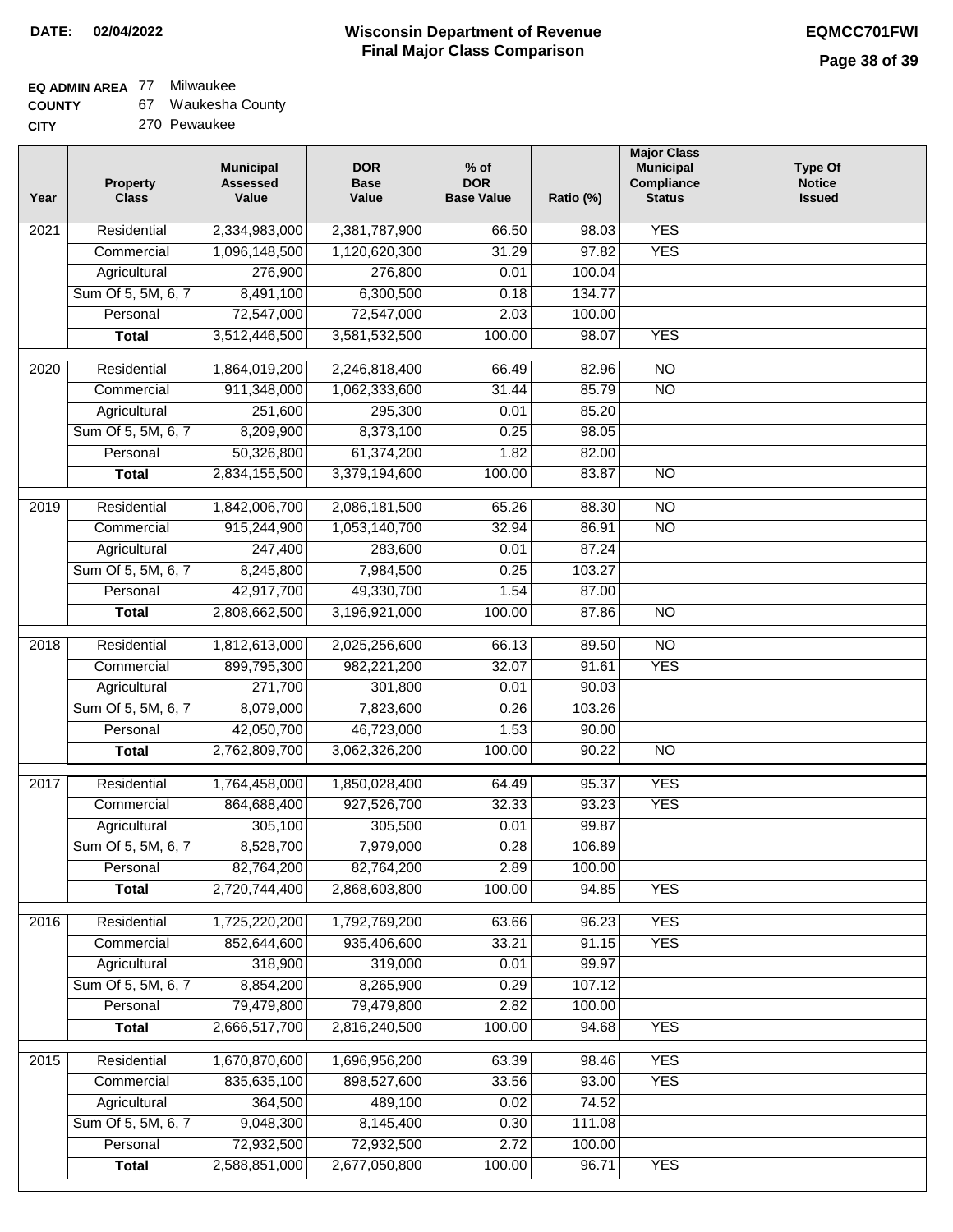**DATE: 02/04/2022**

# Wisconsin Department of Revenue
## Final Major Class Comparison

**EQMCC701FWI**

**EQ ADMIN AREA** 77 Milwaukee
**COUNTY** 67 Waukesha County
**CITY** 270 Pewaukee

| Year | Property Class | Municipal Assessed Value | DOR Base Value | % of DOR Base Value | Ratio (%) | Major Class Municipal Compliance Status | Type Of Notice Issued |
|---|---|---|---|---|---|---|---|
| 2021 | Residential | 2,334,983,000 | 2,381,787,900 | 66.50 | 98.03 | YES | |
| | Commercial | 1,096,148,500 | 1,120,620,300 | 31.29 | 97.82 | YES | |
| | Agricultural | 276,900 | 276,800 | 0.01 | 100.04 | | |
| | Sum Of 5, 5M, 6, 7 | 8,491,100 | 6,300,500 | 0.18 | 134.77 | | |
| | Personal | 72,547,000 | 72,547,000 | 2.03 | 100.00 | | |
| | **Total** | 3,512,446,500 | 3,581,532,500 | 100.00 | 98.07 | YES | |
| 2020 | Residential | 1,864,019,200 | 2,246,818,400 | 66.49 | 82.96 | NO | |
| | Commercial | 911,348,000 | 1,062,333,600 | 31.44 | 85.79 | NO | |
| | Agricultural | 251,600 | 295,300 | 0.01 | 85.20 | | |
| | Sum Of 5, 5M, 6, 7 | 8,209,900 | 8,373,100 | 0.25 | 98.05 | | |
| | Personal | 50,326,800 | 61,374,200 | 1.82 | 82.00 | | |
| | **Total** | 2,834,155,500 | 3,379,194,600 | 100.00 | 83.87 | NO | |
| 2019 | Residential | 1,842,006,700 | 2,086,181,500 | 65.26 | 88.30 | NO | |
| | Commercial | 915,244,900 | 1,053,140,700 | 32.94 | 86.91 | NO | |
| | Agricultural | 247,400 | 283,600 | 0.01 | 87.24 | | |
| | Sum Of 5, 5M, 6, 7 | 8,245,800 | 7,984,500 | 0.25 | 103.27 | | |
| | Personal | 42,917,700 | 49,330,700 | 1.54 | 87.00 | | |
| | **Total** | 2,808,662,500 | 3,196,921,000 | 100.00 | 87.86 | NO | |
| 2018 | Residential | 1,812,613,000 | 2,025,256,600 | 66.13 | 89.50 | NO | |
| | Commercial | 899,795,300 | 982,221,200 | 32.07 | 91.61 | YES | |
| | Agricultural | 271,700 | 301,800 | 0.01 | 90.03 | | |
| | Sum Of 5, 5M, 6, 7 | 8,079,000 | 7,823,600 | 0.26 | 103.26 | | |
| | Personal | 42,050,700 | 46,723,000 | 1.53 | 90.00 | | |
| | **Total** | 2,762,809,700 | 3,062,326,200 | 100.00 | 90.22 | NO | |
| 2017 | Residential | 1,764,458,000 | 1,850,028,400 | 64.49 | 95.37 | YES | |
| | Commercial | 864,688,400 | 927,526,700 | 32.33 | 93.23 | YES | |
| | Agricultural | 305,100 | 305,500 | 0.01 | 99.87 | | |
| | Sum Of 5, 5M, 6, 7 | 8,528,700 | 7,979,000 | 0.28 | 106.89 | | |
| | Personal | 82,764,200 | 82,764,200 | 2.89 | 100.00 | | |
| | **Total** | 2,720,744,400 | 2,868,603,800 | 100.00 | 94.85 | YES | |
| 2016 | Residential | 1,725,220,200 | 1,792,769,200 | 63.66 | 96.23 | YES | |
| | Commercial | 852,644,600 | 935,406,600 | 33.21 | 91.15 | YES | |
| | Agricultural | 318,900 | 319,000 | 0.01 | 99.97 | | |
| | Sum Of 5, 5M, 6, 7 | 8,854,200 | 8,265,900 | 0.29 | 107.12 | | |
| | Personal | 79,479,800 | 79,479,800 | 2.82 | 100.00 | | |
| | **Total** | 2,666,517,700 | 2,816,240,500 | 100.00 | 94.68 | YES | |
| 2015 | Residential | 1,670,870,600 | 1,696,956,200 | 63.39 | 98.46 | YES | |
| | Commercial | 835,635,100 | 898,527,600 | 33.56 | 93.00 | YES | |
| | Agricultural | 364,500 | 489,100 | 0.02 | 74.52 | | |
| | Sum Of 5, 5M, 6, 7 | 9,048,300 | 8,145,400 | 0.30 | 111.08 | | |
| | Personal | 72,932,500 | 72,932,500 | 2.72 | 100.00 | | |
| | **Total** | 2,588,851,000 | 2,677,050,800 | 100.00 | 96.71 | YES | |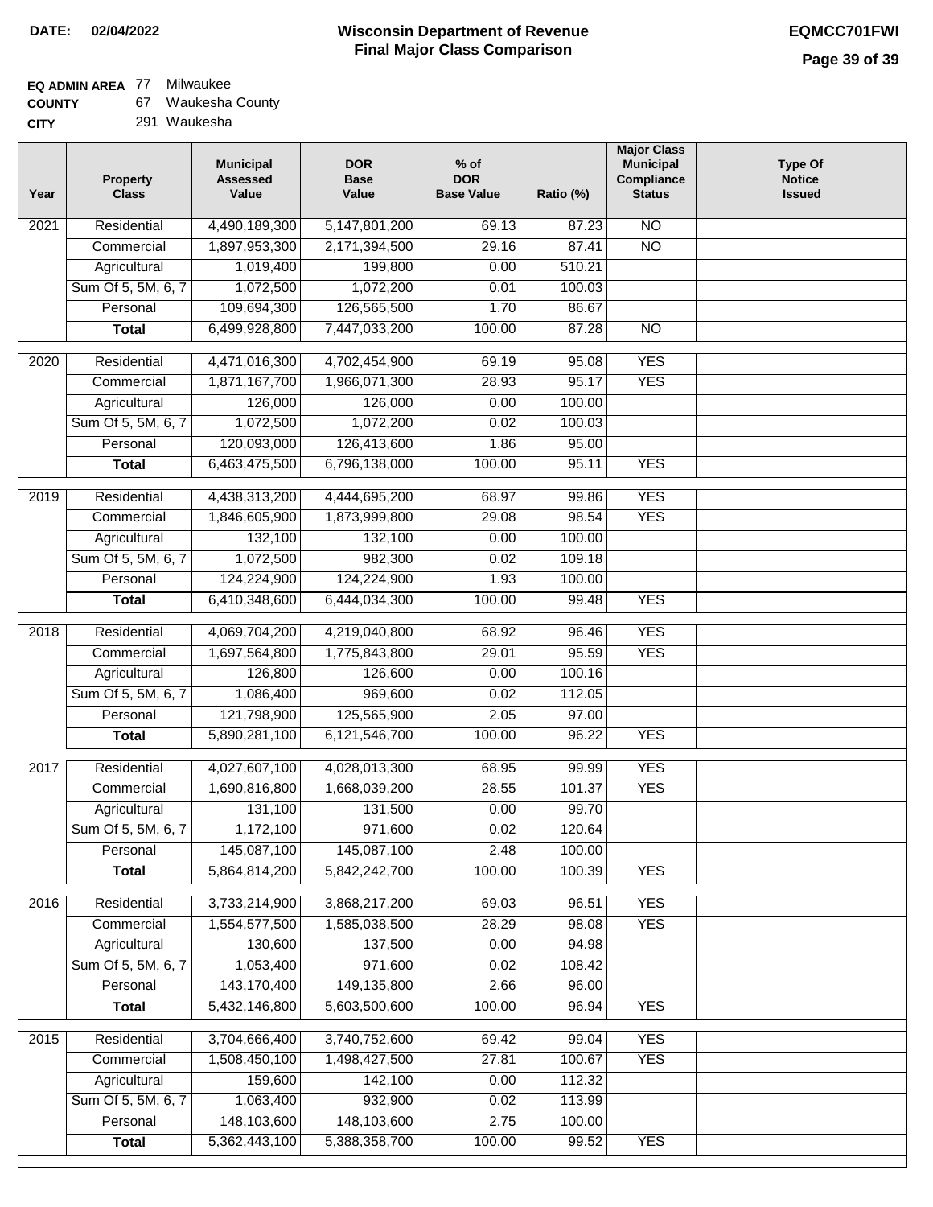**DATE: 02/04/2022**

# Wisconsin Department of Revenue
## Final Major Class Comparison

**EQMCC701FWI**

**EQ ADMIN AREA** 77 Milwaukee
**COUNTY** 67 Waukesha County
**CITY** 291 Waukesha

| Year | Property Class | Municipal Assessed Value | DOR Base Value | % of DOR Base Value | Ratio (%) | Major Class Municipal Compliance Status | Type Of Notice Issued |
|---|---|---|---|---|---|---|---|
| 2021 | Residential | 4,490,189,300 | 5,147,801,200 | 69.13 | 87.23 | NO | |
| | Commercial | 1,897,953,300 | 2,171,394,500 | 29.16 | 87.41 | NO | |
| | Agricultural | 1,019,400 | 199,800 | 0.00 | 510.21 | | |
| | Sum Of 5, 5M, 6, 7 | 1,072,500 | 1,072,200 | 0.01 | 100.03 | | |
| | Personal | 109,694,300 | 126,565,500 | 1.70 | 86.67 | | |
| | **Total** | 6,499,928,800 | 7,447,033,200 | 100.00 | 87.28 | NO | |
| 2020 | Residential | 4,471,016,300 | 4,702,454,900 | 69.19 | 95.08 | YES | |
| | Commercial | 1,871,167,700 | 1,966,071,300 | 28.93 | 95.17 | YES | |
| | Agricultural | 126,000 | 126,000 | 0.00 | 100.00 | | |
| | Sum Of 5, 5M, 6, 7 | 1,072,500 | 1,072,200 | 0.02 | 100.03 | | |
| | Personal | 120,093,000 | 126,413,600 | 1.86 | 95.00 | | |
| | **Total** | 6,463,475,500 | 6,796,138,000 | 100.00 | 95.11 | YES | |
| 2019 | Residential | 4,438,313,200 | 4,444,695,200 | 68.97 | 99.86 | YES | |
| | Commercial | 1,846,605,900 | 1,873,999,800 | 29.08 | 98.54 | YES | |
| | Agricultural | 132,100 | 132,100 | 0.00 | 100.00 | | |
| | Sum Of 5, 5M, 6, 7 | 1,072,500 | 982,300 | 0.02 | 109.18 | | |
| | Personal | 124,224,900 | 124,224,900 | 1.93 | 100.00 | | |
| | **Total** | 6,410,348,600 | 6,444,034,300 | 100.00 | 99.48 | YES | |
| 2018 | Residential | 4,069,704,200 | 4,219,040,800 | 68.92 | 96.46 | YES | |
| | Commercial | 1,697,564,800 | 1,775,843,800 | 29.01 | 95.59 | YES | |
| | Agricultural | 126,800 | 126,600 | 0.00 | 100.16 | | |
| | Sum Of 5, 5M, 6, 7 | 1,086,400 | 969,600 | 0.02 | 112.05 | | |
| | Personal | 121,798,900 | 125,565,900 | 2.05 | 97.00 | | |
| | **Total** | 5,890,281,100 | 6,121,546,700 | 100.00 | 96.22 | YES | |
| 2017 | Residential | 4,027,607,100 | 4,028,013,300 | 68.95 | 99.99 | YES | |
| | Commercial | 1,690,816,800 | 1,668,039,200 | 28.55 | 101.37 | YES | |
| | Agricultural | 131,100 | 131,500 | 0.00 | 99.70 | | |
| | Sum Of 5, 5M, 6, 7 | 1,172,100 | 971,600 | 0.02 | 120.64 | | |
| | Personal | 145,087,100 | 145,087,100 | 2.48 | 100.00 | | |
| | **Total** | 5,864,814,200 | 5,842,242,700 | 100.00 | 100.39 | YES | |
| 2016 | Residential | 3,733,214,900 | 3,868,217,200 | 69.03 | 96.51 | YES | |
| | Commercial | 1,554,577,500 | 1,585,038,500 | 28.29 | 98.08 | YES | |
| | Agricultural | 130,600 | 137,500 | 0.00 | 94.98 | | |
| | Sum Of 5, 5M, 6, 7 | 1,053,400 | 971,600 | 0.02 | 108.42 | | |
| | Personal | 143,170,400 | 149,135,800 | 2.66 | 96.00 | | |
| | **Total** | 5,432,146,800 | 5,603,500,600 | 100.00 | 96.94 | YES | |
| 2015 | Residential | 3,704,666,400 | 3,740,752,600 | 69.42 | 99.04 | YES | |
| | Commercial | 1,508,450,100 | 1,498,427,500 | 27.81 | 100.67 | YES | |
| | Agricultural | 159,600 | 142,100 | 0.00 | 112.32 | | |
| | Sum Of 5, 5M, 6, 7 | 1,063,400 | 932,900 | 0.02 | 113.99 | | |
| | Personal | 148,103,600 | 148,103,600 | 2.75 | 100.00 | | |
| | **Total** | 5,362,443,100 | 5,388,358,700 | 100.00 | 99.52 | YES | |